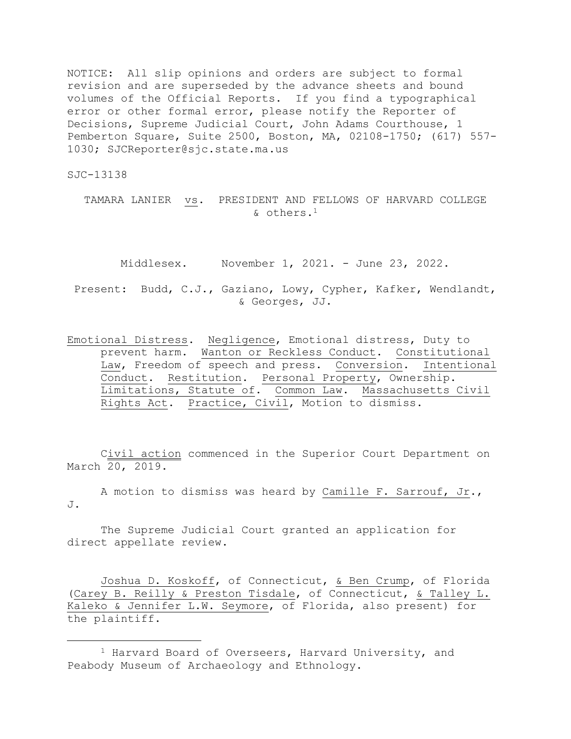NOTICE: All slip opinions and orders are subject to formal revision and are superseded by the advance sheets and bound volumes of the Official Reports. If you find a typographical error or other formal error, please notify the Reporter of Decisions, Supreme Judicial Court, John Adams Courthouse, 1 Pemberton Square, Suite 2500, Boston, MA, 02108-1750; (617) 557-1030; SJCReporter@sjc.state.ma.us

SJC-13138

TAMARA LANIER vs. PRESIDENT AND FELLOWS OF HARVARD COLLEGE & others.[1]

Middlesex. November 1, 2021. - June 23, 2022.

Present: Budd, C.J., Gaziano, Lowy, Cypher, Kafker, Wendlandt, & Georges, JJ.

Emotional Distress. Negligence, Emotional distress, Duty to prevent harm. Wanton or Reckless Conduct. Constitutional Law, Freedom of speech and press. Conversion. Intentional Conduct. Restitution. Personal Property, Ownership. Limitations, Statute of. Common Law. Massachusetts Civil Rights Act. Practice, Civil, Motion to dismiss.

Civil action commenced in the Superior Court Department on March 20, 2019.

A motion to dismiss was heard by Camille F. Sarrouf, Jr., J.

The Supreme Judicial Court granted an application for direct appellate review.

Joshua D. Koskoff, of Connecticut, & Ben Crump, of Florida (Carey B. Reilly & Preston Tisdale, of Connecticut, & Talley L. Kaleko & Jennifer L.W. Seymore, of Florida, also present) for the plaintiff.

[1] Harvard Board of Overseers, Harvard University, and Peabody Museum of Archaeology and Ethnology.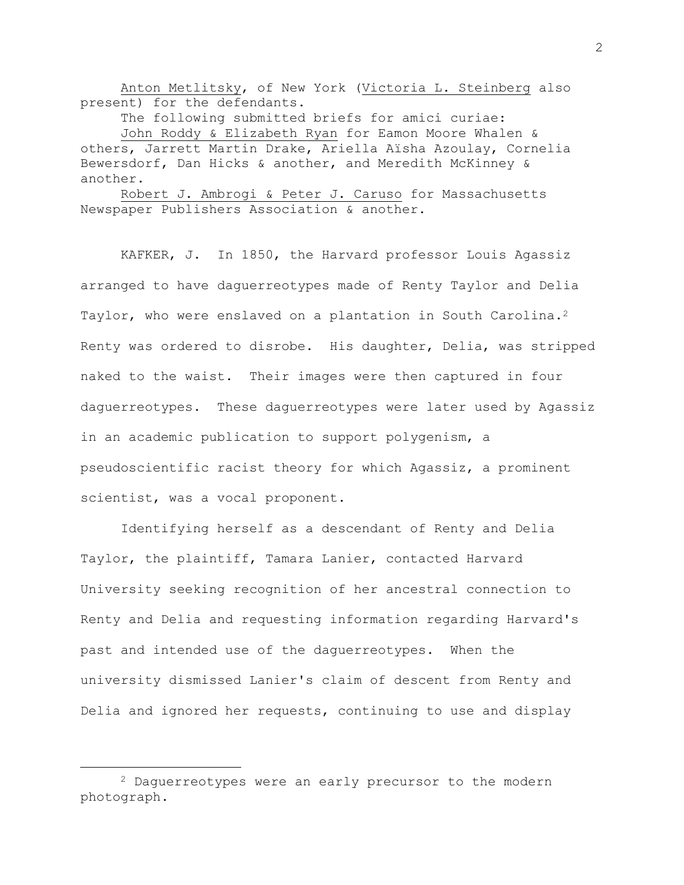Anton Metlitsky, of New York (Victoria L. Steinberg also present) for the defendants.

The following submitted briefs for amici curiae:

John Roddy & Elizabeth Ryan for Eamon Moore Whalen & others, Jarrett Martin Drake, Ariella Aïsha Azoulay, Cornelia Bewersdorf, Dan Hicks & another, and Meredith McKinney & another.

Robert J. Ambrogi & Peter J. Caruso for Massachusetts Newspaper Publishers Association & another.

KAFKER, J. In 1850, the Harvard professor Louis Agassiz arranged to have daguerreotypes made of Renty Taylor and Delia Taylor, who were enslaved on a plantation in South Carolina.[2] Renty was ordered to disrobe. His daughter, Delia, was stripped naked to the waist. Their images were then captured in four daguerreotypes. These daguerreotypes were later used by Agassiz in an academic publication to support polygenism, a pseudoscientific racist theory for which Agassiz, a prominent scientist, was a vocal proponent.

Identifying herself as a descendant of Renty and Delia Taylor, the plaintiff, Tamara Lanier, contacted Harvard University seeking recognition of her ancestral connection to Renty and Delia and requesting information regarding Harvard's past and intended use of the daguerreotypes. When the university dismissed Lanier's claim of descent from Renty and Delia and ignored her requests, continuing to use and display

---

[2] Daguerreotypes were an early precursor to the modern photograph.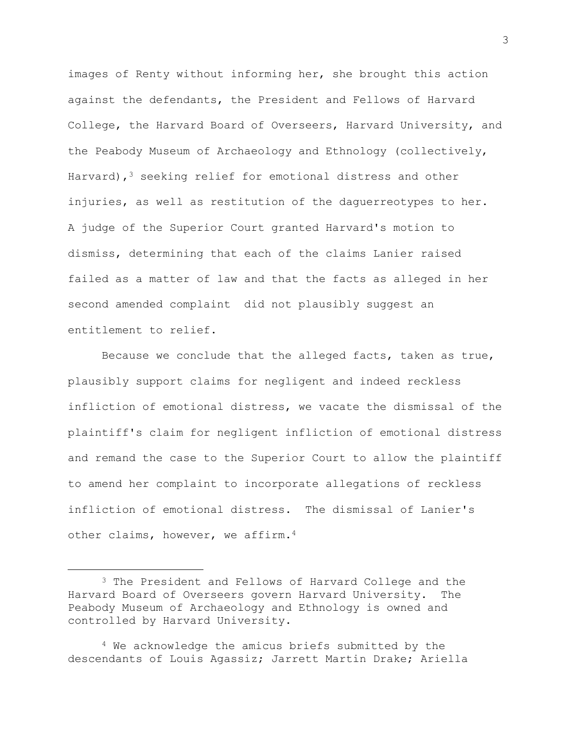images of Renty without informing her, she brought this action against the defendants, the President and Fellows of Harvard College, the Harvard Board of Overseers, Harvard University, and the Peabody Museum of Archaeology and Ethnology (collectively, Harvard),[3] seeking relief for emotional distress and other injuries, as well as restitution of the daguerreotypes to her. A judge of the Superior Court granted Harvard's motion to dismiss, determining that each of the claims Lanier raised failed as a matter of law and that the facts as alleged in her second amended complaint did not plausibly suggest an entitlement to relief.

Because we conclude that the alleged facts, taken as true, plausibly support claims for negligent and indeed reckless infliction of emotional distress, we vacate the dismissal of the plaintiff's claim for negligent infliction of emotional distress and remand the case to the Superior Court to allow the plaintiff to amend her complaint to incorporate allegations of reckless infliction of emotional distress. The dismissal of Lanier's other claims, however, we affirm.[4]

---

[3] The President and Fellows of Harvard College and the Harvard Board of Overseers govern Harvard University. The Peabody Museum of Archaeology and Ethnology is owned and controlled by Harvard University.

[4] We acknowledge the amicus briefs submitted by the descendants of Louis Agassiz; Jarrett Martin Drake; Ariella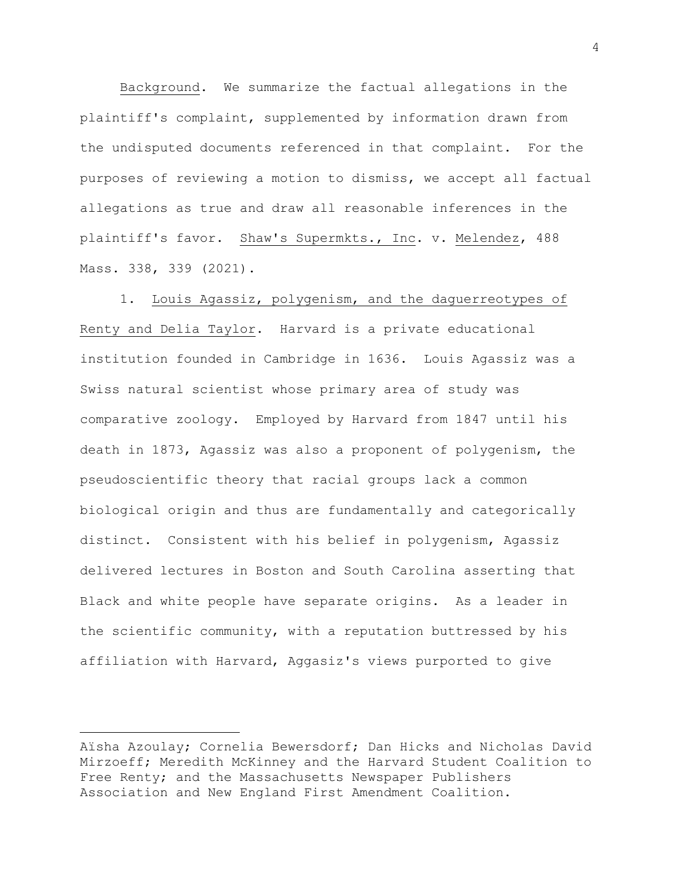Background. We summarize the factual allegations in the plaintiff's complaint, supplemented by information drawn from the undisputed documents referenced in that complaint. For the purposes of reviewing a motion to dismiss, we accept all factual allegations as true and draw all reasonable inferences in the plaintiff's favor. Shaw's Supermkts., Inc. v. Melendez, 488 Mass. 338, 339 (2021).

1. Louis Agassiz, polygenism, and the daguerreotypes of Renty and Delia Taylor. Harvard is a private educational institution founded in Cambridge in 1636. Louis Agassiz was a Swiss natural scientist whose primary area of study was comparative zoology. Employed by Harvard from 1847 until his death in 1873, Agassiz was also a proponent of polygenism, the pseudoscientific theory that racial groups lack a common biological origin and thus are fundamentally and categorically distinct. Consistent with his belief in polygenism, Agassiz delivered lectures in Boston and South Carolina asserting that Black and white people have separate origins. As a leader in the scientific community, with a reputation buttressed by his affiliation with Harvard, Aggasiz's views purported to give

---

Aïsha Azoulay; Cornelia Bewersdorf; Dan Hicks and Nicholas David Mirzoeff; Meredith McKinney and the Harvard Student Coalition to Free Renty; and the Massachusetts Newspaper Publishers Association and New England First Amendment Coalition.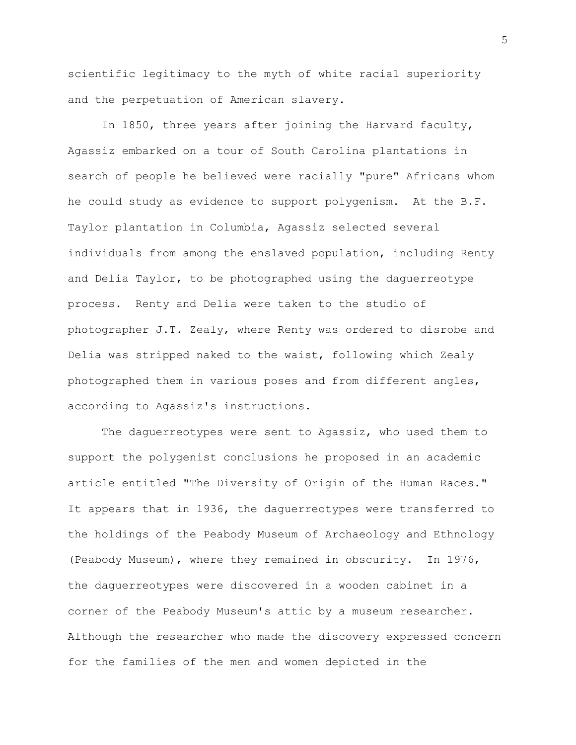scientific legitimacy to the myth of white racial superiority and the perpetuation of American slavery.

In 1850, three years after joining the Harvard faculty, Agassiz embarked on a tour of South Carolina plantations in search of people he believed were racially "pure" Africans whom he could study as evidence to support polygenism. At the B.F. Taylor plantation in Columbia, Agassiz selected several individuals from among the enslaved population, including Renty and Delia Taylor, to be photographed using the daguerreotype process. Renty and Delia were taken to the studio of photographer J.T. Zealy, where Renty was ordered to disrobe and Delia was stripped naked to the waist, following which Zealy photographed them in various poses and from different angles, according to Agassiz's instructions.

The daguerreotypes were sent to Agassiz, who used them to support the polygenist conclusions he proposed in an academic article entitled "The Diversity of Origin of the Human Races." It appears that in 1936, the daguerreotypes were transferred to the holdings of the Peabody Museum of Archaeology and Ethnology (Peabody Museum), where they remained in obscurity. In 1976, the daguerreotypes were discovered in a wooden cabinet in a corner of the Peabody Museum's attic by a museum researcher. Although the researcher who made the discovery expressed concern for the families of the men and women depicted in the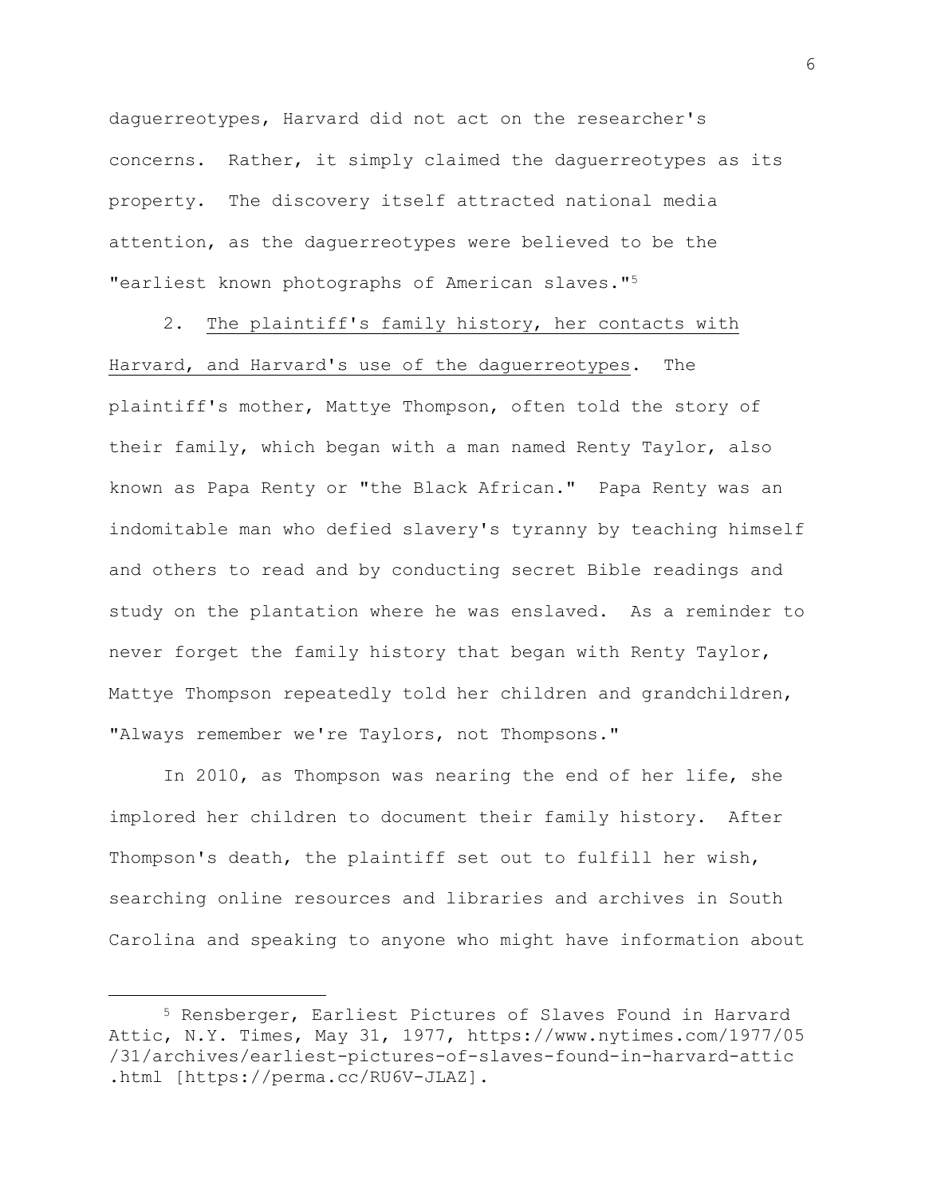daguerreotypes, Harvard did not act on the researcher's concerns. Rather, it simply claimed the daguerreotypes as its property. The discovery itself attracted national media attention, as the daguerreotypes were believed to be the "earliest known photographs of American slaves."[5]

2. <u>The plaintiff's family history, her contacts with Harvard, and Harvard's use of the daguerreotypes</u>. The plaintiff's mother, Mattye Thompson, often told the story of their family, which began with a man named Renty Taylor, also known as Papa Renty or "the Black African." Papa Renty was an indomitable man who defied slavery's tyranny by teaching himself and others to read and by conducting secret Bible readings and study on the plantation where he was enslaved. As a reminder to never forget the family history that began with Renty Taylor, Mattye Thompson repeatedly told her children and grandchildren, "Always remember we're Taylors, not Thompsons."

In 2010, as Thompson was nearing the end of her life, she implored her children to document their family history. After Thompson's death, the plaintiff set out to fulfill her wish, searching online resources and libraries and archives in South Carolina and speaking to anyone who might have information about

---

[5] Rensberger, Earliest Pictures of Slaves Found in Harvard Attic, N.Y. Times, May 31, 1977, https://www.nytimes.com/1977/05/31/archives/earliest-pictures-of-slaves-found-in-harvard-attic.html [https://perma.cc/RU6V-JLAZ].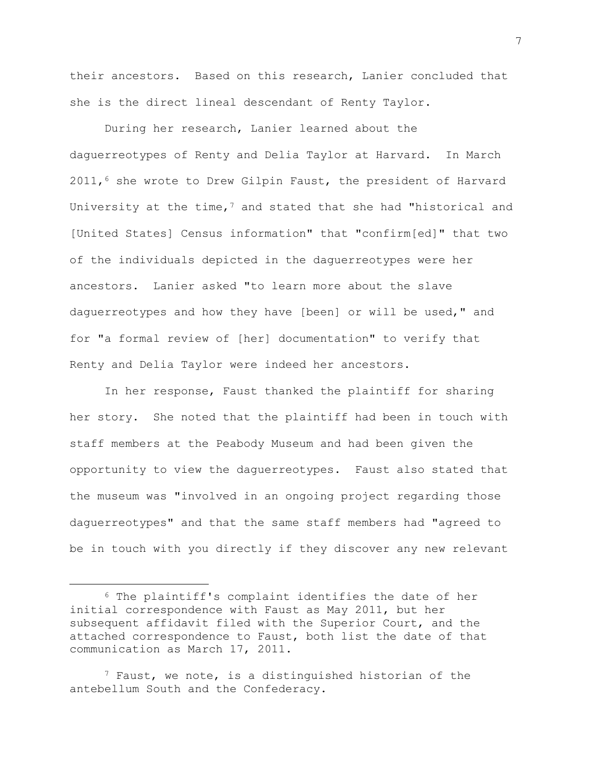their ancestors. Based on this research, Lanier concluded that she is the direct lineal descendant of Renty Taylor.

During her research, Lanier learned about the daguerreotypes of Renty and Delia Taylor at Harvard. In March 2011,[6] she wrote to Drew Gilpin Faust, the president of Harvard University at the time,[7] and stated that she had "historical and [United States] Census information" that "confirm[ed]" that two of the individuals depicted in the daguerreotypes were her ancestors. Lanier asked "to learn more about the slave daguerreotypes and how they have [been] or will be used," and for "a formal review of [her] documentation" to verify that Renty and Delia Taylor were indeed her ancestors.

In her response, Faust thanked the plaintiff for sharing her story. She noted that the plaintiff had been in touch with staff members at the Peabody Museum and had been given the opportunity to view the daguerreotypes. Faust also stated that the museum was "involved in an ongoing project regarding those daguerreotypes" and that the same staff members had "agreed to be in touch with you directly if they discover any new relevant

---

[6] The plaintiff's complaint identifies the date of her initial correspondence with Faust as May 2011, but her subsequent affidavit filed with the Superior Court, and the attached correspondence to Faust, both list the date of that communication as March 17, 2011.

[7] Faust, we note, is a distinguished historian of the antebellum South and the Confederacy.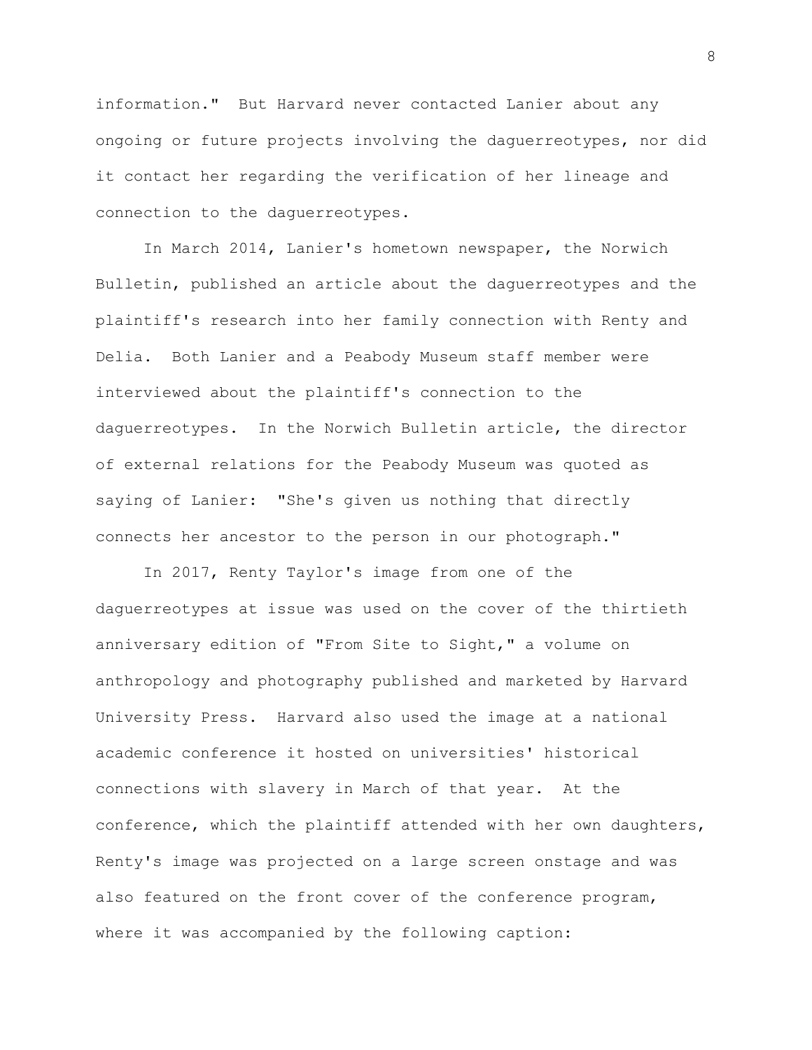information." But Harvard never contacted Lanier about any ongoing or future projects involving the daguerreotypes, nor did it contact her regarding the verification of her lineage and connection to the daguerreotypes.

In March 2014, Lanier's hometown newspaper, the Norwich Bulletin, published an article about the daguerreotypes and the plaintiff's research into her family connection with Renty and Delia. Both Lanier and a Peabody Museum staff member were interviewed about the plaintiff's connection to the daguerreotypes. In the Norwich Bulletin article, the director of external relations for the Peabody Museum was quoted as saying of Lanier: "She's given us nothing that directly connects her ancestor to the person in our photograph."

In 2017, Renty Taylor's image from one of the daguerreotypes at issue was used on the cover of the thirtieth anniversary edition of "From Site to Sight," a volume on anthropology and photography published and marketed by Harvard University Press. Harvard also used the image at a national academic conference it hosted on universities' historical connections with slavery in March of that year. At the conference, which the plaintiff attended with her own daughters, Renty's image was projected on a large screen onstage and was also featured on the front cover of the conference program, where it was accompanied by the following caption: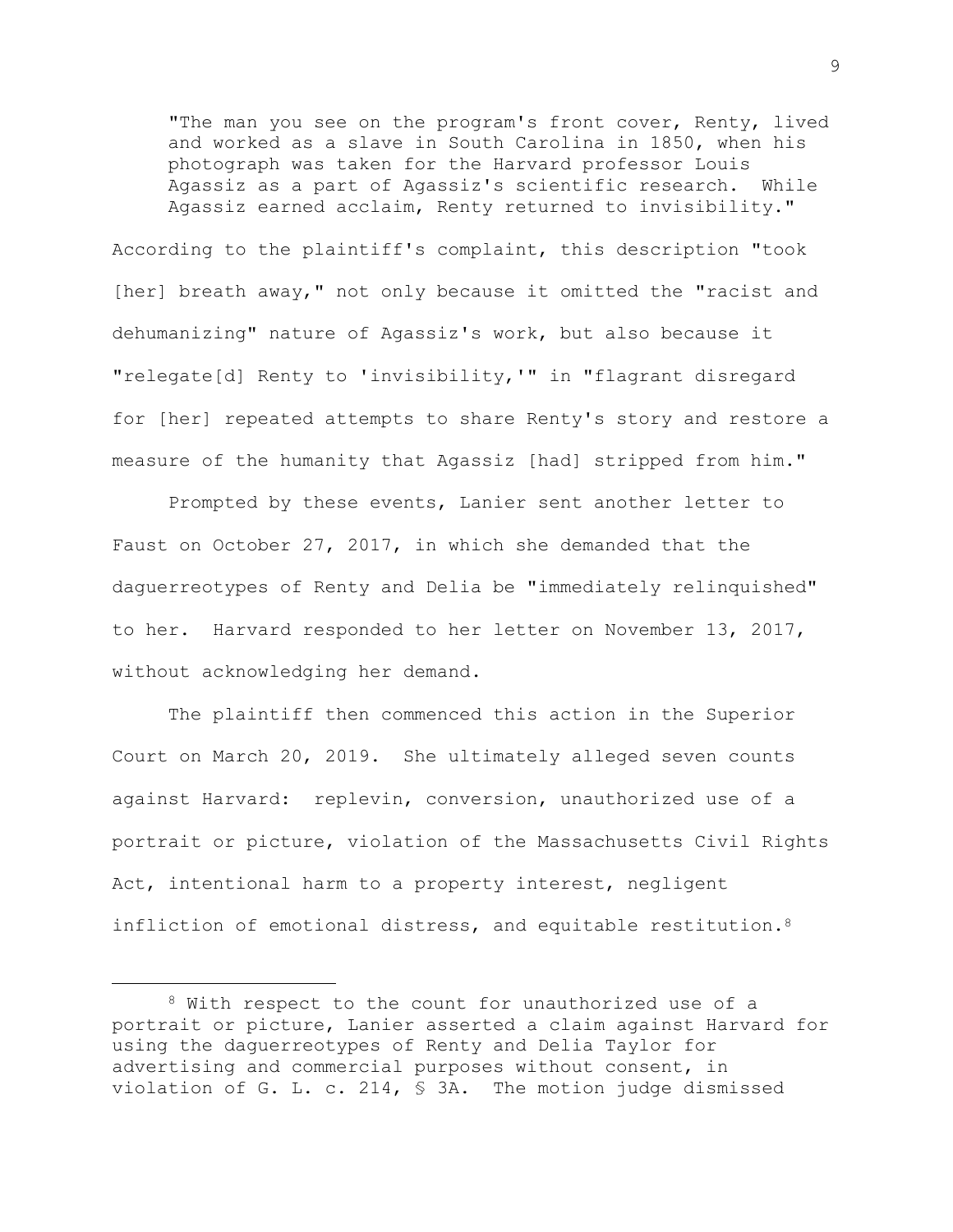> "The man you see on the program's front cover, Renty, lived and worked as a slave in South Carolina in 1850, when his photograph was taken for the Harvard professor Louis Agassiz as a part of Agassiz's scientific research. While Agassiz earned acclaim, Renty returned to invisibility."

According to the plaintiff's complaint, this description "took [her] breath away," not only because it omitted the "racist and dehumanizing" nature of Agassiz's work, but also because it "relegate[d] Renty to 'invisibility,'" in "flagrant disregard for [her] repeated attempts to share Renty's story and restore a measure of the humanity that Agassiz [had] stripped from him."

Prompted by these events, Lanier sent another letter to Faust on October 27, 2017, in which she demanded that the daguerreotypes of Renty and Delia be "immediately relinquished" to her. Harvard responded to her letter on November 13, 2017, without acknowledging her demand.

The plaintiff then commenced this action in the Superior Court on March 20, 2019. She ultimately alleged seven counts against Harvard: replevin, conversion, unauthorized use of a portrait or picture, violation of the Massachusetts Civil Rights Act, intentional harm to a property interest, negligent infliction of emotional distress, and equitable restitution.[8]

---

[8] With respect to the count for unauthorized use of a portrait or picture, Lanier asserted a claim against Harvard for using the daguerreotypes of Renty and Delia Taylor for advertising and commercial purposes without consent, in violation of G. L. c. 214, § 3A. The motion judge dismissed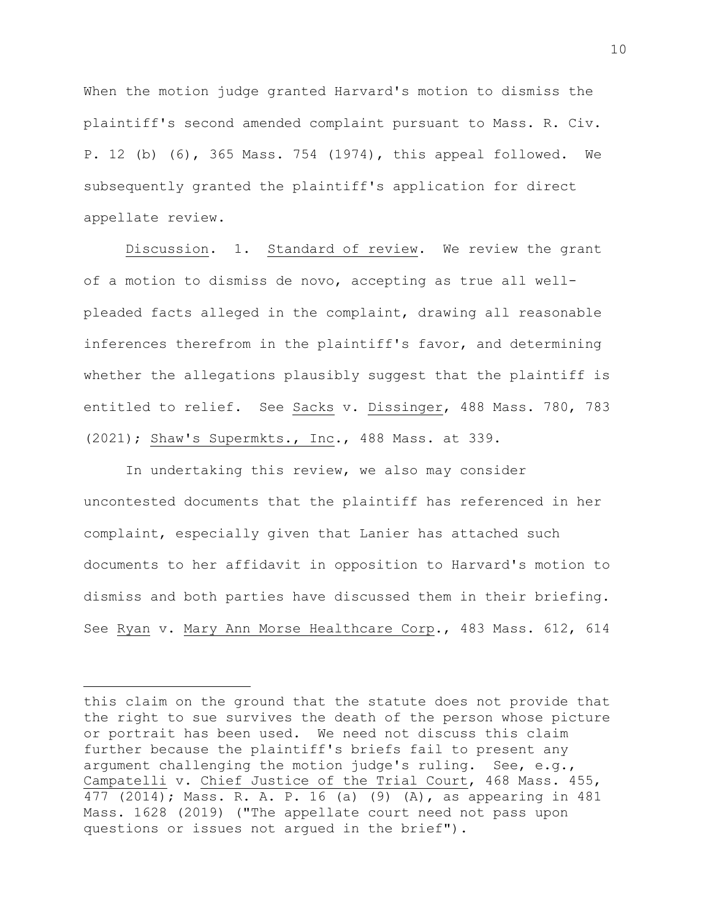When the motion judge granted Harvard's motion to dismiss the plaintiff's second amended complaint pursuant to Mass. R. Civ. P. 12 (b) (6), 365 Mass. 754 (1974), this appeal followed. We subsequently granted the plaintiff's application for direct appellate review.

Discussion. 1. Standard of review. We review the grant of a motion to dismiss de novo, accepting as true all well-pleaded facts alleged in the complaint, drawing all reasonable inferences therefrom in the plaintiff's favor, and determining whether the allegations plausibly suggest that the plaintiff is entitled to relief. See Sacks v. Dissinger, 488 Mass. 780, 783 (2021); Shaw's Supermkts., Inc., 488 Mass. at 339.

In undertaking this review, we also may consider uncontested documents that the plaintiff has referenced in her complaint, especially given that Lanier has attached such documents to her affidavit in opposition to Harvard's motion to dismiss and both parties have discussed them in their briefing. See Ryan v. Mary Ann Morse Healthcare Corp., 483 Mass. 612, 614

---

this claim on the ground that the statute does not provide that the right to sue survives the death of the person whose picture or portrait has been used. We need not discuss this claim further because the plaintiff's briefs fail to present any argument challenging the motion judge's ruling. See, e.g., Campatelli v. Chief Justice of the Trial Court, 468 Mass. 455, 477 (2014); Mass. R. A. P. 16 (a) (9) (A), as appearing in 481 Mass. 1628 (2019) ("The appellate court need not pass upon questions or issues not argued in the brief").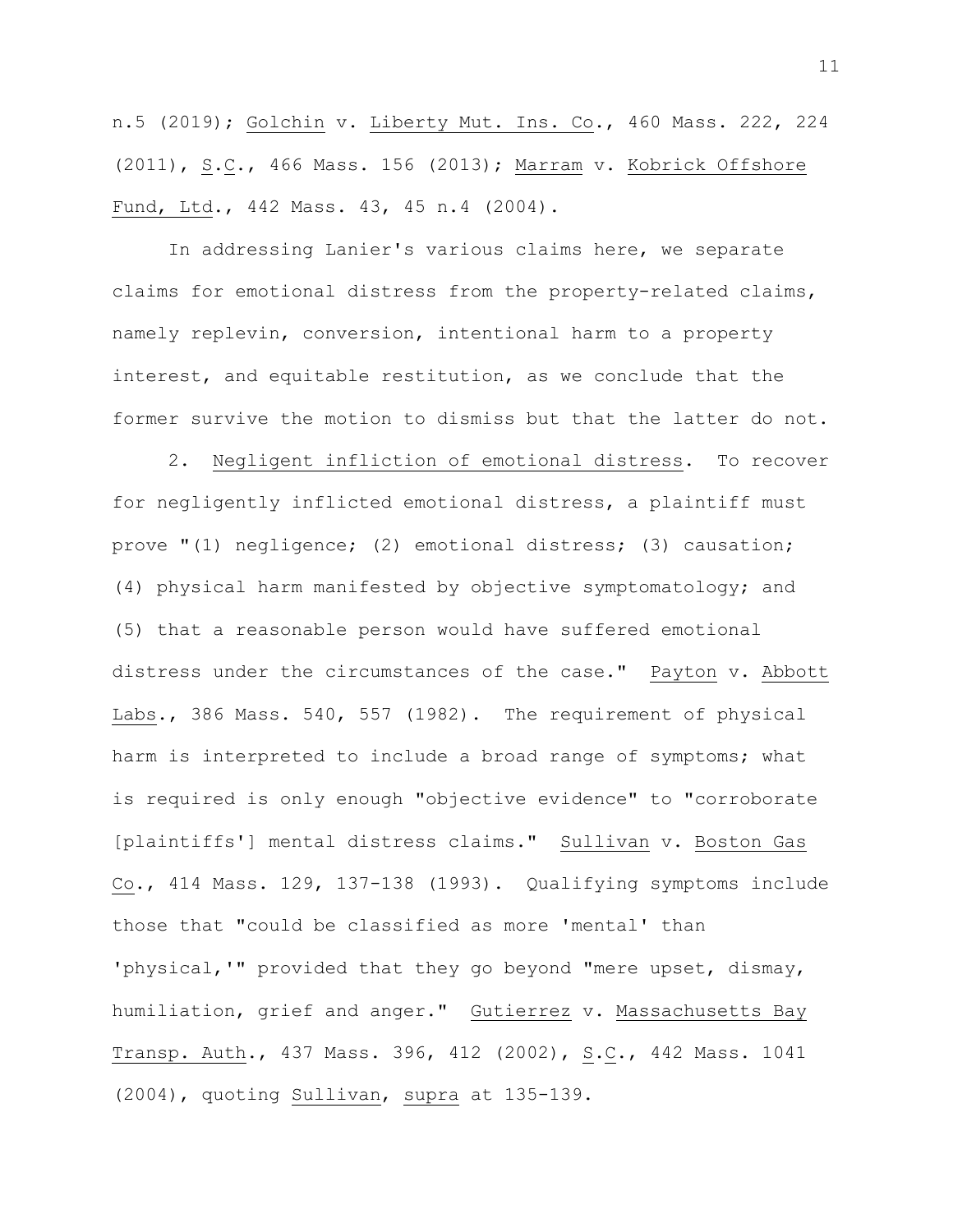n.5 (2019); Golchin v. Liberty Mut. Ins. Co., 460 Mass. 222, 224 (2011), S.C., 466 Mass. 156 (2013); Marram v. Kobrick Offshore Fund, Ltd., 442 Mass. 43, 45 n.4 (2004).

In addressing Lanier's various claims here, we separate claims for emotional distress from the property-related claims, namely replevin, conversion, intentional harm to a property interest, and equitable restitution, as we conclude that the former survive the motion to dismiss but that the latter do not.

2. Negligent infliction of emotional distress. To recover for negligently inflicted emotional distress, a plaintiff must prove "(1) negligence; (2) emotional distress; (3) causation; (4) physical harm manifested by objective symptomatology; and (5) that a reasonable person would have suffered emotional distress under the circumstances of the case." Payton v. Abbott Labs., 386 Mass. 540, 557 (1982). The requirement of physical harm is interpreted to include a broad range of symptoms; what is required is only enough "objective evidence" to "corroborate [plaintiffs'] mental distress claims." Sullivan v. Boston Gas Co., 414 Mass. 129, 137-138 (1993). Qualifying symptoms include those that "could be classified as more 'mental' than 'physical,'" provided that they go beyond "mere upset, dismay, humiliation, grief and anger." Gutierrez v. Massachusetts Bay Transp. Auth., 437 Mass. 396, 412 (2002), S.C., 442 Mass. 1041 (2004), quoting Sullivan, supra at 135-139.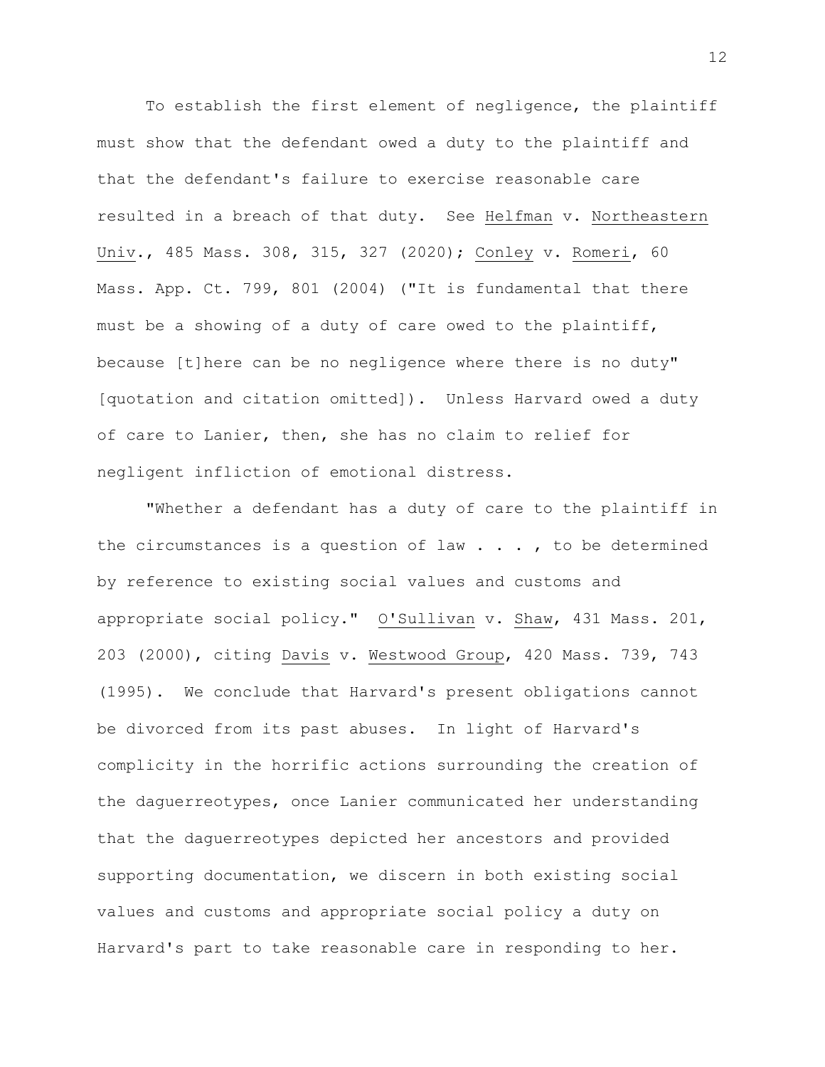To establish the first element of negligence, the plaintiff must show that the defendant owed a duty to the plaintiff and that the defendant's failure to exercise reasonable care resulted in a breach of that duty. See Helfman v. Northeastern Univ., 485 Mass. 308, 315, 327 (2020); Conley v. Romeri, 60 Mass. App. Ct. 799, 801 (2004) ("It is fundamental that there must be a showing of a duty of care owed to the plaintiff, because [t]here can be no negligence where there is no duty" [quotation and citation omitted]). Unless Harvard owed a duty of care to Lanier, then, she has no claim to relief for negligent infliction of emotional distress.

"Whether a defendant has a duty of care to the plaintiff in the circumstances is a question of law . . . , to be determined by reference to existing social values and customs and appropriate social policy." O'Sullivan v. Shaw, 431 Mass. 201, 203 (2000), citing Davis v. Westwood Group, 420 Mass. 739, 743 (1995). We conclude that Harvard's present obligations cannot be divorced from its past abuses. In light of Harvard's complicity in the horrific actions surrounding the creation of the daguerreotypes, once Lanier communicated her understanding that the daguerreotypes depicted her ancestors and provided supporting documentation, we discern in both existing social values and customs and appropriate social policy a duty on Harvard's part to take reasonable care in responding to her.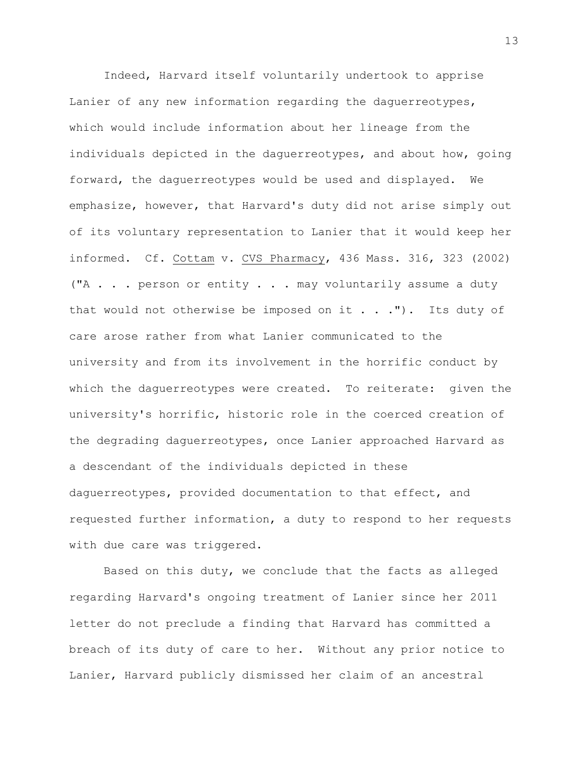Indeed, Harvard itself voluntarily undertook to apprise Lanier of any new information regarding the daguerreotypes, which would include information about her lineage from the individuals depicted in the daguerreotypes, and about how, going forward, the daguerreotypes would be used and displayed. We emphasize, however, that Harvard's duty did not arise simply out of its voluntary representation to Lanier that it would keep her informed. Cf. Cottam v. CVS Pharmacy, 436 Mass. 316, 323 (2002) ("A . . . person or entity . . . may voluntarily assume a duty that would not otherwise be imposed on it . . ."). Its duty of care arose rather from what Lanier communicated to the university and from its involvement in the horrific conduct by which the daguerreotypes were created. To reiterate: given the university's horrific, historic role in the coerced creation of the degrading daguerreotypes, once Lanier approached Harvard as a descendant of the individuals depicted in these daguerreotypes, provided documentation to that effect, and requested further information, a duty to respond to her requests with due care was triggered.

Based on this duty, we conclude that the facts as alleged regarding Harvard's ongoing treatment of Lanier since her 2011 letter do not preclude a finding that Harvard has committed a breach of its duty of care to her. Without any prior notice to Lanier, Harvard publicly dismissed her claim of an ancestral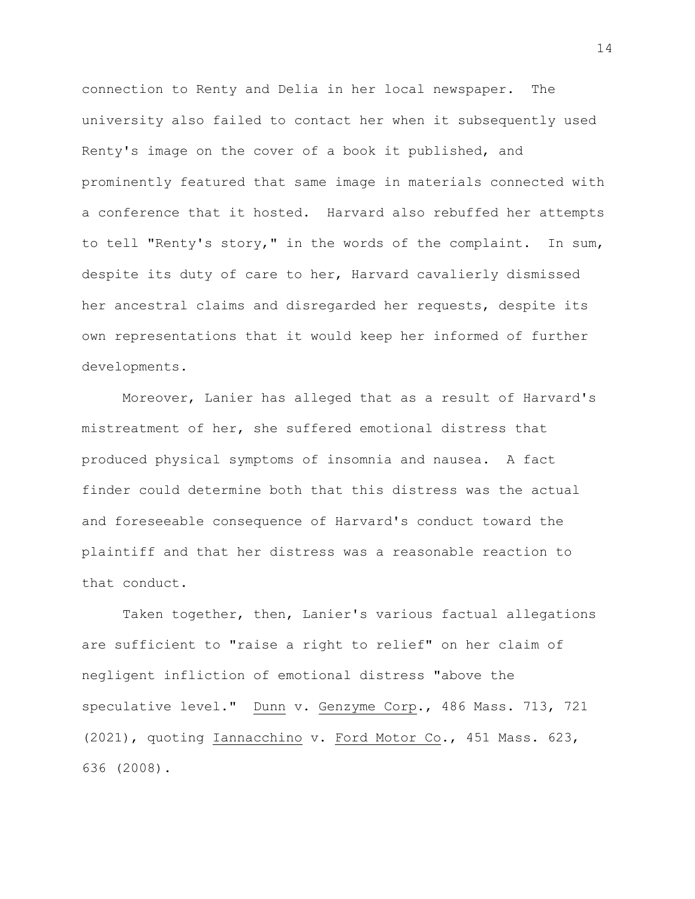connection to Renty and Delia in her local newspaper. The university also failed to contact her when it subsequently used Renty's image on the cover of a book it published, and prominently featured that same image in materials connected with a conference that it hosted. Harvard also rebuffed her attempts to tell "Renty's story," in the words of the complaint. In sum, despite its duty of care to her, Harvard cavalierly dismissed her ancestral claims and disregarded her requests, despite its own representations that it would keep her informed of further developments.

Moreover, Lanier has alleged that as a result of Harvard's mistreatment of her, she suffered emotional distress that produced physical symptoms of insomnia and nausea. A fact finder could determine both that this distress was the actual and foreseeable consequence of Harvard's conduct toward the plaintiff and that her distress was a reasonable reaction to that conduct.

Taken together, then, Lanier's various factual allegations are sufficient to "raise a right to relief" on her claim of negligent infliction of emotional distress "above the speculative level." Dunn v. Genzyme Corp., 486 Mass. 713, 721 (2021), quoting Iannacchino v. Ford Motor Co., 451 Mass. 623, 636 (2008).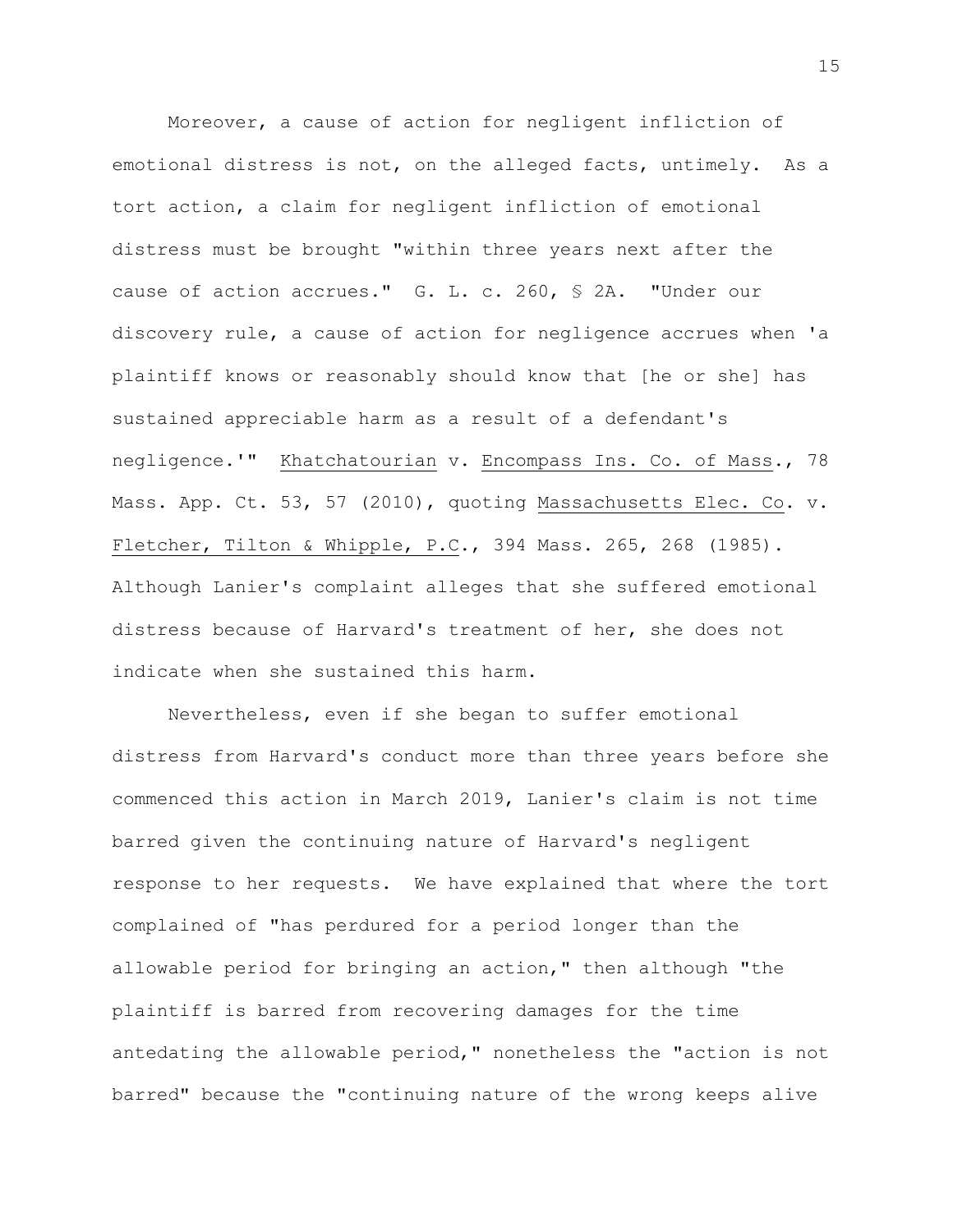Moreover, a cause of action for negligent infliction of emotional distress is not, on the alleged facts, untimely. As a tort action, a claim for negligent infliction of emotional distress must be brought "within three years next after the cause of action accrues." G. L. c. 260, § 2A. "Under our discovery rule, a cause of action for negligence accrues when 'a plaintiff knows or reasonably should know that [he or she] has sustained appreciable harm as a result of a defendant's negligence.'" Khatchatourian v. Encompass Ins. Co. of Mass., 78 Mass. App. Ct. 53, 57 (2010), quoting Massachusetts Elec. Co. v. Fletcher, Tilton & Whipple, P.C., 394 Mass. 265, 268 (1985). Although Lanier's complaint alleges that she suffered emotional distress because of Harvard's treatment of her, she does not indicate when she sustained this harm.

Nevertheless, even if she began to suffer emotional distress from Harvard's conduct more than three years before she commenced this action in March 2019, Lanier's claim is not time barred given the continuing nature of Harvard's negligent response to her requests. We have explained that where the tort complained of "has perdured for a period longer than the allowable period for bringing an action," then although "the plaintiff is barred from recovering damages for the time antedating the allowable period," nonetheless the "action is not barred" because the "continuing nature of the wrong keeps alive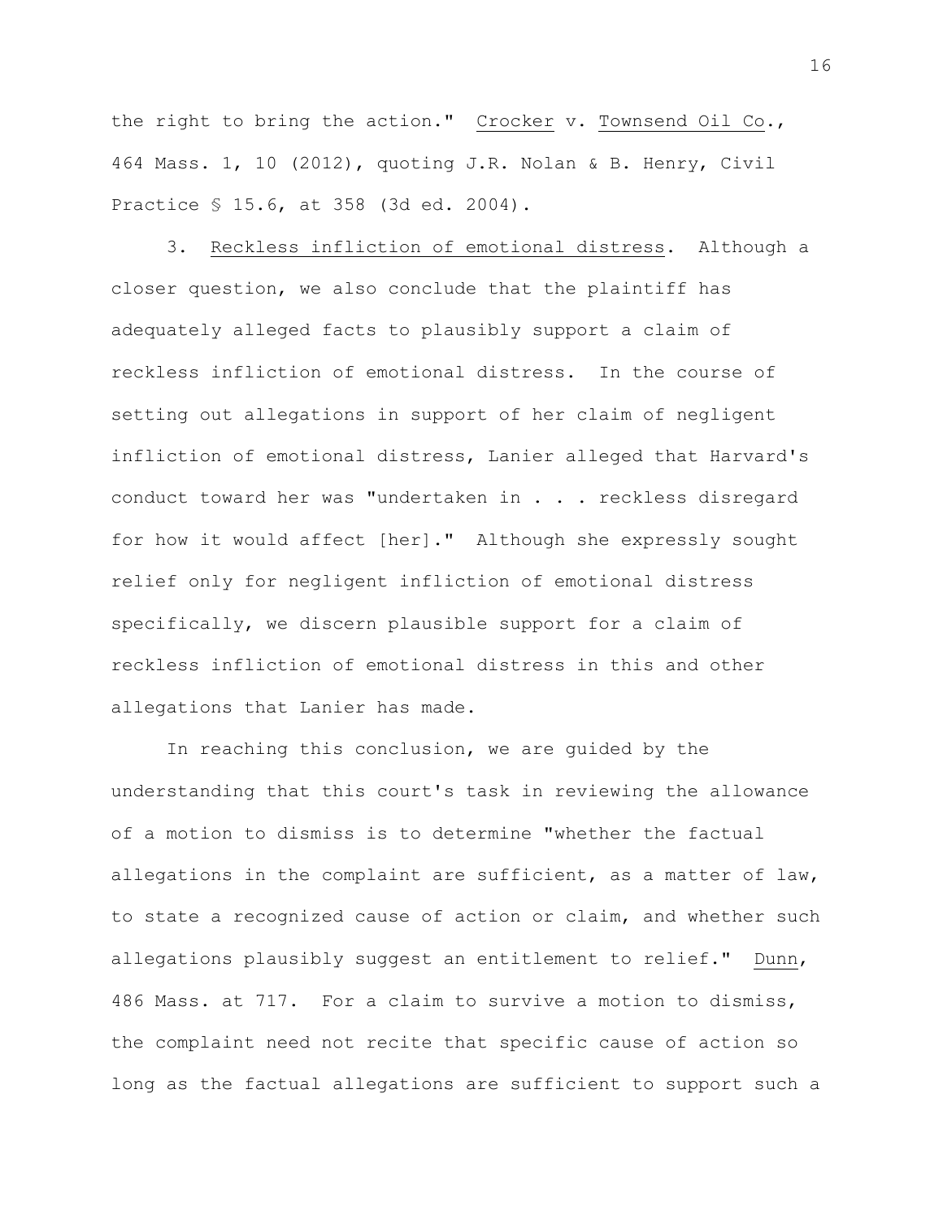the right to bring the action." Crocker v. Townsend Oil Co., 464 Mass. 1, 10 (2012), quoting J.R. Nolan & B. Henry, Civil Practice § 15.6, at 358 (3d ed. 2004).

3. Reckless infliction of emotional distress. Although a closer question, we also conclude that the plaintiff has adequately alleged facts to plausibly support a claim of reckless infliction of emotional distress. In the course of setting out allegations in support of her claim of negligent infliction of emotional distress, Lanier alleged that Harvard's conduct toward her was "undertaken in . . . reckless disregard for how it would affect [her]." Although she expressly sought relief only for negligent infliction of emotional distress specifically, we discern plausible support for a claim of reckless infliction of emotional distress in this and other allegations that Lanier has made.

In reaching this conclusion, we are guided by the understanding that this court's task in reviewing the allowance of a motion to dismiss is to determine "whether the factual allegations in the complaint are sufficient, as a matter of law, to state a recognized cause of action or claim, and whether such allegations plausibly suggest an entitlement to relief." Dunn, 486 Mass. at 717. For a claim to survive a motion to dismiss, the complaint need not recite that specific cause of action so long as the factual allegations are sufficient to support such a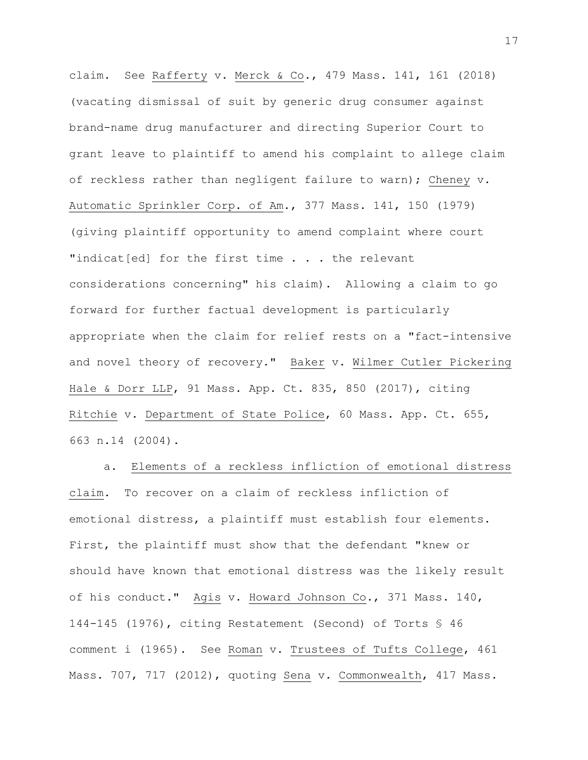claim. See Rafferty v. Merck & Co., 479 Mass. 141, 161 (2018) (vacating dismissal of suit by generic drug consumer against brand-name drug manufacturer and directing Superior Court to grant leave to plaintiff to amend his complaint to allege claim of reckless rather than negligent failure to warn); Cheney v. Automatic Sprinkler Corp. of Am., 377 Mass. 141, 150 (1979) (giving plaintiff opportunity to amend complaint where court "indicat[ed] for the first time . . . the relevant considerations concerning" his claim). Allowing a claim to go forward for further factual development is particularly appropriate when the claim for relief rests on a "fact-intensive and novel theory of recovery." Baker v. Wilmer Cutler Pickering Hale & Dorr LLP, 91 Mass. App. Ct. 835, 850 (2017), citing Ritchie v. Department of State Police, 60 Mass. App. Ct. 655, 663 n.14 (2004).

a. Elements of a reckless infliction of emotional distress claim. To recover on a claim of reckless infliction of emotional distress, a plaintiff must establish four elements. First, the plaintiff must show that the defendant "knew or should have known that emotional distress was the likely result of his conduct." Agis v. Howard Johnson Co., 371 Mass. 140, 144-145 (1976), citing Restatement (Second) of Torts § 46 comment i (1965). See Roman v. Trustees of Tufts College, 461 Mass. 707, 717 (2012), quoting Sena v. Commonwealth, 417 Mass.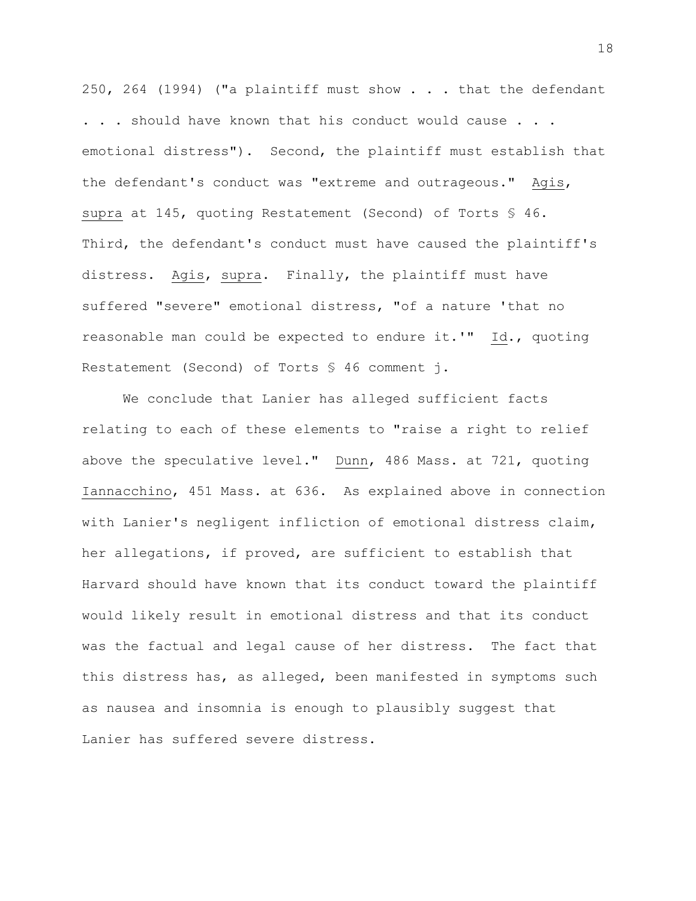250, 264 (1994) ("a plaintiff must show . . . that the defendant . . . should have known that his conduct would cause . . . emotional distress"). Second, the plaintiff must establish that the defendant's conduct was "extreme and outrageous." Agis, supra at 145, quoting Restatement (Second) of Torts § 46. Third, the defendant's conduct must have caused the plaintiff's distress. Agis, supra. Finally, the plaintiff must have suffered "severe" emotional distress, "of a nature 'that no reasonable man could be expected to endure it.'" Id., quoting Restatement (Second) of Torts § 46 comment j.

We conclude that Lanier has alleged sufficient facts relating to each of these elements to "raise a right to relief above the speculative level." Dunn, 486 Mass. at 721, quoting Iannacchino, 451 Mass. at 636. As explained above in connection with Lanier's negligent infliction of emotional distress claim, her allegations, if proved, are sufficient to establish that Harvard should have known that its conduct toward the plaintiff would likely result in emotional distress and that its conduct was the factual and legal cause of her distress. The fact that this distress has, as alleged, been manifested in symptoms such as nausea and insomnia is enough to plausibly suggest that Lanier has suffered severe distress.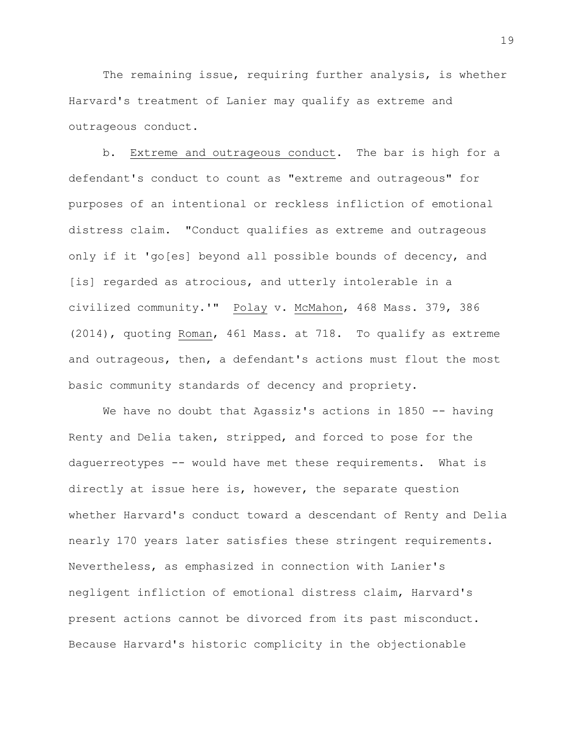The remaining issue, requiring further analysis, is whether Harvard's treatment of Lanier may qualify as extreme and outrageous conduct.

b. Extreme and outrageous conduct. The bar is high for a defendant's conduct to count as "extreme and outrageous" for purposes of an intentional or reckless infliction of emotional distress claim. "Conduct qualifies as extreme and outrageous only if it 'go[es] beyond all possible bounds of decency, and [is] regarded as atrocious, and utterly intolerable in a civilized community.'" Polay v. McMahon, 468 Mass. 379, 386 (2014), quoting Roman, 461 Mass. at 718. To qualify as extreme and outrageous, then, a defendant's actions must flout the most basic community standards of decency and propriety.

We have no doubt that Agassiz's actions in 1850 -- having Renty and Delia taken, stripped, and forced to pose for the daguerreotypes -- would have met these requirements. What is directly at issue here is, however, the separate question whether Harvard's conduct toward a descendant of Renty and Delia nearly 170 years later satisfies these stringent requirements. Nevertheless, as emphasized in connection with Lanier's negligent infliction of emotional distress claim, Harvard's present actions cannot be divorced from its past misconduct. Because Harvard's historic complicity in the objectionable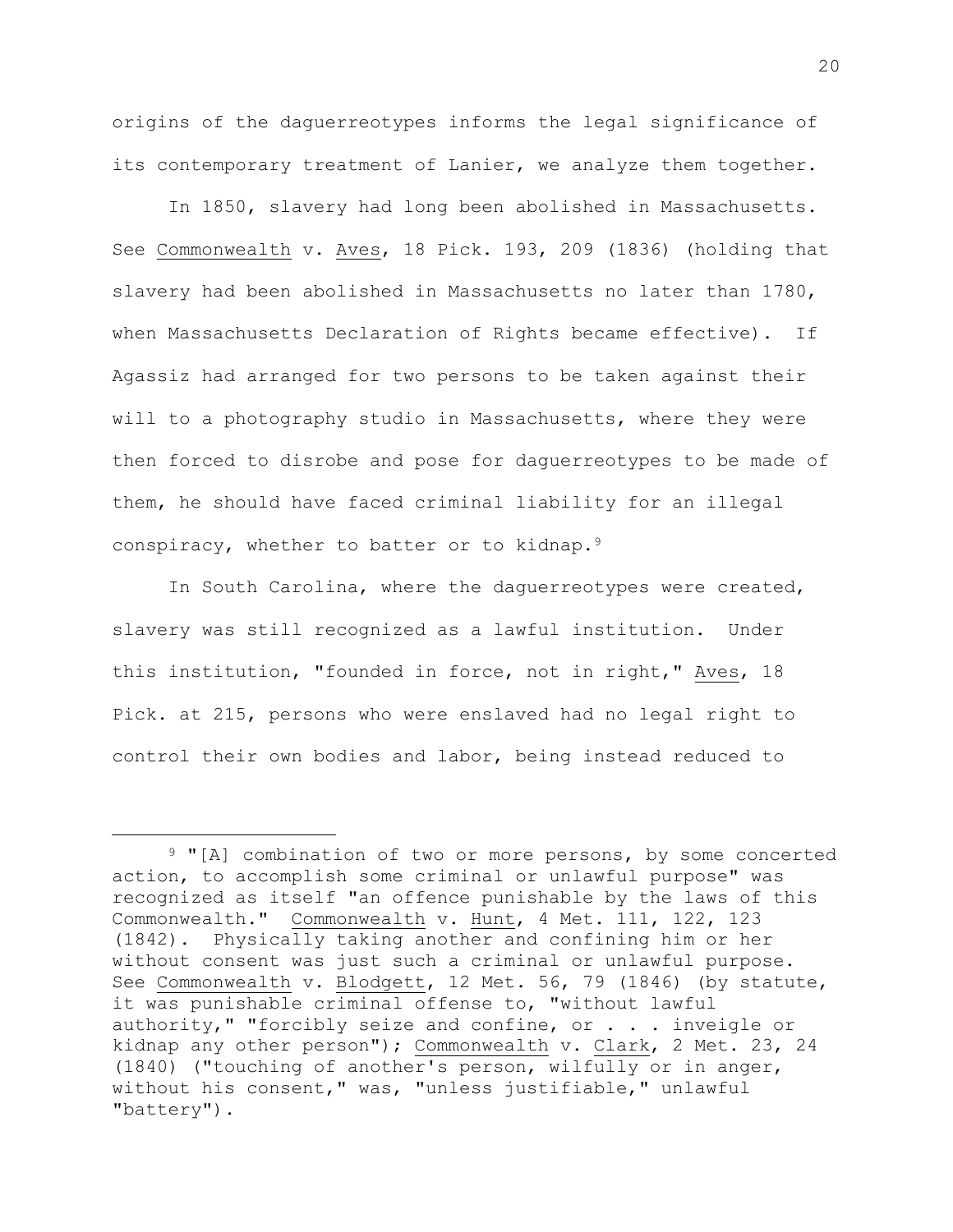origins of the daguerreotypes informs the legal significance of its contemporary treatment of Lanier, we analyze them together.

In 1850, slavery had long been abolished in Massachusetts. See Commonwealth v. Aves, 18 Pick. 193, 209 (1836) (holding that slavery had been abolished in Massachusetts no later than 1780, when Massachusetts Declaration of Rights became effective). If Agassiz had arranged for two persons to be taken against their will to a photography studio in Massachusetts, where they were then forced to disrobe and pose for daguerreotypes to be made of them, he should have faced criminal liability for an illegal conspiracy, whether to batter or to kidnap.[9]

In South Carolina, where the daguerreotypes were created, slavery was still recognized as a lawful institution. Under this institution, "founded in force, not in right," Aves, 18 Pick. at 215, persons who were enslaved had no legal right to control their own bodies and labor, being instead reduced to

---

[9] "[A] combination of two or more persons, by some concerted action, to accomplish some criminal or unlawful purpose" was recognized as itself "an offence punishable by the laws of this Commonwealth." Commonwealth v. Hunt, 4 Met. 111, 122, 123 (1842). Physically taking another and confining him or her without consent was just such a criminal or unlawful purpose. See Commonwealth v. Blodgett, 12 Met. 56, 79 (1846) (by statute, it was punishable criminal offense to, "without lawful authority," "forcibly seize and confine, or . . . inveigle or kidnap any other person"); Commonwealth v. Clark, 2 Met. 23, 24 (1840) ("touching of another's person, wilfully or in anger, without his consent," was, "unless justifiable," unlawful "battery").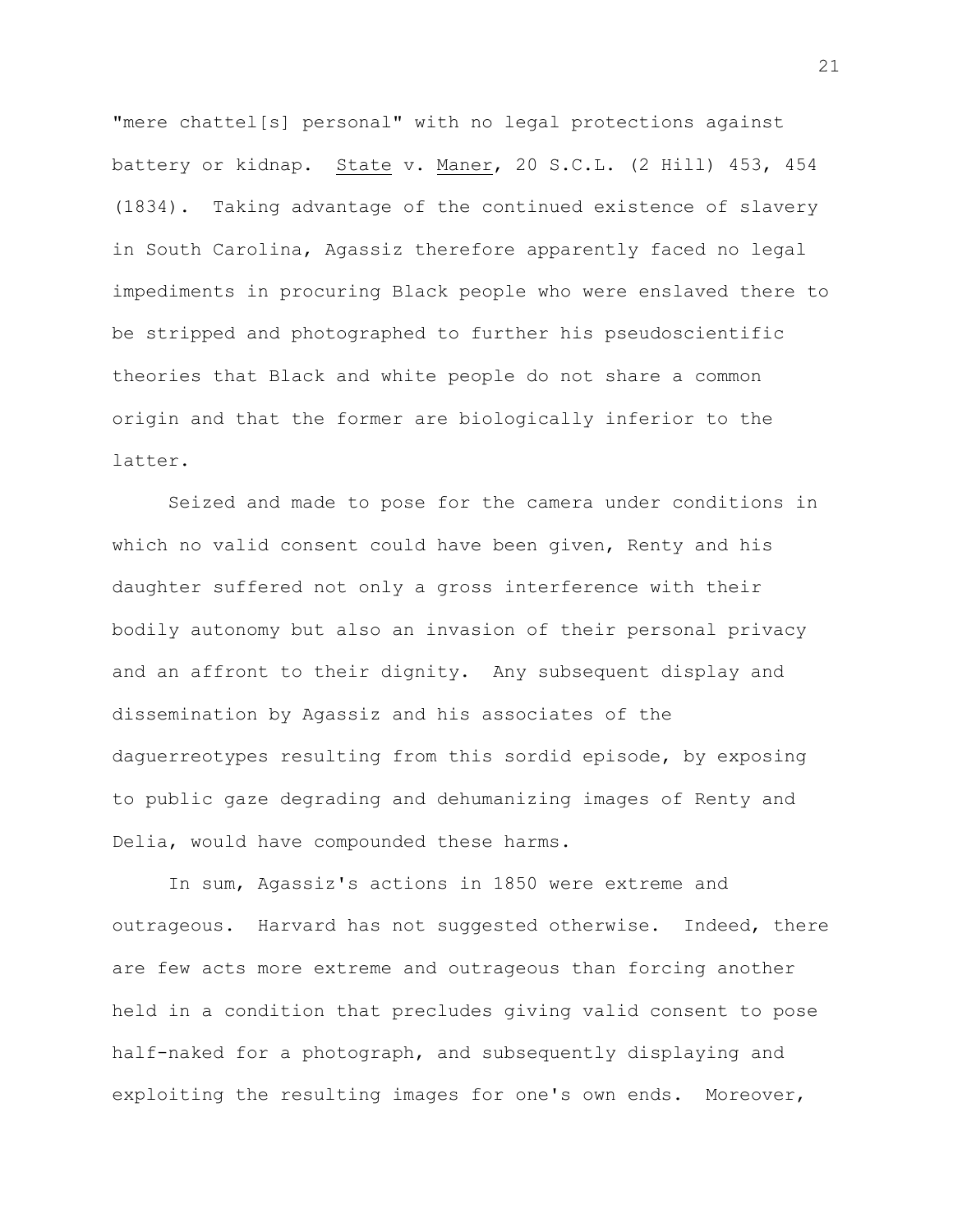"mere chattel[s] personal" with no legal protections against battery or kidnap. State v. Maner, 20 S.C.L. (2 Hill) 453, 454 (1834). Taking advantage of the continued existence of slavery in South Carolina, Agassiz therefore apparently faced no legal impediments in procuring Black people who were enslaved there to be stripped and photographed to further his pseudoscientific theories that Black and white people do not share a common origin and that the former are biologically inferior to the latter.

Seized and made to pose for the camera under conditions in which no valid consent could have been given, Renty and his daughter suffered not only a gross interference with their bodily autonomy but also an invasion of their personal privacy and an affront to their dignity. Any subsequent display and dissemination by Agassiz and his associates of the daguerreotypes resulting from this sordid episode, by exposing to public gaze degrading and dehumanizing images of Renty and Delia, would have compounded these harms.

In sum, Agassiz's actions in 1850 were extreme and outrageous. Harvard has not suggested otherwise. Indeed, there are few acts more extreme and outrageous than forcing another held in a condition that precludes giving valid consent to pose half-naked for a photograph, and subsequently displaying and exploiting the resulting images for one's own ends. Moreover,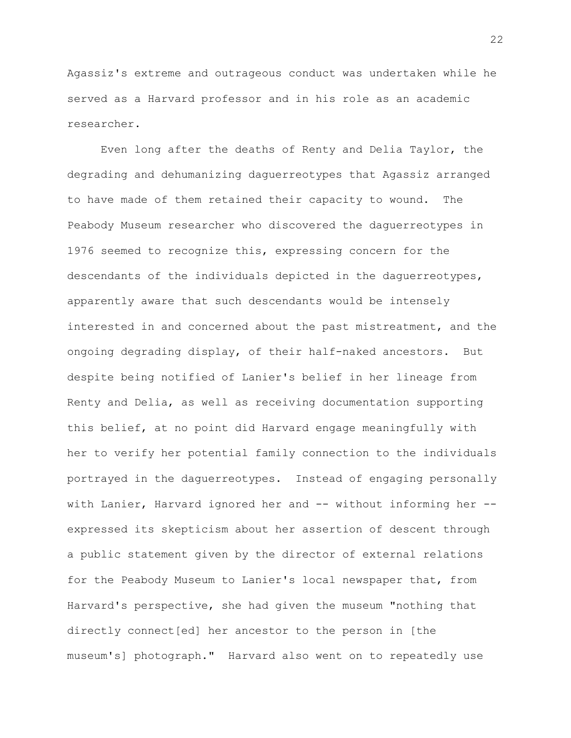Agassiz's extreme and outrageous conduct was undertaken while he served as a Harvard professor and in his role as an academic researcher.

Even long after the deaths of Renty and Delia Taylor, the degrading and dehumanizing daguerreotypes that Agassiz arranged to have made of them retained their capacity to wound. The Peabody Museum researcher who discovered the daguerreotypes in 1976 seemed to recognize this, expressing concern for the descendants of the individuals depicted in the daguerreotypes, apparently aware that such descendants would be intensely interested in and concerned about the past mistreatment, and the ongoing degrading display, of their half-naked ancestors. But despite being notified of Lanier's belief in her lineage from Renty and Delia, as well as receiving documentation supporting this belief, at no point did Harvard engage meaningfully with her to verify her potential family connection to the individuals portrayed in the daguerreotypes. Instead of engaging personally with Lanier, Harvard ignored her and -- without informing her -- expressed its skepticism about her assertion of descent through a public statement given by the director of external relations for the Peabody Museum to Lanier's local newspaper that, from Harvard's perspective, she had given the museum "nothing that directly connect[ed] her ancestor to the person in [the museum's] photograph." Harvard also went on to repeatedly use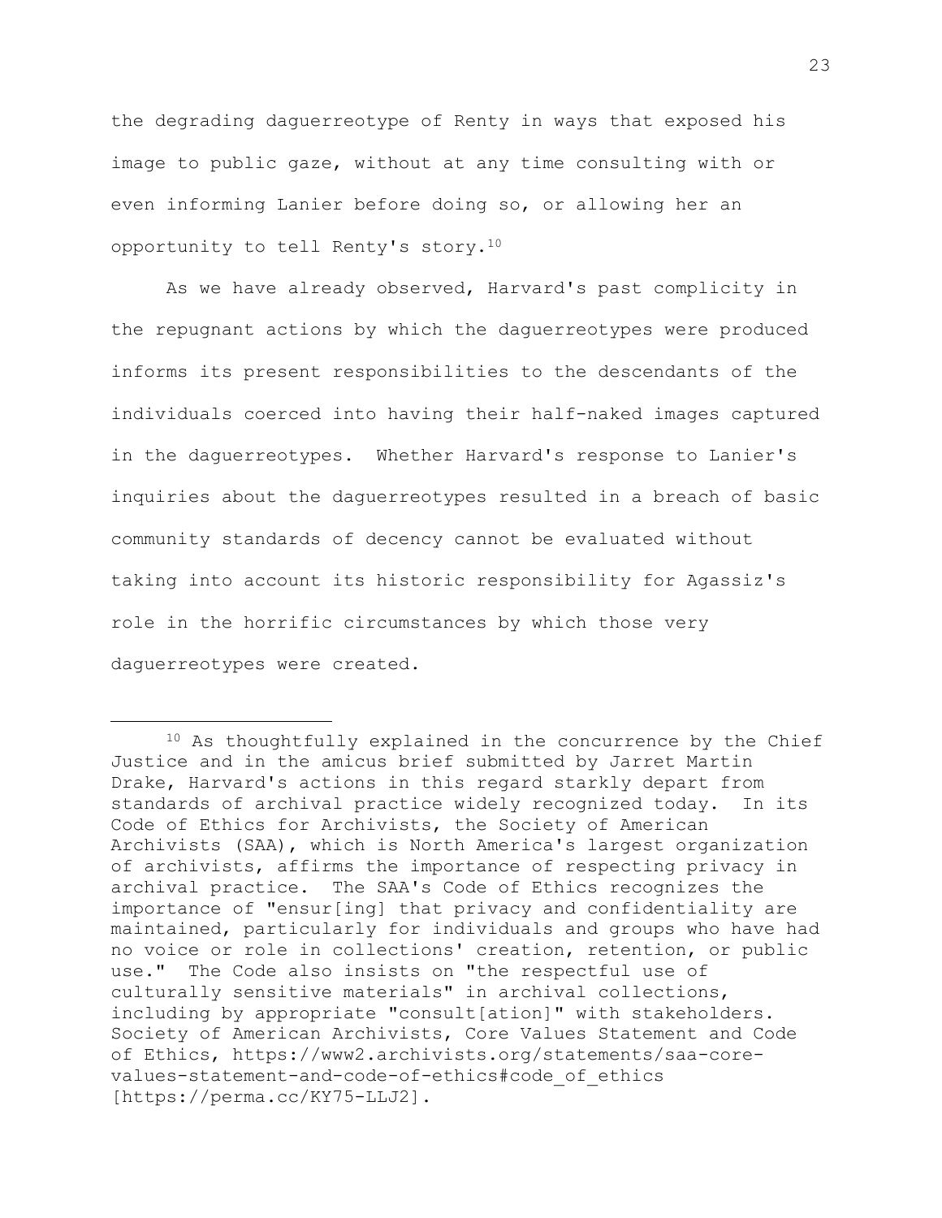the degrading daguerreotype of Renty in ways that exposed his image to public gaze, without at any time consulting with or even informing Lanier before doing so, or allowing her an opportunity to tell Renty's story.[10]

As we have already observed, Harvard's past complicity in the repugnant actions by which the daguerreotypes were produced informs its present responsibilities to the descendants of the individuals coerced into having their half-naked images captured in the daguerreotypes. Whether Harvard's response to Lanier's inquiries about the daguerreotypes resulted in a breach of basic community standards of decency cannot be evaluated without taking into account its historic responsibility for Agassiz's role in the horrific circumstances by which those very daguerreotypes were created.

---

[10] As thoughtfully explained in the concurrence by the Chief Justice and in the amicus brief submitted by Jarret Martin Drake, Harvard's actions in this regard starkly depart from standards of archival practice widely recognized today. In its Code of Ethics for Archivists, the Society of American Archivists (SAA), which is North America's largest organization of archivists, affirms the importance of respecting privacy in archival practice. The SAA's Code of Ethics recognizes the importance of "ensur[ing] that privacy and confidentiality are maintained, particularly for individuals and groups who have had no voice or role in collections' creation, retention, or public use." The Code also insists on "the respectful use of culturally sensitive materials" in archival collections, including by appropriate "consult[ation]" with stakeholders. Society of American Archivists, Core Values Statement and Code of Ethics, https://www2.archivists.org/statements/saa-core-values-statement-and-code-of-ethics#code_of_ethics [https://perma.cc/KY75-LLJ2].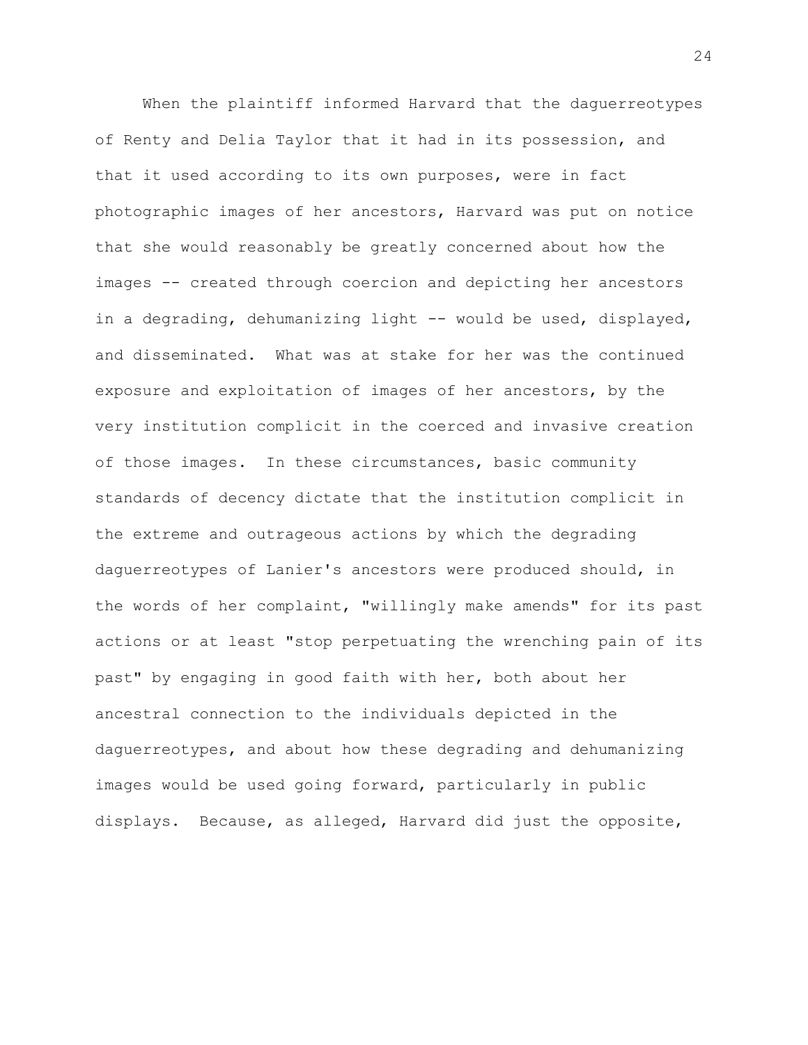When the plaintiff informed Harvard that the daguerreotypes of Renty and Delia Taylor that it had in its possession, and that it used according to its own purposes, were in fact photographic images of her ancestors, Harvard was put on notice that she would reasonably be greatly concerned about how the images -- created through coercion and depicting her ancestors in a degrading, dehumanizing light -- would be used, displayed, and disseminated. What was at stake for her was the continued exposure and exploitation of images of her ancestors, by the very institution complicit in the coerced and invasive creation of those images. In these circumstances, basic community standards of decency dictate that the institution complicit in the extreme and outrageous actions by which the degrading daguerreotypes of Lanier's ancestors were produced should, in the words of her complaint, "willingly make amends" for its past actions or at least "stop perpetuating the wrenching pain of its past" by engaging in good faith with her, both about her ancestral connection to the individuals depicted in the daguerreotypes, and about how these degrading and dehumanizing images would be used going forward, particularly in public displays. Because, as alleged, Harvard did just the opposite,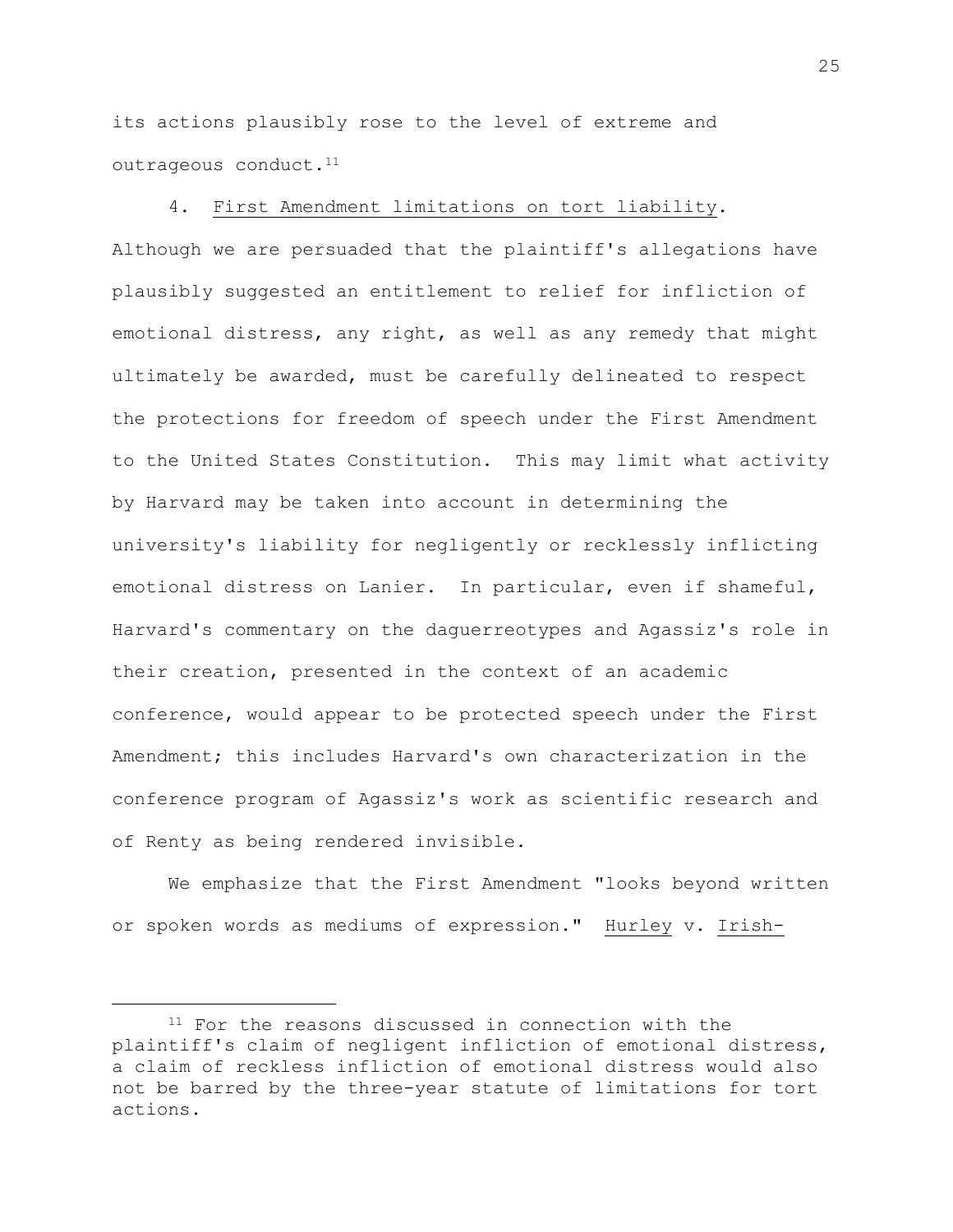its actions plausibly rose to the level of extreme and outrageous conduct.[11]

4. First Amendment limitations on tort liability. Although we are persuaded that the plaintiff's allegations have plausibly suggested an entitlement to relief for infliction of emotional distress, any right, as well as any remedy that might ultimately be awarded, must be carefully delineated to respect the protections for freedom of speech under the First Amendment to the United States Constitution. This may limit what activity by Harvard may be taken into account in determining the university's liability for negligently or recklessly inflicting emotional distress on Lanier. In particular, even if shameful, Harvard's commentary on the daguerreotypes and Agassiz's role in their creation, presented in the context of an academic conference, would appear to be protected speech under the First Amendment; this includes Harvard's own characterization in the conference program of Agassiz's work as scientific research and of Renty as being rendered invisible.

We emphasize that the First Amendment "looks beyond written or spoken words as mediums of expression." Hurley v. Irish-

---

[11] For the reasons discussed in connection with the plaintiff's claim of negligent infliction of emotional distress, a claim of reckless infliction of emotional distress would also not be barred by the three-year statute of limitations for tort actions.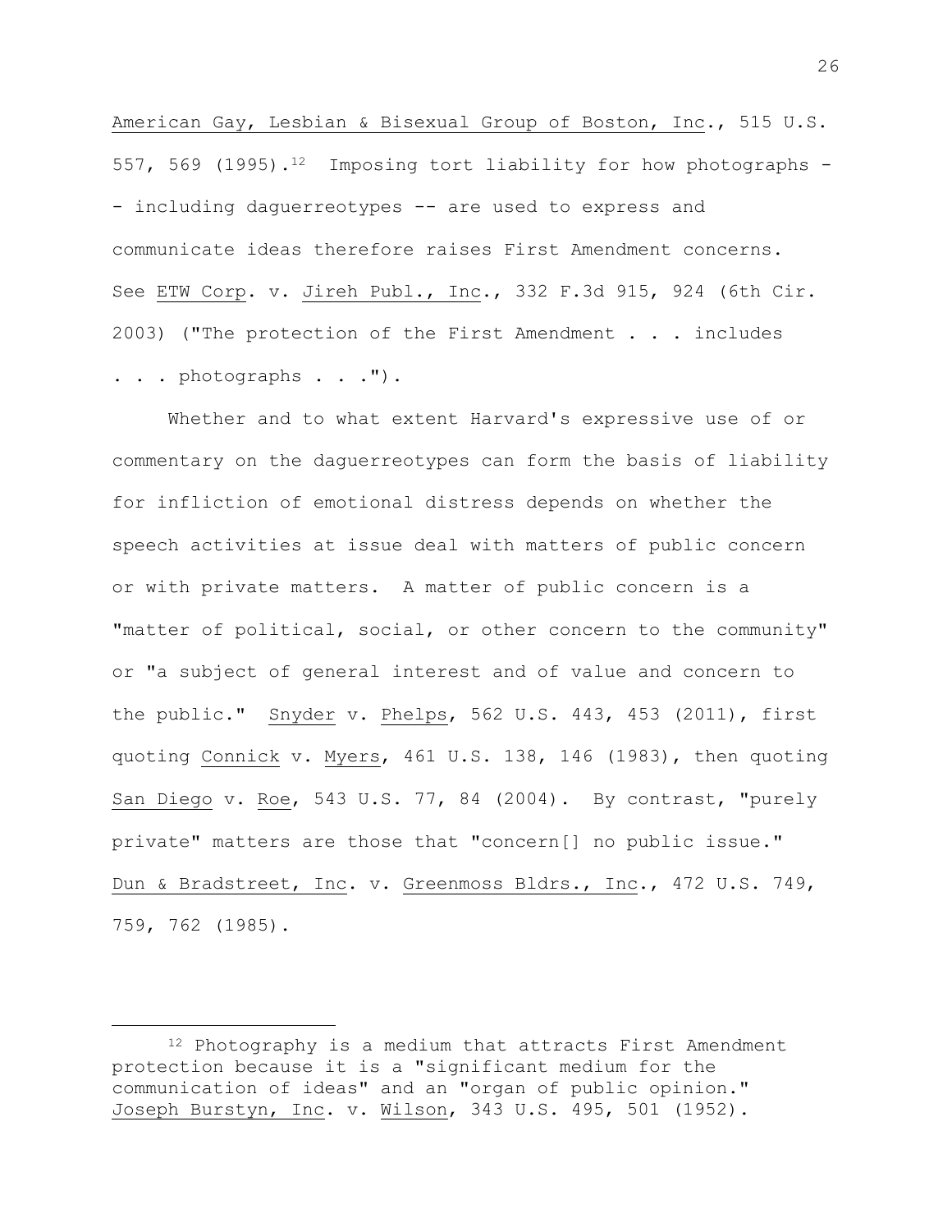American Gay, Lesbian & Bisexual Group of Boston, Inc., 515 U.S. 557, 569 (1995).[12] Imposing tort liability for how photographs -- including daguerreotypes -- are used to express and communicate ideas therefore raises First Amendment concerns. See ETW Corp. v. Jireh Publ., Inc., 332 F.3d 915, 924 (6th Cir. 2003) ("The protection of the First Amendment . . . includes . . . photographs . . .").

Whether and to what extent Harvard's expressive use of or commentary on the daguerreotypes can form the basis of liability for infliction of emotional distress depends on whether the speech activities at issue deal with matters of public concern or with private matters. A matter of public concern is a "matter of political, social, or other concern to the community" or "a subject of general interest and of value and concern to the public." Snyder v. Phelps, 562 U.S. 443, 453 (2011), first quoting Connick v. Myers, 461 U.S. 138, 146 (1983), then quoting San Diego v. Roe, 543 U.S. 77, 84 (2004). By contrast, "purely private" matters are those that "concern[] no public issue." Dun & Bradstreet, Inc. v. Greenmoss Bldrs., Inc., 472 U.S. 749, 759, 762 (1985).

---

[12] Photography is a medium that attracts First Amendment protection because it is a "significant medium for the communication of ideas" and an "organ of public opinion." Joseph Burstyn, Inc. v. Wilson, 343 U.S. 495, 501 (1952).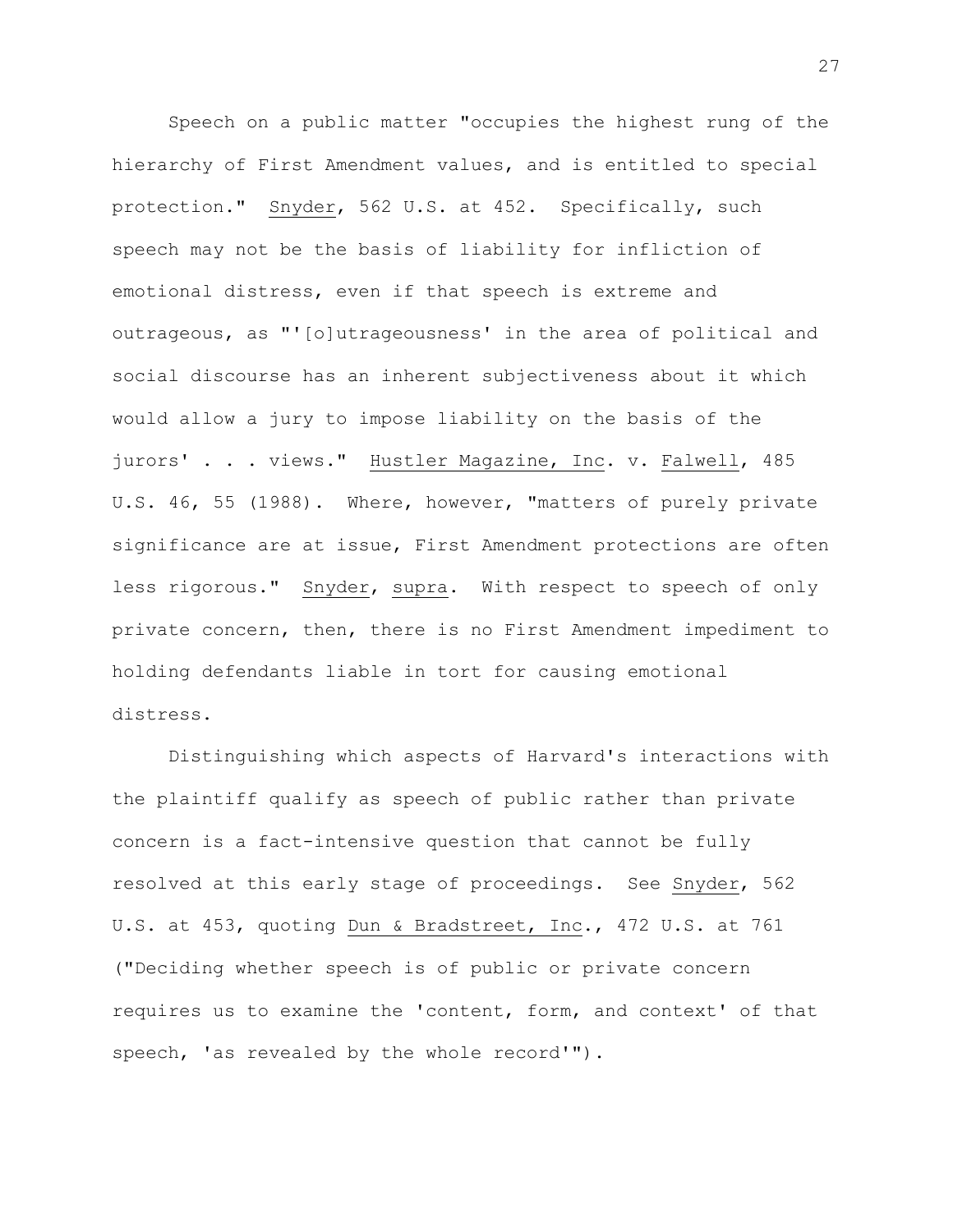Speech on a public matter "occupies the highest rung of the hierarchy of First Amendment values, and is entitled to special protection." Snyder, 562 U.S. at 452. Specifically, such speech may not be the basis of liability for infliction of emotional distress, even if that speech is extreme and outrageous, as "'[o]utrageousness' in the area of political and social discourse has an inherent subjectiveness about it which would allow a jury to impose liability on the basis of the jurors' . . . views." Hustler Magazine, Inc. v. Falwell, 485 U.S. 46, 55 (1988). Where, however, "matters of purely private significance are at issue, First Amendment protections are often less rigorous." Snyder, supra. With respect to speech of only private concern, then, there is no First Amendment impediment to holding defendants liable in tort for causing emotional distress.

Distinguishing which aspects of Harvard's interactions with the plaintiff qualify as speech of public rather than private concern is a fact-intensive question that cannot be fully resolved at this early stage of proceedings. See Snyder, 562 U.S. at 453, quoting Dun & Bradstreet, Inc., 472 U.S. at 761 ("Deciding whether speech is of public or private concern requires us to examine the 'content, form, and context' of that speech, 'as revealed by the whole record'").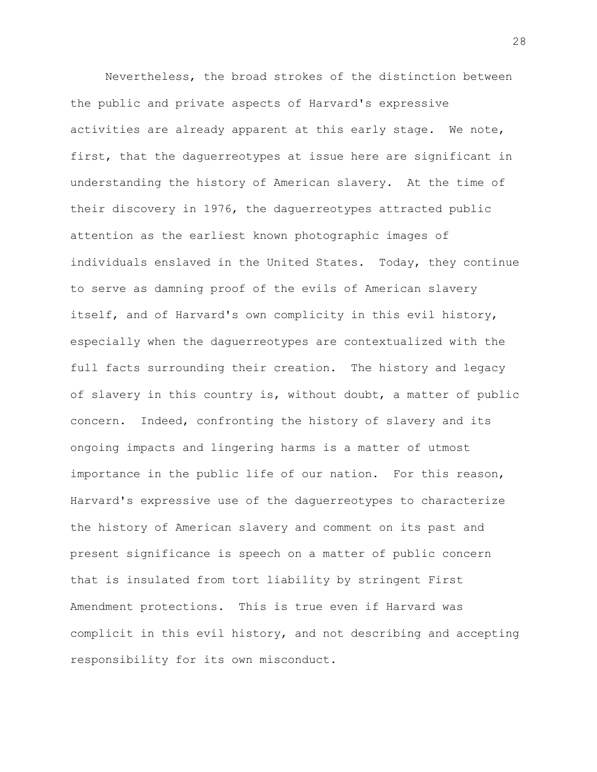Nevertheless, the broad strokes of the distinction between the public and private aspects of Harvard's expressive activities are already apparent at this early stage. We note, first, that the daguerreotypes at issue here are significant in understanding the history of American slavery. At the time of their discovery in 1976, the daguerreotypes attracted public attention as the earliest known photographic images of individuals enslaved in the United States. Today, they continue to serve as damning proof of the evils of American slavery itself, and of Harvard's own complicity in this evil history, especially when the daguerreotypes are contextualized with the full facts surrounding their creation. The history and legacy of slavery in this country is, without doubt, a matter of public concern. Indeed, confronting the history of slavery and its ongoing impacts and lingering harms is a matter of utmost importance in the public life of our nation. For this reason, Harvard's expressive use of the daguerreotypes to characterize the history of American slavery and comment on its past and present significance is speech on a matter of public concern that is insulated from tort liability by stringent First Amendment protections. This is true even if Harvard was complicit in this evil history, and not describing and accepting responsibility for its own misconduct.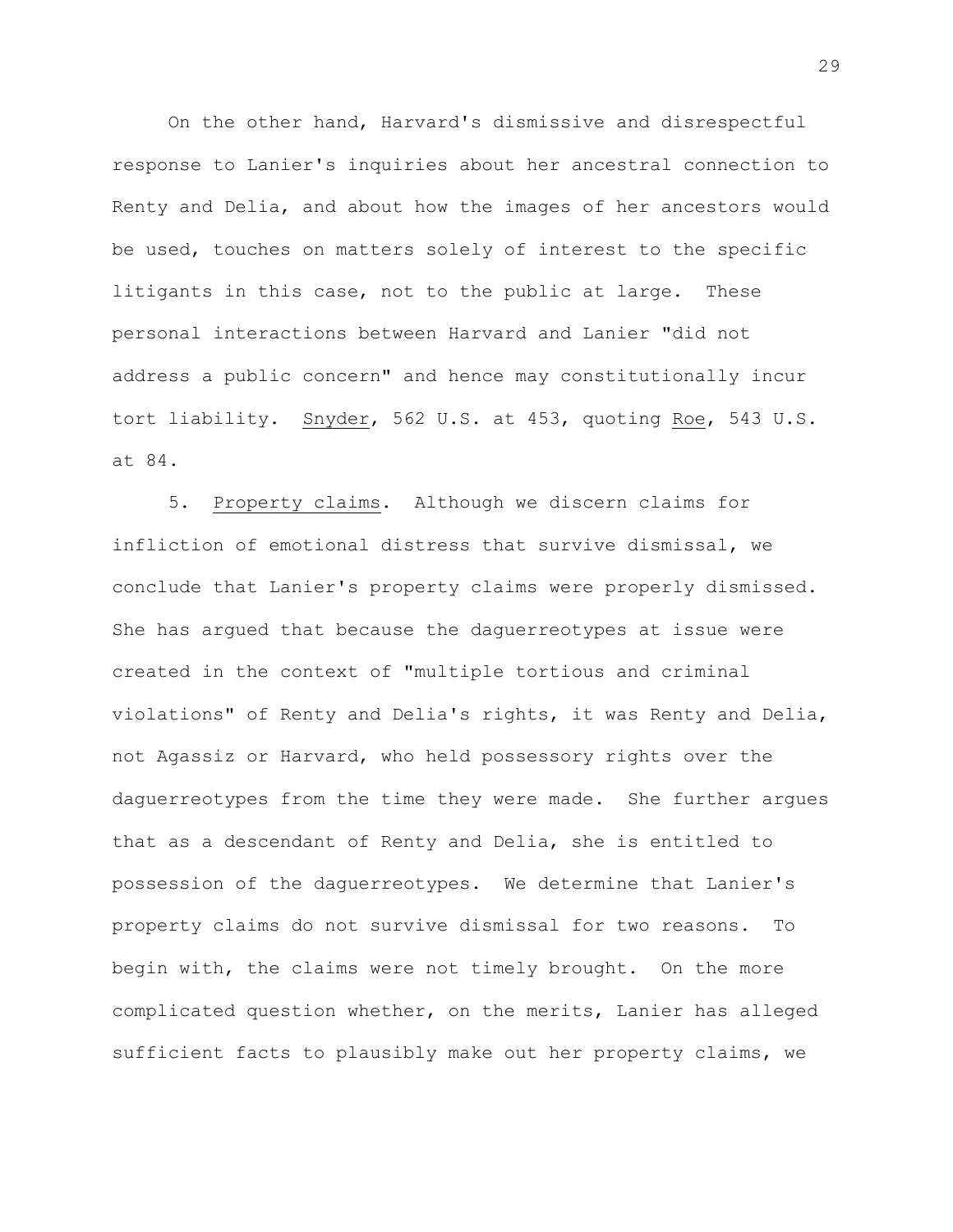On the other hand, Harvard's dismissive and disrespectful response to Lanier's inquiries about her ancestral connection to Renty and Delia, and about how the images of her ancestors would be used, touches on matters solely of interest to the specific litigants in this case, not to the public at large. These personal interactions between Harvard and Lanier "did not address a public concern" and hence may constitutionally incur tort liability. Snyder, 562 U.S. at 453, quoting Roe, 543 U.S. at 84.

5. Property claims. Although we discern claims for infliction of emotional distress that survive dismissal, we conclude that Lanier's property claims were properly dismissed. She has argued that because the daguerreotypes at issue were created in the context of "multiple tortious and criminal violations" of Renty and Delia's rights, it was Renty and Delia, not Agassiz or Harvard, who held possessory rights over the daguerreotypes from the time they were made. She further argues that as a descendant of Renty and Delia, she is entitled to possession of the daguerreotypes. We determine that Lanier's property claims do not survive dismissal for two reasons. To begin with, the claims were not timely brought. On the more complicated question whether, on the merits, Lanier has alleged sufficient facts to plausibly make out her property claims, we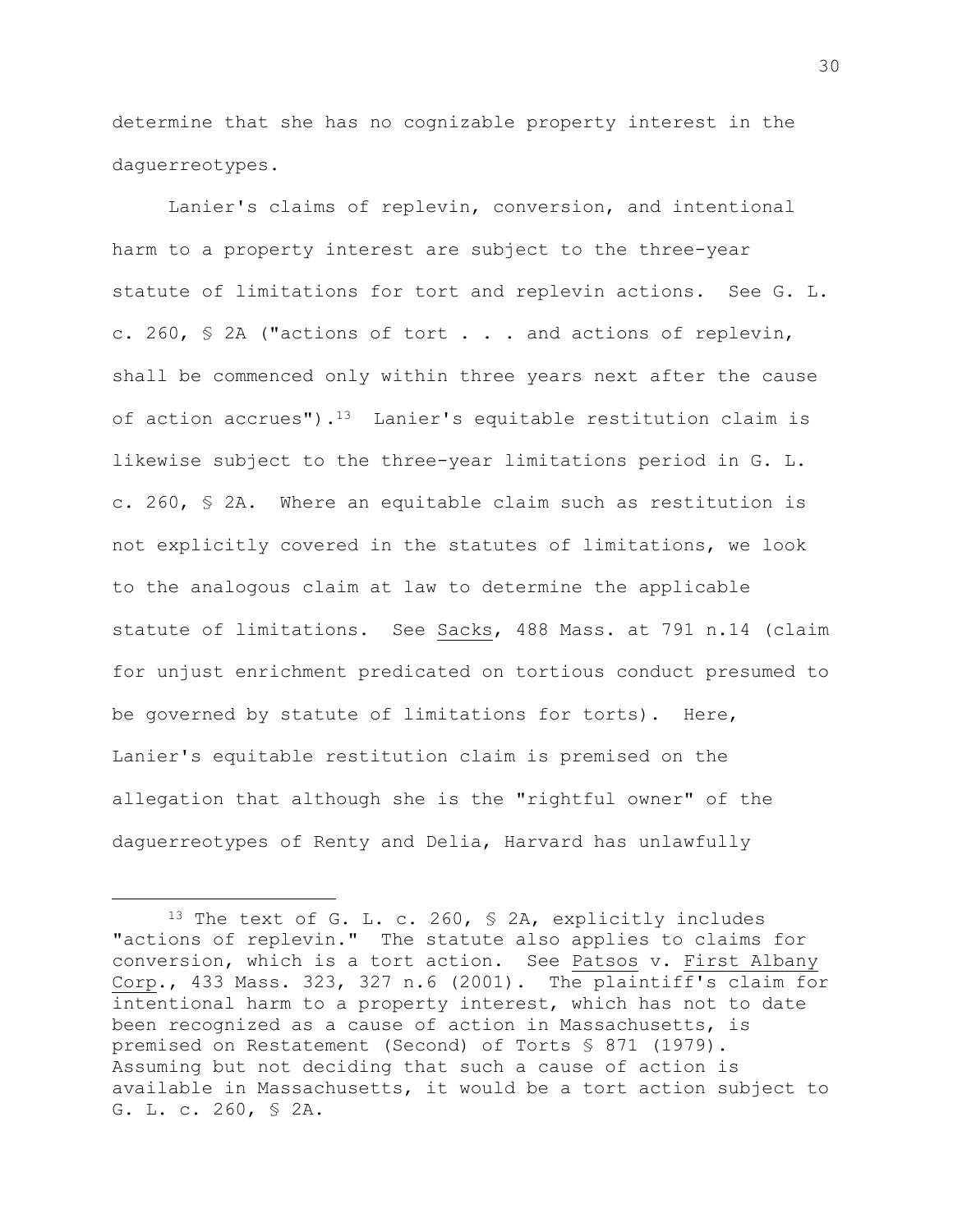determine that she has no cognizable property interest in the daguerreotypes.

Lanier's claims of replevin, conversion, and intentional harm to a property interest are subject to the three-year statute of limitations for tort and replevin actions. See G. L. c. 260, § 2A ("actions of tort . . . and actions of replevin, shall be commenced only within three years next after the cause of action accrues").[13] Lanier's equitable restitution claim is likewise subject to the three-year limitations period in G. L. c. 260, § 2A. Where an equitable claim such as restitution is not explicitly covered in the statutes of limitations, we look to the analogous claim at law to determine the applicable statute of limitations. See Sacks, 488 Mass. at 791 n.14 (claim for unjust enrichment predicated on tortious conduct presumed to be governed by statute of limitations for torts). Here, Lanier's equitable restitution claim is premised on the allegation that although she is the "rightful owner" of the daguerreotypes of Renty and Delia, Harvard has unlawfully

---

[13] The text of G. L. c. 260, § 2A, explicitly includes "actions of replevin." The statute also applies to claims for conversion, which is a tort action. See Patsos v. First Albany Corp., 433 Mass. 323, 327 n.6 (2001). The plaintiff's claim for intentional harm to a property interest, which has not to date been recognized as a cause of action in Massachusetts, is premised on Restatement (Second) of Torts § 871 (1979). Assuming but not deciding that such a cause of action is available in Massachusetts, it would be a tort action subject to G. L. c. 260, § 2A.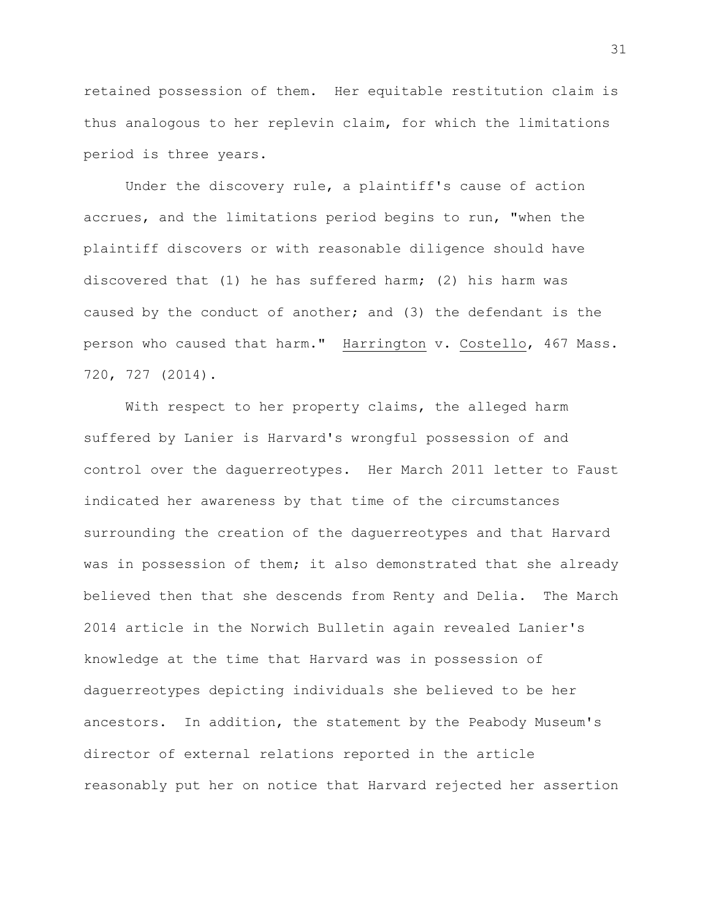retained possession of them. Her equitable restitution claim is thus analogous to her replevin claim, for which the limitations period is three years.

Under the discovery rule, a plaintiff's cause of action accrues, and the limitations period begins to run, "when the plaintiff discovers or with reasonable diligence should have discovered that (1) he has suffered harm; (2) his harm was caused by the conduct of another; and (3) the defendant is the person who caused that harm." Harrington v. Costello, 467 Mass. 720, 727 (2014).

With respect to her property claims, the alleged harm suffered by Lanier is Harvard's wrongful possession of and control over the daguerreotypes. Her March 2011 letter to Faust indicated her awareness by that time of the circumstances surrounding the creation of the daguerreotypes and that Harvard was in possession of them; it also demonstrated that she already believed then that she descends from Renty and Delia. The March 2014 article in the Norwich Bulletin again revealed Lanier's knowledge at the time that Harvard was in possession of daguerreotypes depicting individuals she believed to be her ancestors. In addition, the statement by the Peabody Museum's director of external relations reported in the article reasonably put her on notice that Harvard rejected her assertion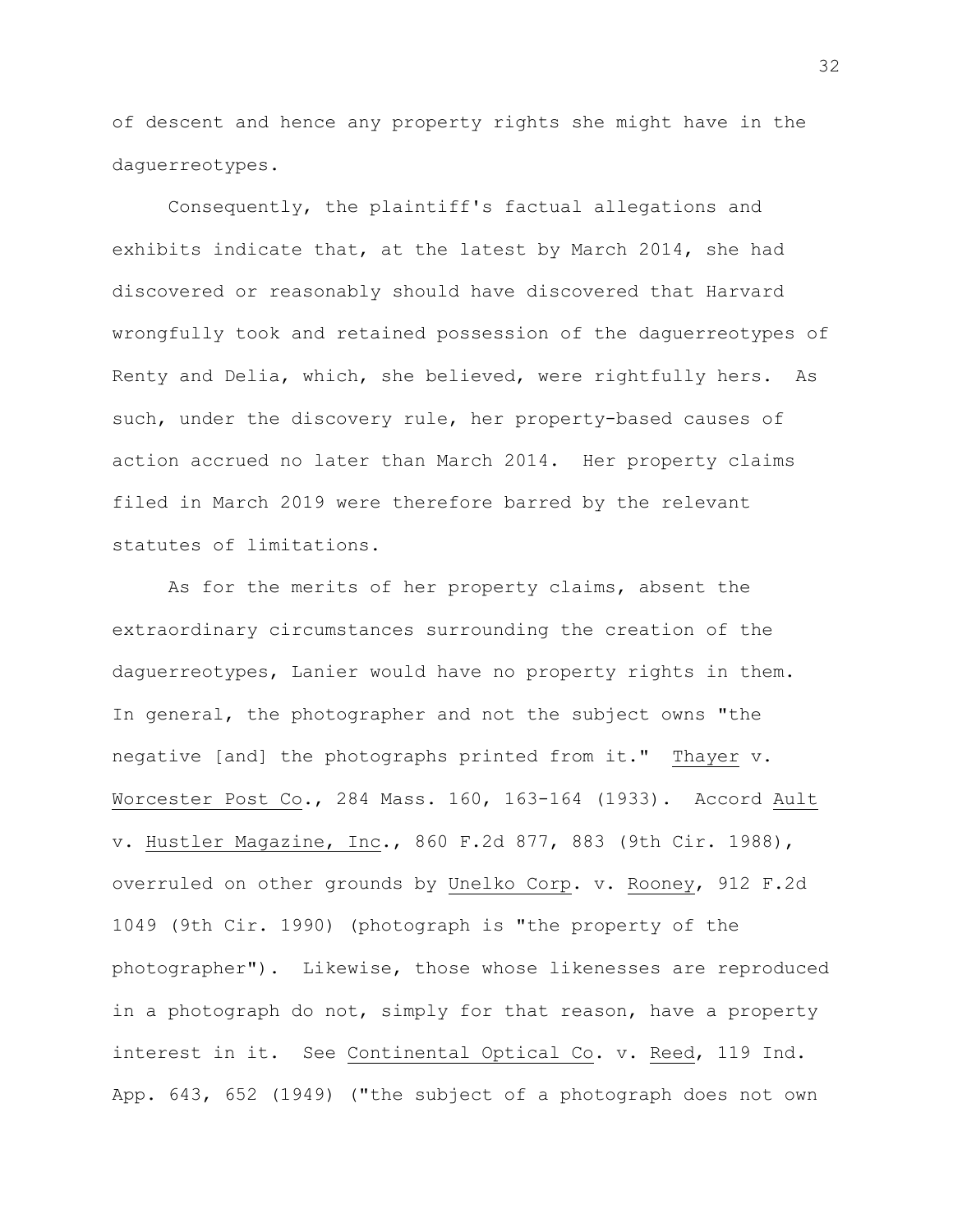of descent and hence any property rights she might have in the daguerreotypes.

Consequently, the plaintiff's factual allegations and exhibits indicate that, at the latest by March 2014, she had discovered or reasonably should have discovered that Harvard wrongfully took and retained possession of the daguerreotypes of Renty and Delia, which, she believed, were rightfully hers. As such, under the discovery rule, her property-based causes of action accrued no later than March 2014. Her property claims filed in March 2019 were therefore barred by the relevant statutes of limitations.

As for the merits of her property claims, absent the extraordinary circumstances surrounding the creation of the daguerreotypes, Lanier would have no property rights in them. In general, the photographer and not the subject owns "the negative [and] the photographs printed from it." Thayer v. Worcester Post Co., 284 Mass. 160, 163-164 (1933). Accord Ault v. Hustler Magazine, Inc., 860 F.2d 877, 883 (9th Cir. 1988), overruled on other grounds by Unelko Corp. v. Rooney, 912 F.2d 1049 (9th Cir. 1990) (photograph is "the property of the photographer"). Likewise, those whose likenesses are reproduced in a photograph do not, simply for that reason, have a property interest in it. See Continental Optical Co. v. Reed, 119 Ind. App. 643, 652 (1949) ("the subject of a photograph does not own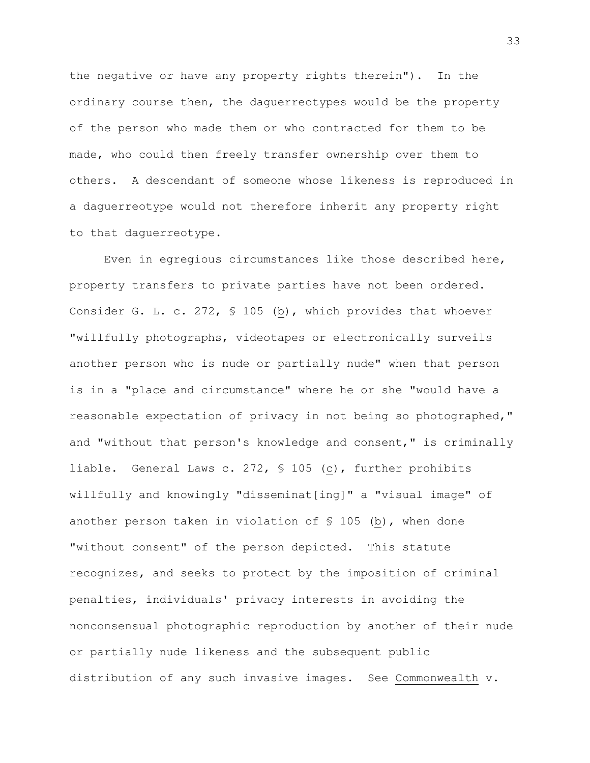the negative or have any property rights therein"). In the ordinary course then, the daguerreotypes would be the property of the person who made them or who contracted for them to be made, who could then freely transfer ownership over them to others. A descendant of someone whose likeness is reproduced in a daguerreotype would not therefore inherit any property right to that daguerreotype.

Even in egregious circumstances like those described here, property transfers to private parties have not been ordered. Consider G. L. c. 272, § 105 (b), which provides that whoever "willfully photographs, videotapes or electronically surveils another person who is nude or partially nude" when that person is in a "place and circumstance" where he or she "would have a reasonable expectation of privacy in not being so photographed," and "without that person's knowledge and consent," is criminally liable. General Laws c. 272, § 105 (c), further prohibits willfully and knowingly "disseminat[ing]" a "visual image" of another person taken in violation of § 105 (b), when done "without consent" of the person depicted. This statute recognizes, and seeks to protect by the imposition of criminal penalties, individuals' privacy interests in avoiding the nonconsensual photographic reproduction by another of their nude or partially nude likeness and the subsequent public distribution of any such invasive images. See Commonwealth v.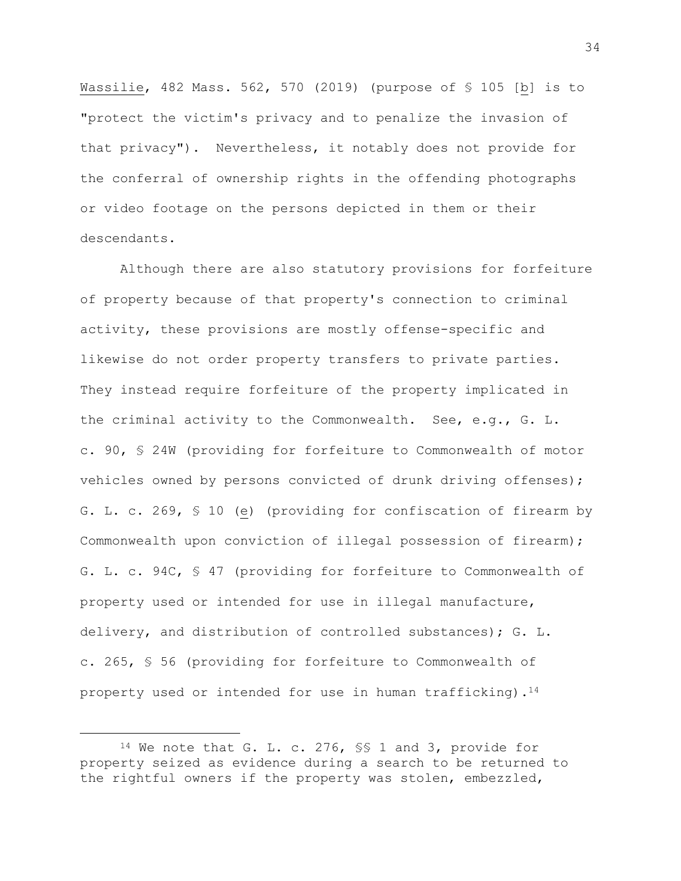Wassilie, 482 Mass. 562, 570 (2019) (purpose of § 105 [b] is to "protect the victim's privacy and to penalize the invasion of that privacy"). Nevertheless, it notably does not provide for the conferral of ownership rights in the offending photographs or video footage on the persons depicted in them or their descendants.

Although there are also statutory provisions for forfeiture of property because of that property's connection to criminal activity, these provisions are mostly offense-specific and likewise do not order property transfers to private parties. They instead require forfeiture of the property implicated in the criminal activity to the Commonwealth. See, e.g., G. L. c. 90, § 24W (providing for forfeiture to Commonwealth of motor vehicles owned by persons convicted of drunk driving offenses); G. L. c. 269, § 10 (e) (providing for confiscation of firearm by Commonwealth upon conviction of illegal possession of firearm); G. L. c. 94C, § 47 (providing for forfeiture to Commonwealth of property used or intended for use in illegal manufacture, delivery, and distribution of controlled substances); G. L. c. 265, § 56 (providing for forfeiture to Commonwealth of property used or intended for use in human trafficking).[14]

---

[14] We note that G. L. c. 276, §§ 1 and 3, provide for property seized as evidence during a search to be returned to the rightful owners if the property was stolen, embezzled,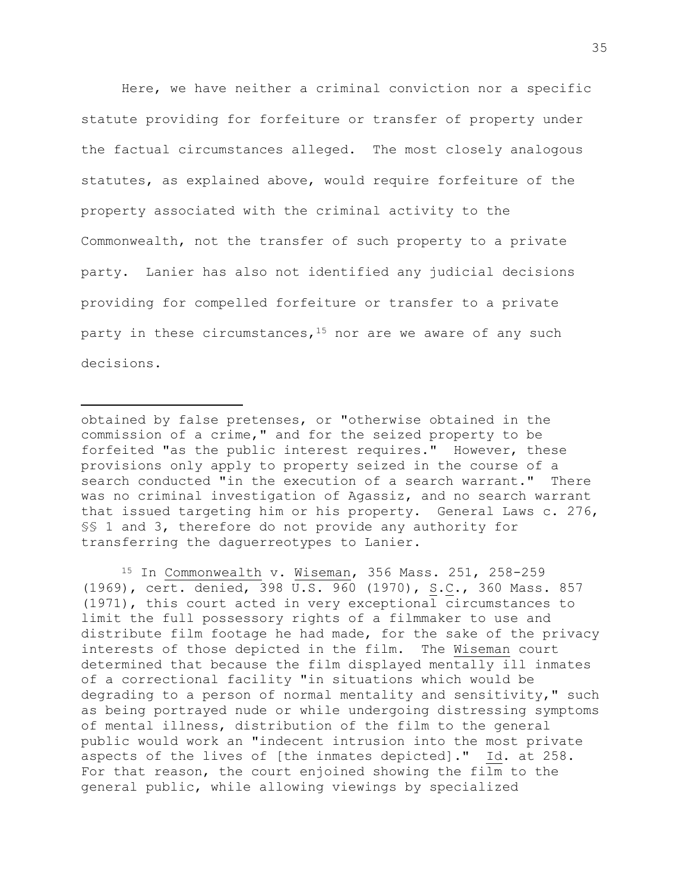Here, we have neither a criminal conviction nor a specific statute providing for forfeiture or transfer of property under the factual circumstances alleged. The most closely analogous statutes, as explained above, would require forfeiture of the property associated with the criminal activity to the Commonwealth, not the transfer of such property to a private party. Lanier has also not identified any judicial decisions providing for compelled forfeiture or transfer to a private party in these circumstances,[15] nor are we aware of any such decisions.

---

obtained by false pretenses, or "otherwise obtained in the commission of a crime," and for the seized property to be forfeited "as the public interest requires." However, these provisions only apply to property seized in the course of a search conducted "in the execution of a search warrant." There was no criminal investigation of Agassiz, and no search warrant that issued targeting him or his property. General Laws c. 276, §§ 1 and 3, therefore do not provide any authority for transferring the daguerreotypes to Lanier.

[15] In Commonwealth v. Wiseman, 356 Mass. 251, 258-259 (1969), cert. denied, 398 U.S. 960 (1970), S.C., 360 Mass. 857 (1971), this court acted in very exceptional circumstances to limit the full possessory rights of a filmmaker to use and distribute film footage he had made, for the sake of the privacy interests of those depicted in the film. The Wiseman court determined that because the film displayed mentally ill inmates of a correctional facility "in situations which would be degrading to a person of normal mentality and sensitivity," such as being portrayed nude or while undergoing distressing symptoms of mental illness, distribution of the film to the general public would work an "indecent intrusion into the most private aspects of the lives of [the inmates depicted]." Id. at 258. For that reason, the court enjoined showing the film to the general public, while allowing viewings by specialized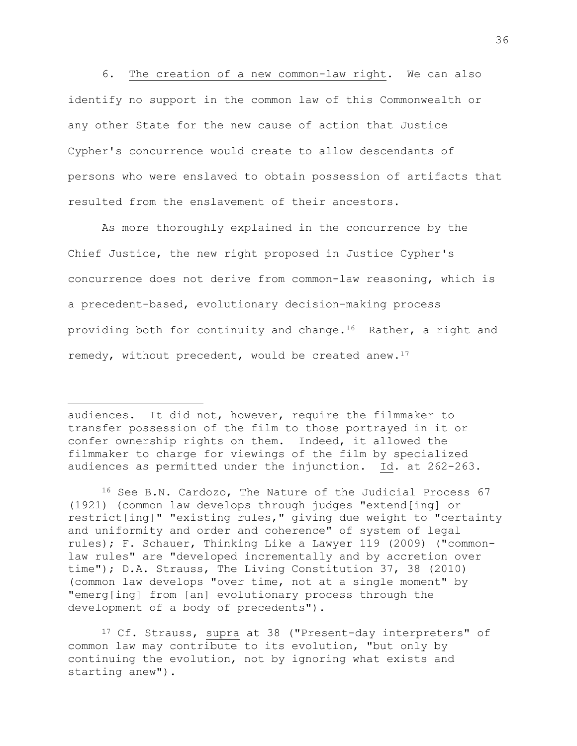6. The creation of a new common-law right. We can also identify no support in the common law of this Commonwealth or any other State for the new cause of action that Justice Cypher's concurrence would create to allow descendants of persons who were enslaved to obtain possession of artifacts that resulted from the enslavement of their ancestors.

As more thoroughly explained in the concurrence by the Chief Justice, the new right proposed in Justice Cypher's concurrence does not derive from common-law reasoning, which is a precedent-based, evolutionary decision-making process providing both for continuity and change.[16] Rather, a right and remedy, without precedent, would be created anew.[17]

---

audiences. It did not, however, require the filmmaker to transfer possession of the film to those portrayed in it or confer ownership rights on them. Indeed, it allowed the filmmaker to charge for viewings of the film by specialized audiences as permitted under the injunction. Id. at 262-263.

[16] See B.N. Cardozo, The Nature of the Judicial Process 67 (1921) (common law develops through judges "extend[ing] or restrict[ing]" "existing rules," giving due weight to "certainty and uniformity and order and coherence" of system of legal rules); F. Schauer, Thinking Like a Lawyer 119 (2009) ("common-law rules" are "developed incrementally and by accretion over time"); D.A. Strauss, The Living Constitution 37, 38 (2010) (common law develops "over time, not at a single moment" by "emerg[ing] from [an] evolutionary process through the development of a body of precedents").

[17] Cf. Strauss, supra at 38 ("Present-day interpreters" of common law may contribute to its evolution, "but only by continuing the evolution, not by ignoring what exists and starting anew").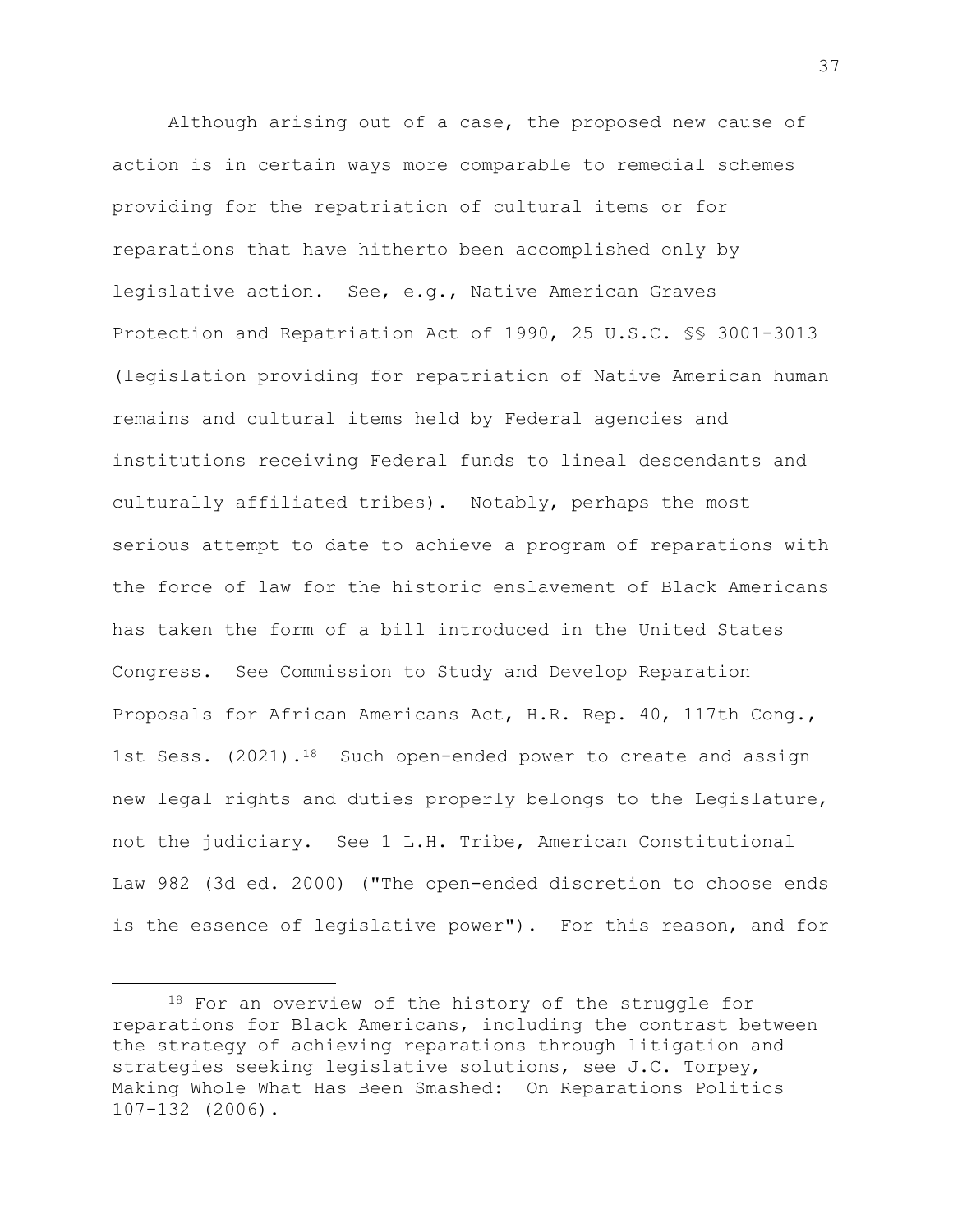Although arising out of a case, the proposed new cause of action is in certain ways more comparable to remedial schemes providing for the repatriation of cultural items or for reparations that have hitherto been accomplished only by legislative action. See, e.g., Native American Graves Protection and Repatriation Act of 1990, 25 U.S.C. §§ 3001-3013 (legislation providing for repatriation of Native American human remains and cultural items held by Federal agencies and institutions receiving Federal funds to lineal descendants and culturally affiliated tribes). Notably, perhaps the most serious attempt to date to achieve a program of reparations with the force of law for the historic enslavement of Black Americans has taken the form of a bill introduced in the United States Congress. See Commission to Study and Develop Reparation Proposals for African Americans Act, H.R. Rep. 40, 117th Cong., 1st Sess. (2021).[18] Such open-ended power to create and assign new legal rights and duties properly belongs to the Legislature, not the judiciary. See 1 L.H. Tribe, American Constitutional Law 982 (3d ed. 2000) ("The open-ended discretion to choose ends is the essence of legislative power"). For this reason, and for

---

[18] For an overview of the history of the struggle for reparations for Black Americans, including the contrast between the strategy of achieving reparations through litigation and strategies seeking legislative solutions, see J.C. Torpey, Making Whole What Has Been Smashed: On Reparations Politics 107-132 (2006).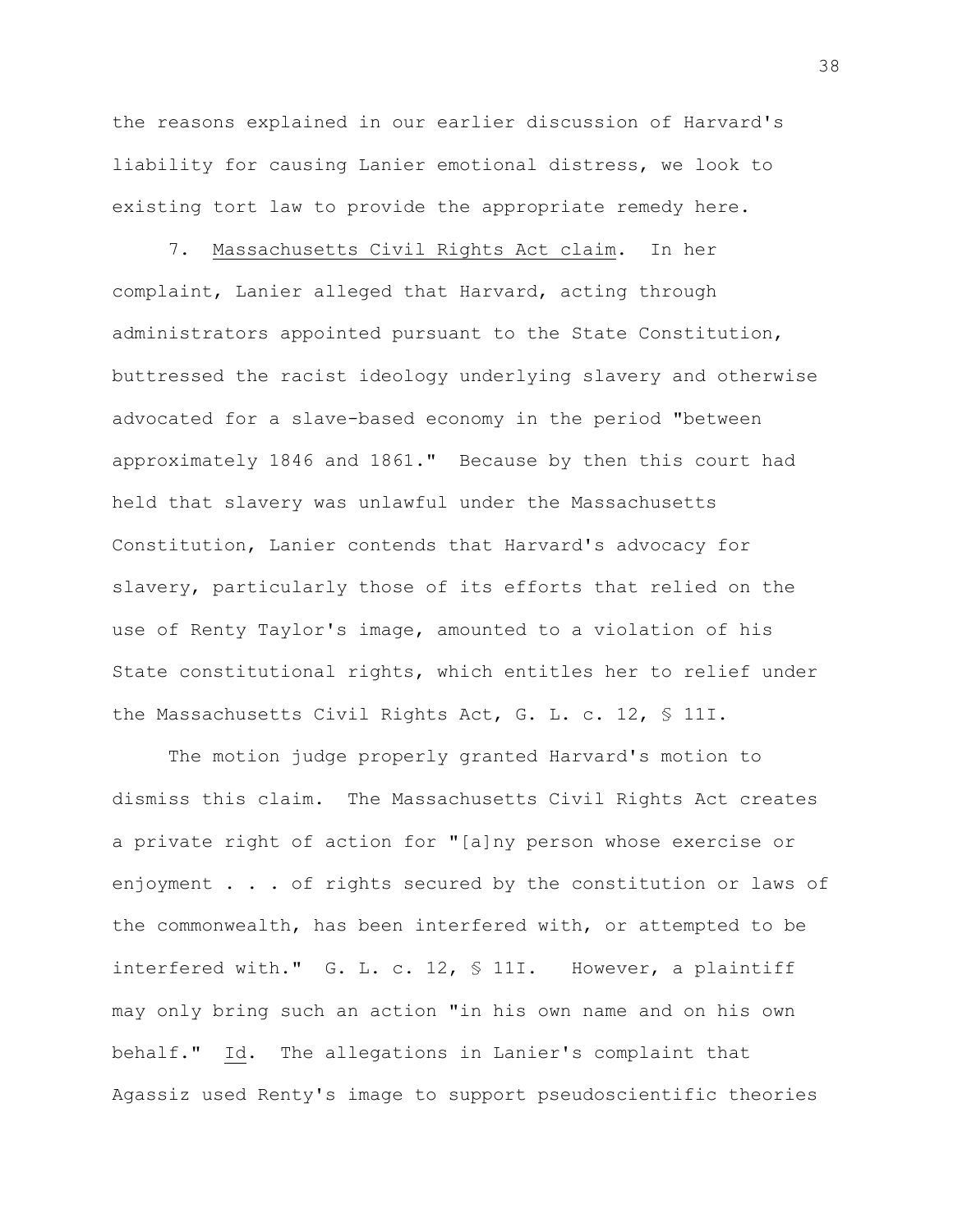the reasons explained in our earlier discussion of Harvard's liability for causing Lanier emotional distress, we look to existing tort law to provide the appropriate remedy here.

7. Massachusetts Civil Rights Act claim. In her complaint, Lanier alleged that Harvard, acting through administrators appointed pursuant to the State Constitution, buttressed the racist ideology underlying slavery and otherwise advocated for a slave-based economy in the period "between approximately 1846 and 1861." Because by then this court had held that slavery was unlawful under the Massachusetts Constitution, Lanier contends that Harvard's advocacy for slavery, particularly those of its efforts that relied on the use of Renty Taylor's image, amounted to a violation of his State constitutional rights, which entitles her to relief under the Massachusetts Civil Rights Act, G. L. c. 12, § 11I.

The motion judge properly granted Harvard's motion to dismiss this claim. The Massachusetts Civil Rights Act creates a private right of action for "[a]ny person whose exercise or enjoyment . . . of rights secured by the constitution or laws of the commonwealth, has been interfered with, or attempted to be interfered with." G. L. c. 12, § 11I. However, a plaintiff may only bring such an action "in his own name and on his own behalf." Id. The allegations in Lanier's complaint that Agassiz used Renty's image to support pseudoscientific theories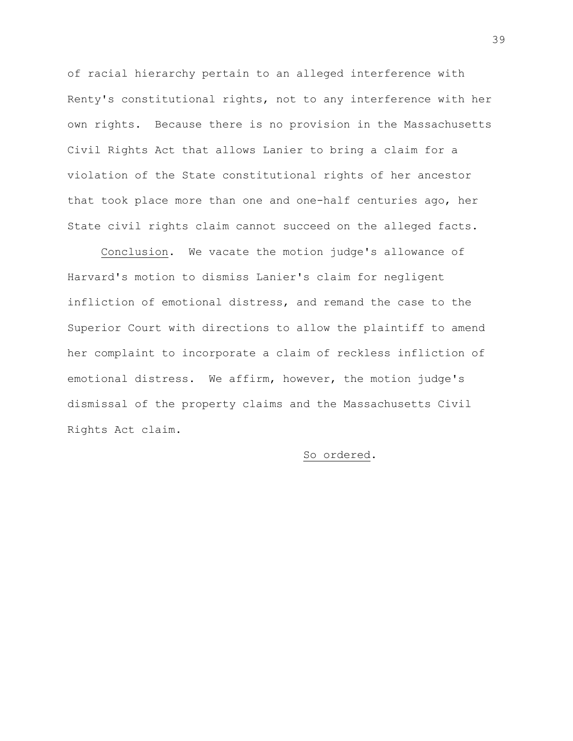of racial hierarchy pertain to an alleged interference with Renty's constitutional rights, not to any interference with her own rights. Because there is no provision in the Massachusetts Civil Rights Act that allows Lanier to bring a claim for a violation of the State constitutional rights of her ancestor that took place more than one and one-half centuries ago, her State civil rights claim cannot succeed on the alleged facts.

<u>Conclusion</u>. We vacate the motion judge's allowance of Harvard's motion to dismiss Lanier's claim for negligent infliction of emotional distress, and remand the case to the Superior Court with directions to allow the plaintiff to amend her complaint to incorporate a claim of reckless infliction of emotional distress. We affirm, however, the motion judge's dismissal of the property claims and the Massachusetts Civil Rights Act claim.

<u>So ordered</u>.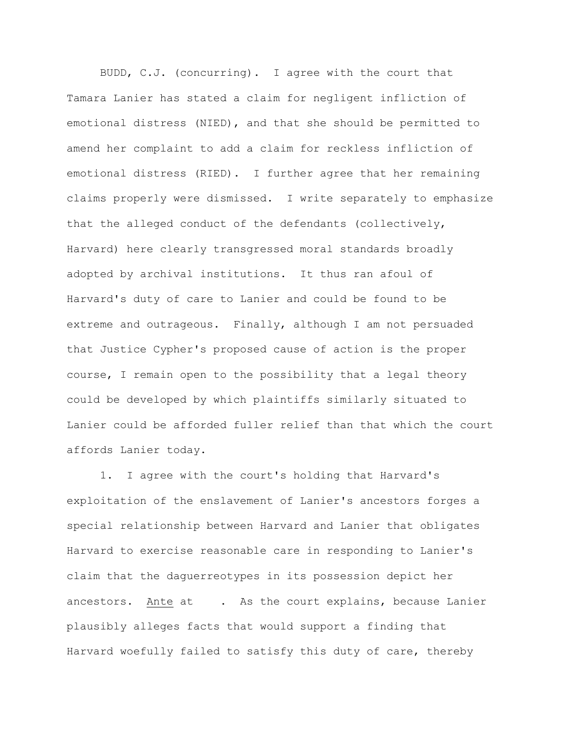BUDD, C.J. (concurring). I agree with the court that Tamara Lanier has stated a claim for negligent infliction of emotional distress (NIED), and that she should be permitted to amend her complaint to add a claim for reckless infliction of emotional distress (RIED). I further agree that her remaining claims properly were dismissed. I write separately to emphasize that the alleged conduct of the defendants (collectively, Harvard) here clearly transgressed moral standards broadly adopted by archival institutions. It thus ran afoul of Harvard's duty of care to Lanier and could be found to be extreme and outrageous. Finally, although I am not persuaded that Justice Cypher's proposed cause of action is the proper course, I remain open to the possibility that a legal theory could be developed by which plaintiffs similarly situated to Lanier could be afforded fuller relief than that which the court affords Lanier today.

1. I agree with the court's holding that Harvard's exploitation of the enslavement of Lanier's ancestors forges a special relationship between Harvard and Lanier that obligates Harvard to exercise reasonable care in responding to Lanier's claim that the daguerreotypes in its possession depict her ancestors. Ante at . As the court explains, because Lanier plausibly alleges facts that would support a finding that Harvard woefully failed to satisfy this duty of care, thereby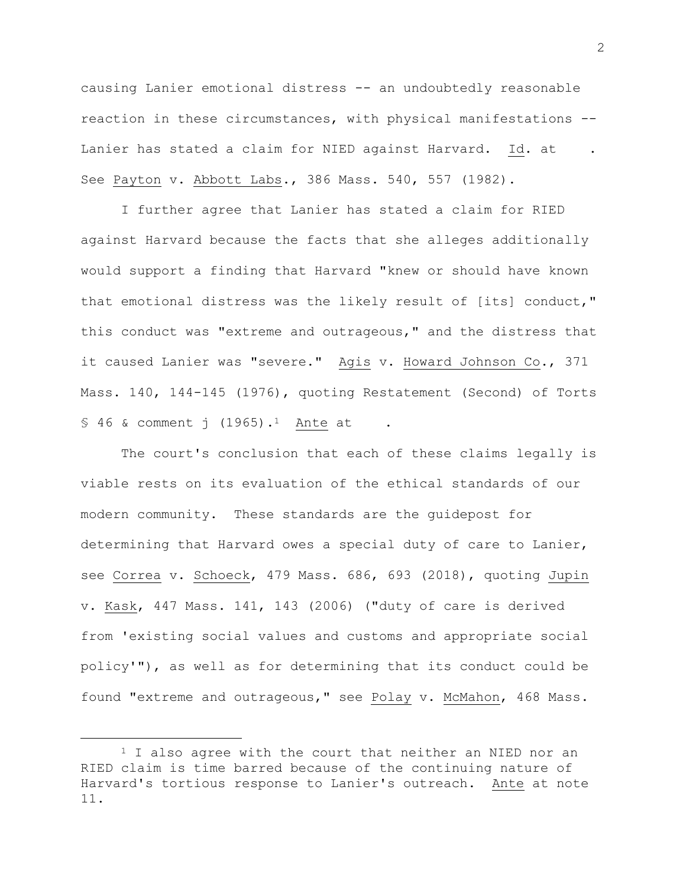causing Lanier emotional distress -- an undoubtedly reasonable reaction in these circumstances, with physical manifestations -- Lanier has stated a claim for NIED against Harvard. Id. at . See Payton v. Abbott Labs., 386 Mass. 540, 557 (1982).

I further agree that Lanier has stated a claim for RIED against Harvard because the facts that she alleges additionally would support a finding that Harvard "knew or should have known that emotional distress was the likely result of [its] conduct," this conduct was "extreme and outrageous," and the distress that it caused Lanier was "severe." Agis v. Howard Johnson Co., 371 Mass. 140, 144-145 (1976), quoting Restatement (Second) of Torts § 46 & comment j (1965).[1] Ante at .

The court's conclusion that each of these claims legally is viable rests on its evaluation of the ethical standards of our modern community. These standards are the guidepost for determining that Harvard owes a special duty of care to Lanier, see Correa v. Schoeck, 479 Mass. 686, 693 (2018), quoting Jupin v. Kask, 447 Mass. 141, 143 (2006) ("duty of care is derived from 'existing social values and customs and appropriate social policy'"), as well as for determining that its conduct could be found "extreme and outrageous," see Polay v. McMahon, 468 Mass.

[1] I also agree with the court that neither an NIED nor an RIED claim is time barred because of the continuing nature of Harvard's tortious response to Lanier's outreach. Ante at note 11.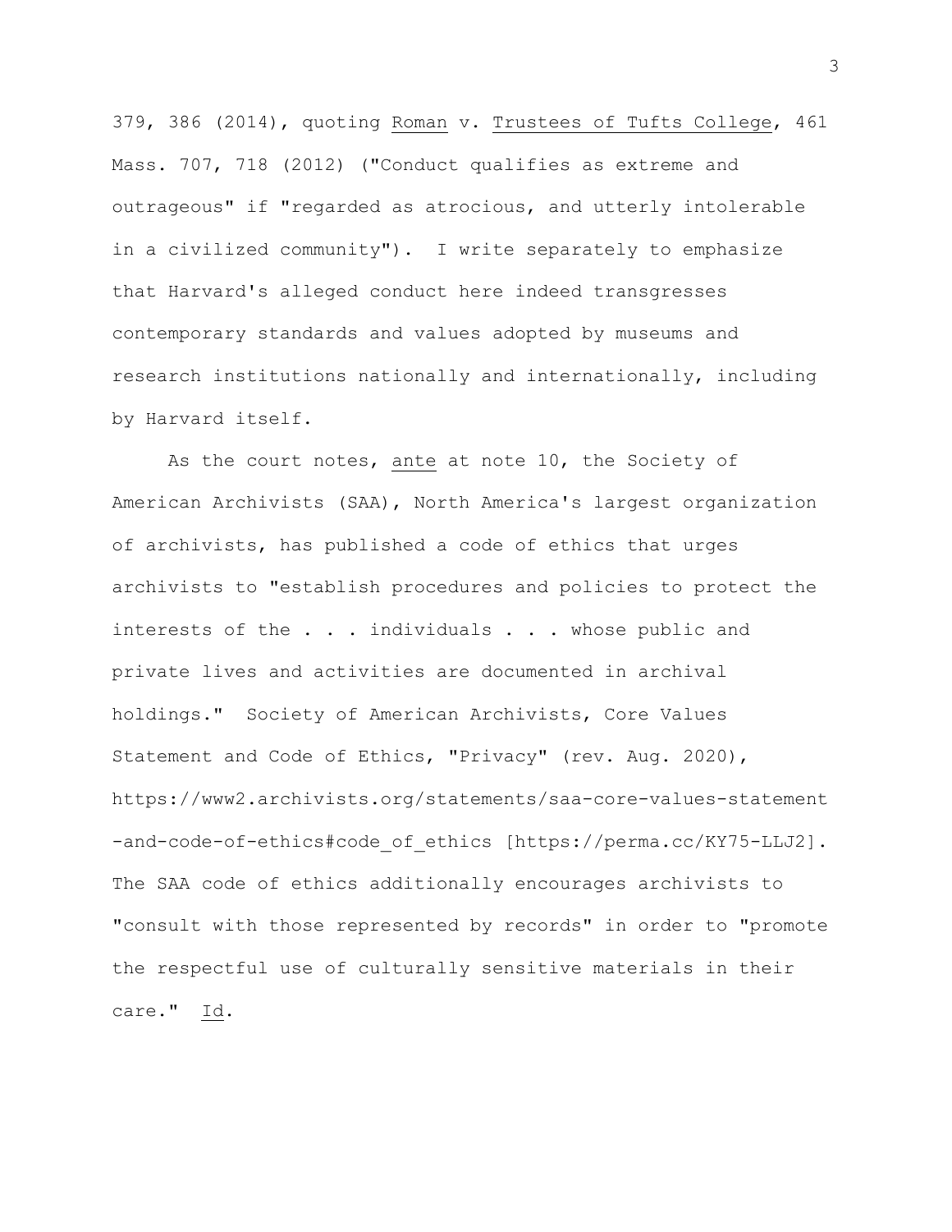379, 386 (2014), quoting Roman v. Trustees of Tufts College, 461 Mass. 707, 718 (2012) ("Conduct qualifies as extreme and outrageous" if "regarded as atrocious, and utterly intolerable in a civilized community"). I write separately to emphasize that Harvard's alleged conduct here indeed transgresses contemporary standards and values adopted by museums and research institutions nationally and internationally, including by Harvard itself.

As the court notes, ante at note 10, the Society of American Archivists (SAA), North America's largest organization of archivists, has published a code of ethics that urges archivists to "establish procedures and policies to protect the interests of the . . . individuals . . . whose public and private lives and activities are documented in archival holdings." Society of American Archivists, Core Values Statement and Code of Ethics, "Privacy" (rev. Aug. 2020), https://www2.archivists.org/statements/saa-core-values-statement-and-code-of-ethics#code_of_ethics [https://perma.cc/KY75-LLJ2]. The SAA code of ethics additionally encourages archivists to "consult with those represented by records" in order to "promote the respectful use of culturally sensitive materials in their care." Id.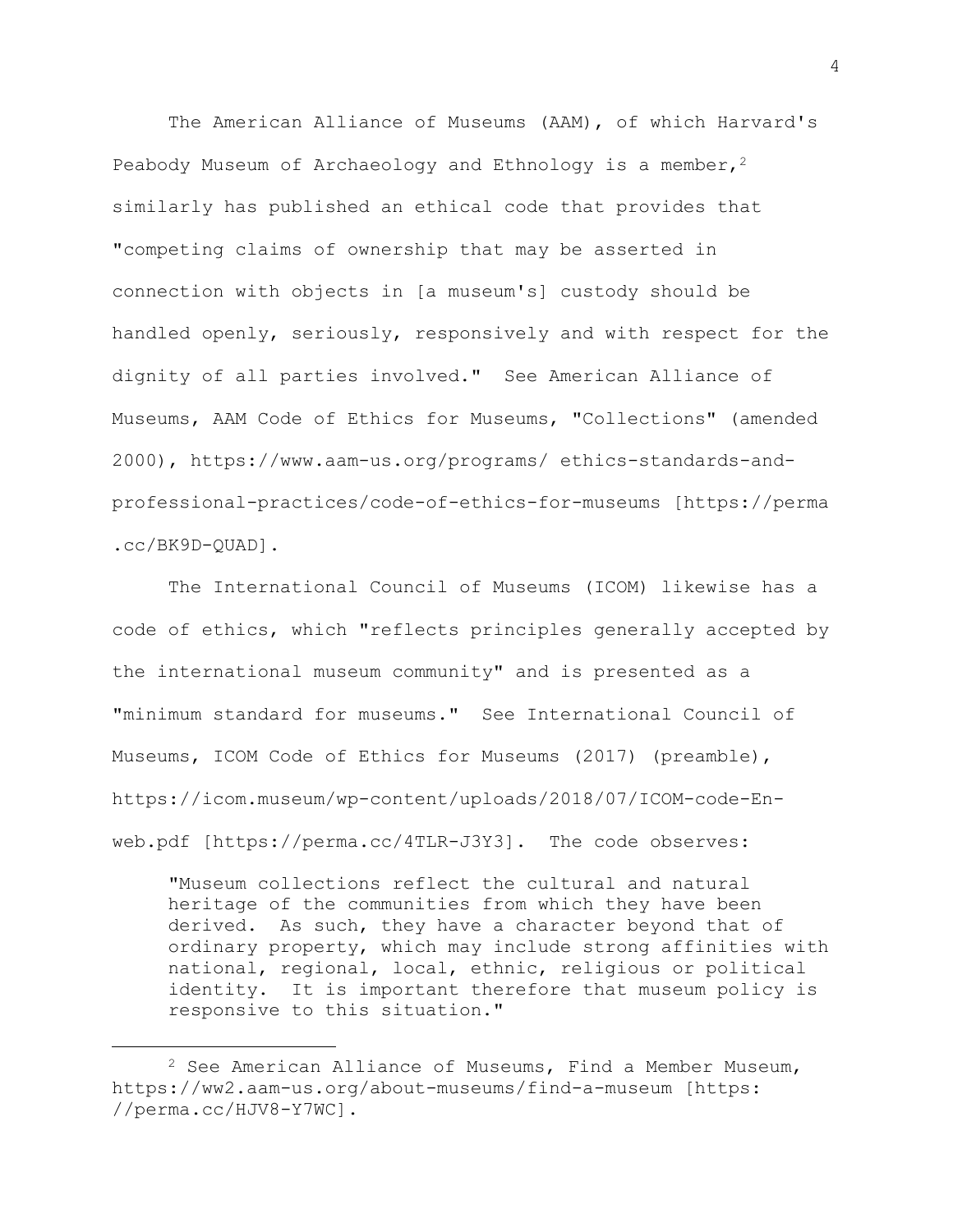The American Alliance of Museums (AAM), of which Harvard's Peabody Museum of Archaeology and Ethnology is a member,[2] similarly has published an ethical code that provides that "competing claims of ownership that may be asserted in connection with objects in [a museum's] custody should be handled openly, seriously, responsively and with respect for the dignity of all parties involved." See American Alliance of Museums, AAM Code of Ethics for Museums, "Collections" (amended 2000), https://www.aam-us.org/programs/ ethics-standards-and-professional-practices/code-of-ethics-for-museums [https://perma.cc/BK9D-QUAD].

The International Council of Museums (ICOM) likewise has a code of ethics, which "reflects principles generally accepted by the international museum community" and is presented as a "minimum standard for museums." See International Council of Museums, ICOM Code of Ethics for Museums (2017) (preamble), https://icom.museum/wp-content/uploads/2018/07/ICOM-code-En-web.pdf [https://perma.cc/4TLR-J3Y3]. The code observes:

> "Museum collections reflect the cultural and natural heritage of the communities from which they have been derived. As such, they have a character beyond that of ordinary property, which may include strong affinities with national, regional, local, ethnic, religious or political identity. It is important therefore that museum policy is responsive to this situation."

---

[2] See American Alliance of Museums, Find a Member Museum, https://ww2.aam-us.org/about-museums/find-a-museum [https://perma.cc/HJV8-Y7WC].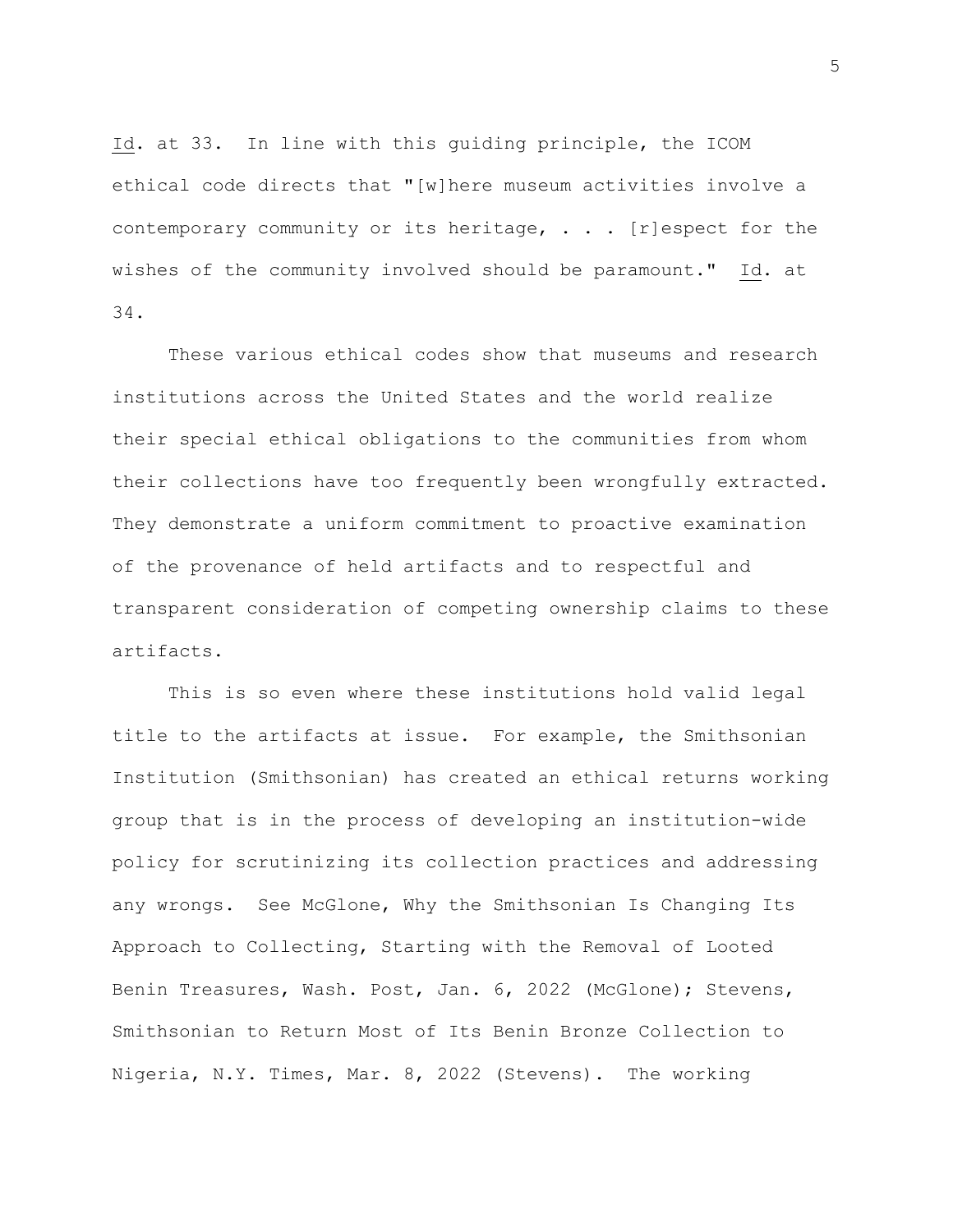Id. at 33. In line with this guiding principle, the ICOM ethical code directs that "[w]here museum activities involve a contemporary community or its heritage, . . . [r]espect for the wishes of the community involved should be paramount." Id. at 34.

These various ethical codes show that museums and research institutions across the United States and the world realize their special ethical obligations to the communities from whom their collections have too frequently been wrongfully extracted. They demonstrate a uniform commitment to proactive examination of the provenance of held artifacts and to respectful and transparent consideration of competing ownership claims to these artifacts.

This is so even where these institutions hold valid legal title to the artifacts at issue. For example, the Smithsonian Institution (Smithsonian) has created an ethical returns working group that is in the process of developing an institution-wide policy for scrutinizing its collection practices and addressing any wrongs. See McGlone, Why the Smithsonian Is Changing Its Approach to Collecting, Starting with the Removal of Looted Benin Treasures, Wash. Post, Jan. 6, 2022 (McGlone); Stevens, Smithsonian to Return Most of Its Benin Bronze Collection to Nigeria, N.Y. Times, Mar. 8, 2022 (Stevens). The working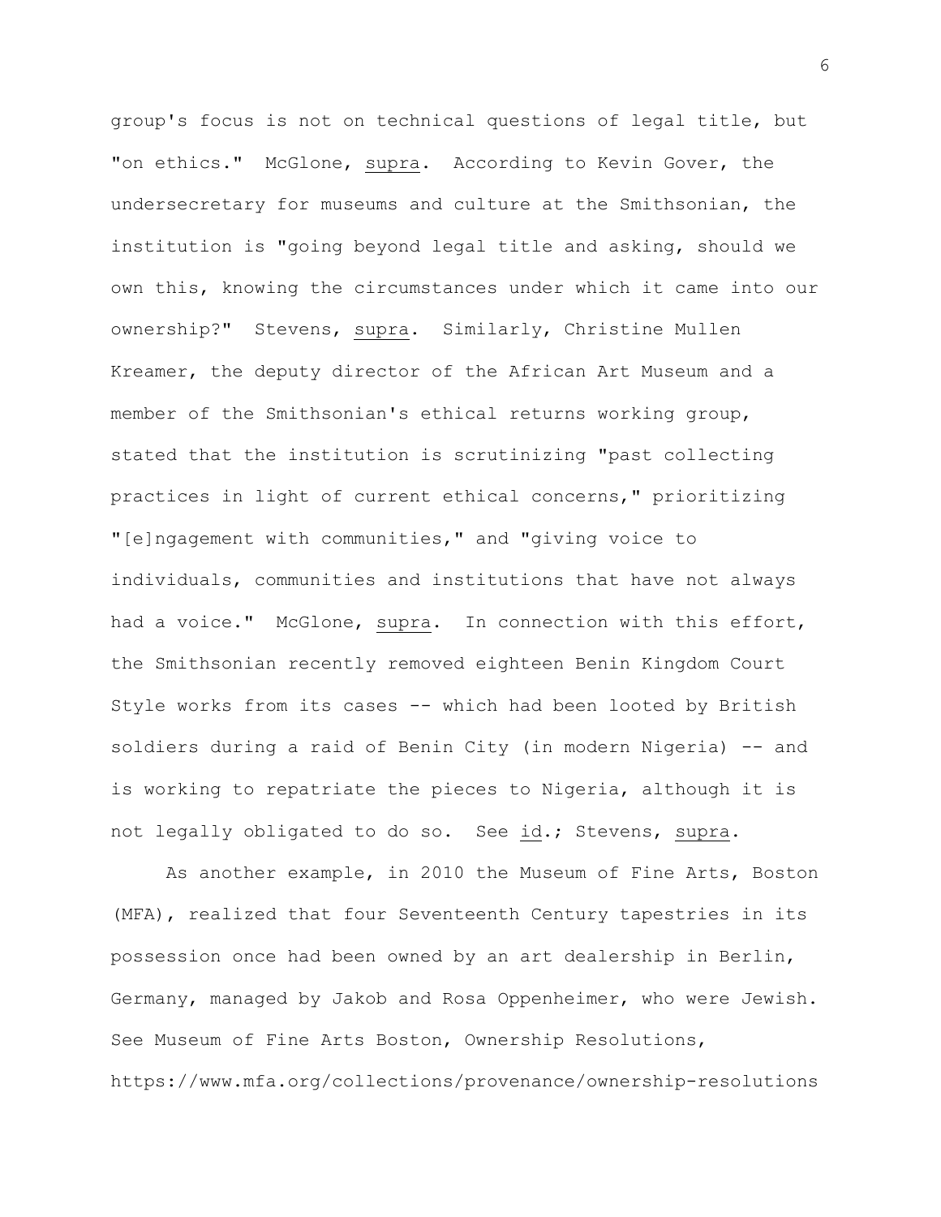group's focus is not on technical questions of legal title, but "on ethics." McGlone, supra. According to Kevin Gover, the undersecretary for museums and culture at the Smithsonian, the institution is "going beyond legal title and asking, should we own this, knowing the circumstances under which it came into our ownership?" Stevens, supra. Similarly, Christine Mullen Kreamer, the deputy director of the African Art Museum and a member of the Smithsonian's ethical returns working group, stated that the institution is scrutinizing "past collecting practices in light of current ethical concerns," prioritizing "[e]ngagement with communities," and "giving voice to individuals, communities and institutions that have not always had a voice." McGlone, supra. In connection with this effort, the Smithsonian recently removed eighteen Benin Kingdom Court Style works from its cases -- which had been looted by British soldiers during a raid of Benin City (in modern Nigeria) -- and is working to repatriate the pieces to Nigeria, although it is not legally obligated to do so. See id.; Stevens, supra.

As another example, in 2010 the Museum of Fine Arts, Boston (MFA), realized that four Seventeenth Century tapestries in its possession once had been owned by an art dealership in Berlin, Germany, managed by Jakob and Rosa Oppenheimer, who were Jewish. See Museum of Fine Arts Boston, Ownership Resolutions, https://www.mfa.org/collections/provenance/ownership-resolutions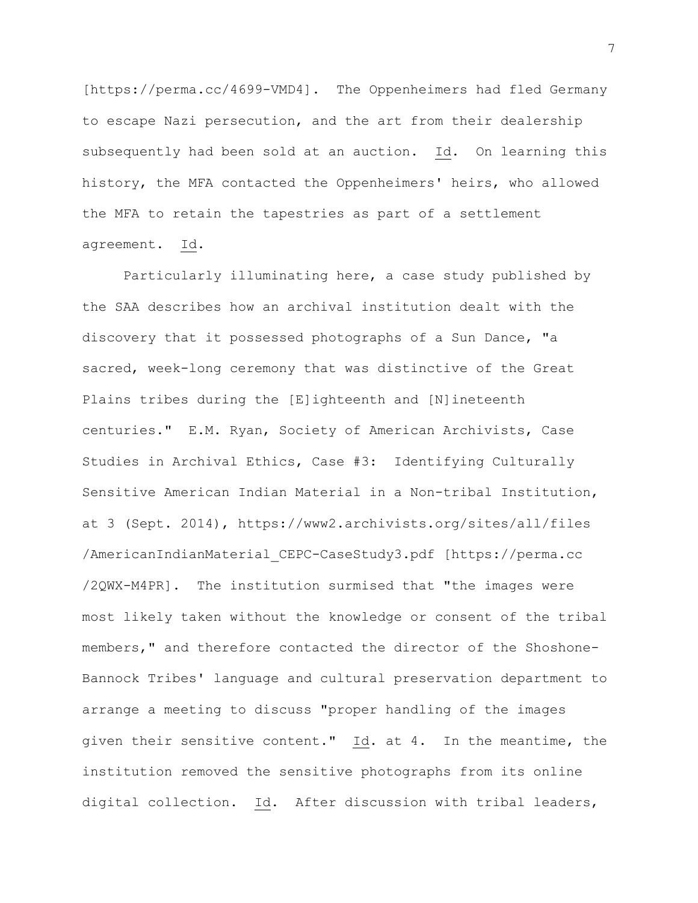[https://perma.cc/4699-VMD4]. The Oppenheimers had fled Germany to escape Nazi persecution, and the art from their dealership subsequently had been sold at an auction. Id. On learning this history, the MFA contacted the Oppenheimers' heirs, who allowed the MFA to retain the tapestries as part of a settlement agreement. Id.

Particularly illuminating here, a case study published by the SAA describes how an archival institution dealt with the discovery that it possessed photographs of a Sun Dance, "a sacred, week-long ceremony that was distinctive of the Great Plains tribes during the [E]ighteenth and [N]ineteenth centuries." E.M. Ryan, Society of American Archivists, Case Studies in Archival Ethics, Case #3: Identifying Culturally Sensitive American Indian Material in a Non-tribal Institution, at 3 (Sept. 2014), https://www2.archivists.org/sites/all/files/AmericanIndianMaterial_CEPC-CaseStudy3.pdf [https://perma.cc/2QWX-M4PR]. The institution surmised that "the images were most likely taken without the knowledge or consent of the tribal members," and therefore contacted the director of the Shoshone-Bannock Tribes' language and cultural preservation department to arrange a meeting to discuss "proper handling of the images given their sensitive content." Id. at 4. In the meantime, the institution removed the sensitive photographs from its online digital collection. Id. After discussion with tribal leaders,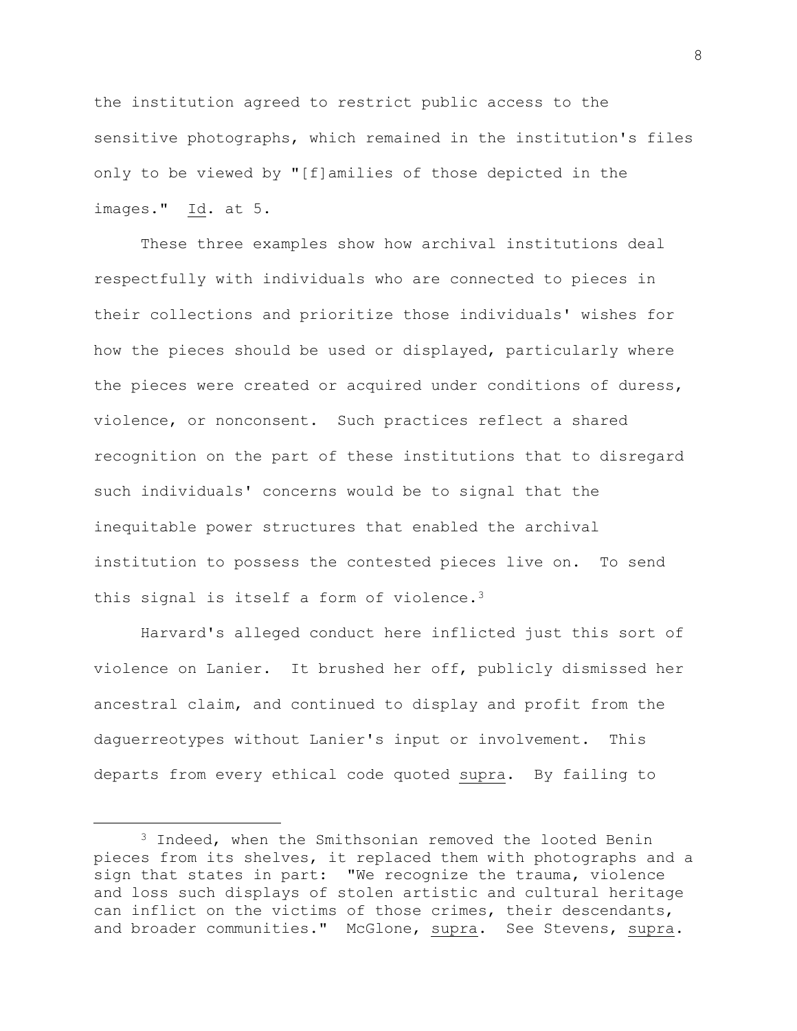the institution agreed to restrict public access to the sensitive photographs, which remained in the institution's files only to be viewed by "[f]amilies of those depicted in the images." Id. at 5.

These three examples show how archival institutions deal respectfully with individuals who are connected to pieces in their collections and prioritize those individuals' wishes for how the pieces should be used or displayed, particularly where the pieces were created or acquired under conditions of duress, violence, or nonconsent. Such practices reflect a shared recognition on the part of these institutions that to disregard such individuals' concerns would be to signal that the inequitable power structures that enabled the archival institution to possess the contested pieces live on. To send this signal is itself a form of violence.[3]

Harvard's alleged conduct here inflicted just this sort of violence on Lanier. It brushed her off, publicly dismissed her ancestral claim, and continued to display and profit from the daguerreotypes without Lanier's input or involvement. This departs from every ethical code quoted supra. By failing to

---

[3] Indeed, when the Smithsonian removed the looted Benin pieces from its shelves, it replaced them with photographs and a sign that states in part: "We recognize the trauma, violence and loss such displays of stolen artistic and cultural heritage can inflict on the victims of those crimes, their descendants, and broader communities." McGlone, supra. See Stevens, supra.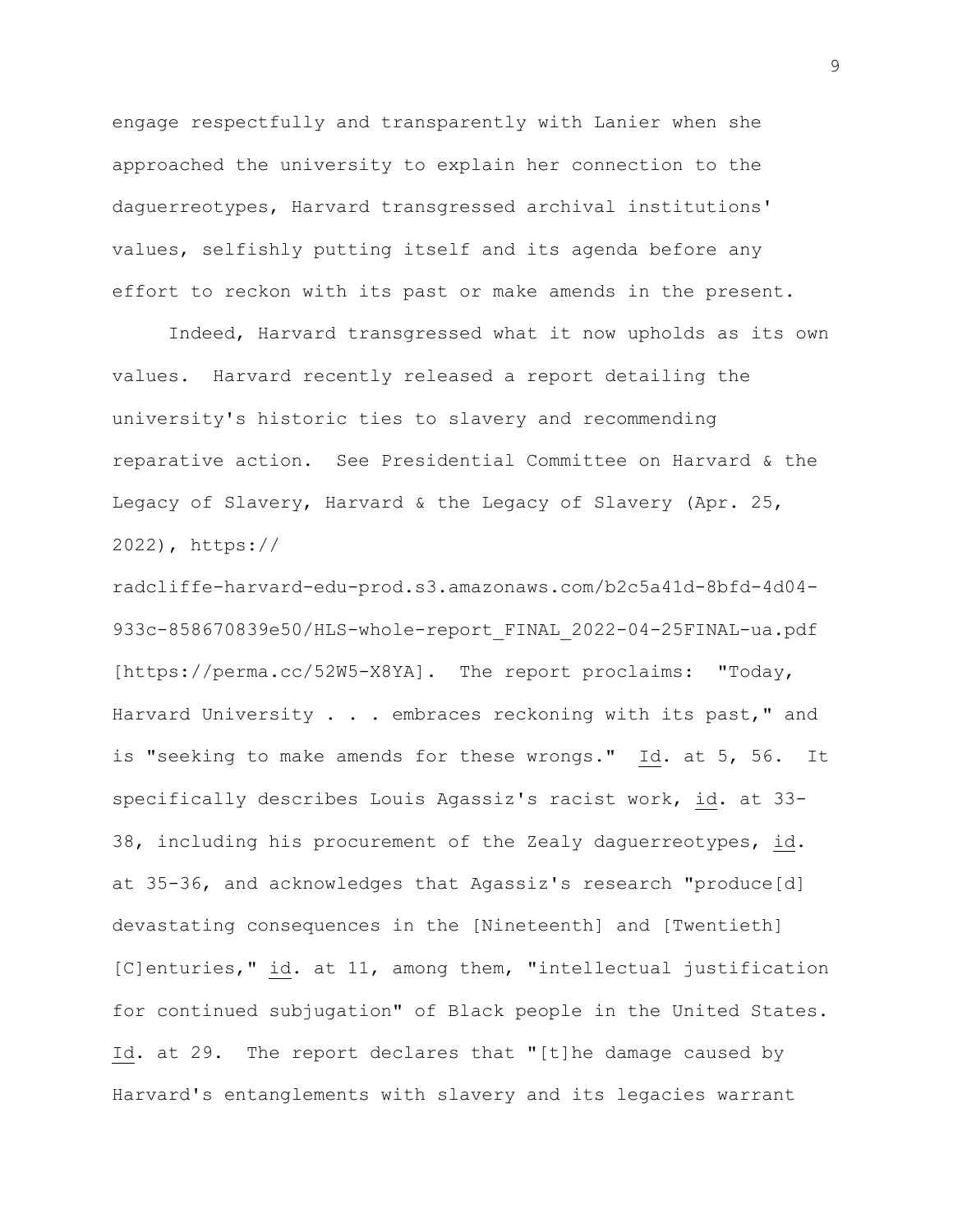engage respectfully and transparently with Lanier when she approached the university to explain her connection to the daguerreotypes, Harvard transgressed archival institutions' values, selfishly putting itself and its agenda before any effort to reckon with its past or make amends in the present.

Indeed, Harvard transgressed what it now upholds as its own values. Harvard recently released a report detailing the university's historic ties to slavery and recommending reparative action. See Presidential Committee on Harvard & the Legacy of Slavery, Harvard & the Legacy of Slavery (Apr. 25, 2022), https:// radcliffe-harvard-edu-prod.s3.amazonaws.com/b2c5a41d-8bfd-4d04-933c-858670839e50/HLS-whole-report_FINAL_2022-04-25FINAL-ua.pdf [https://perma.cc/52W5-X8YA]. The report proclaims: "Today, Harvard University . . . embraces reckoning with its past," and is "seeking to make amends for these wrongs." Id. at 5, 56. It specifically describes Louis Agassiz's racist work, id. at 33-38, including his procurement of the Zealy daguerreotypes, id. at 35-36, and acknowledges that Agassiz's research "produce[d] devastating consequences in the [Nineteenth] and [Twentieth] [C]enturies," id. at 11, among them, "intellectual justification for continued subjugation" of Black people in the United States. Id. at 29. The report declares that "[t]he damage caused by Harvard's entanglements with slavery and its legacies warrant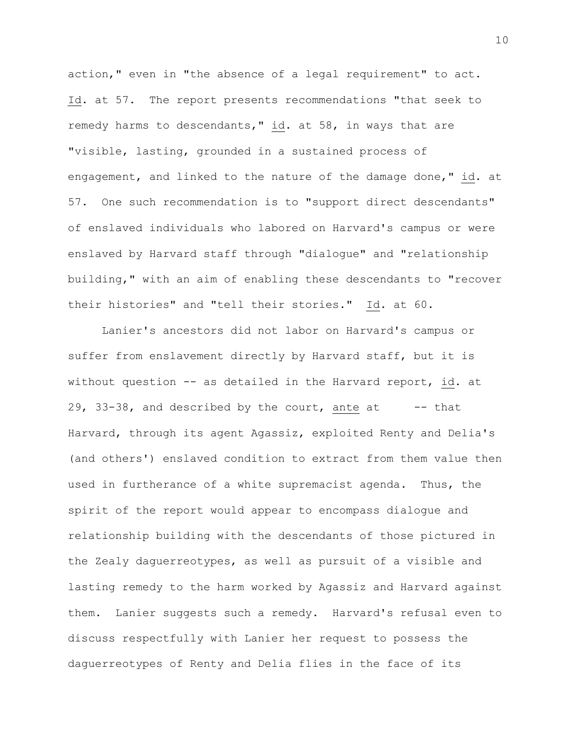action," even in "the absence of a legal requirement" to act. Id. at 57. The report presents recommendations "that seek to remedy harms to descendants," id. at 58, in ways that are "visible, lasting, grounded in a sustained process of engagement, and linked to the nature of the damage done," id. at 57. One such recommendation is to "support direct descendants" of enslaved individuals who labored on Harvard's campus or were enslaved by Harvard staff through "dialogue" and "relationship building," with an aim of enabling these descendants to "recover their histories" and "tell their stories." Id. at 60.

Lanier's ancestors did not labor on Harvard's campus or suffer from enslavement directly by Harvard staff, but it is without question -- as detailed in the Harvard report, id. at 29, 33-38, and described by the court, ante at -- that Harvard, through its agent Agassiz, exploited Renty and Delia's (and others') enslaved condition to extract from them value then used in furtherance of a white supremacist agenda. Thus, the spirit of the report would appear to encompass dialogue and relationship building with the descendants of those pictured in the Zealy daguerreotypes, as well as pursuit of a visible and lasting remedy to the harm worked by Agassiz and Harvard against them. Lanier suggests such a remedy. Harvard's refusal even to discuss respectfully with Lanier her request to possess the daguerreotypes of Renty and Delia flies in the face of its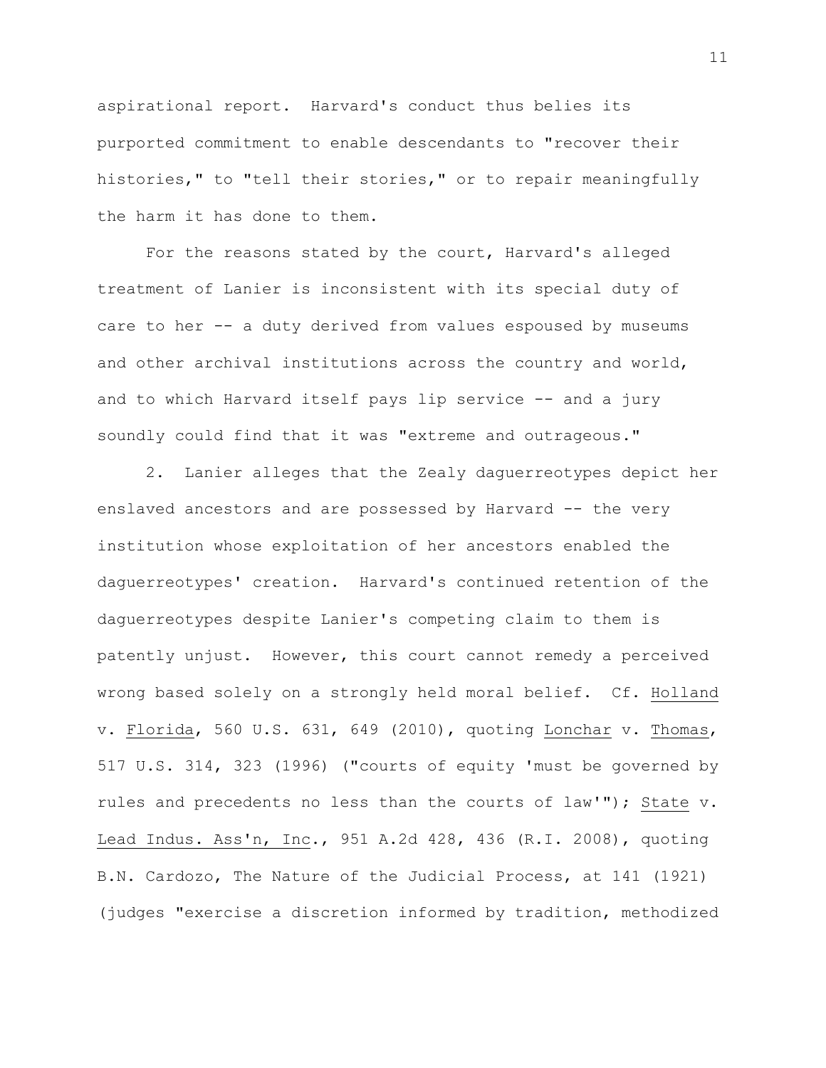aspirational report. Harvard's conduct thus belies its purported commitment to enable descendants to "recover their histories," to "tell their stories," or to repair meaningfully the harm it has done to them.

For the reasons stated by the court, Harvard's alleged treatment of Lanier is inconsistent with its special duty of care to her -- a duty derived from values espoused by museums and other archival institutions across the country and world, and to which Harvard itself pays lip service -- and a jury soundly could find that it was "extreme and outrageous."

2. Lanier alleges that the Zealy daguerreotypes depict her enslaved ancestors and are possessed by Harvard -- the very institution whose exploitation of her ancestors enabled the daguerreotypes' creation. Harvard's continued retention of the daguerreotypes despite Lanier's competing claim to them is patently unjust. However, this court cannot remedy a perceived wrong based solely on a strongly held moral belief. Cf. Holland v. Florida, 560 U.S. 631, 649 (2010), quoting Lonchar v. Thomas, 517 U.S. 314, 323 (1996) ("courts of equity 'must be governed by rules and precedents no less than the courts of law'"); State v. Lead Indus. Ass'n, Inc., 951 A.2d 428, 436 (R.I. 2008), quoting B.N. Cardozo, The Nature of the Judicial Process, at 141 (1921) (judges "exercise a discretion informed by tradition, methodized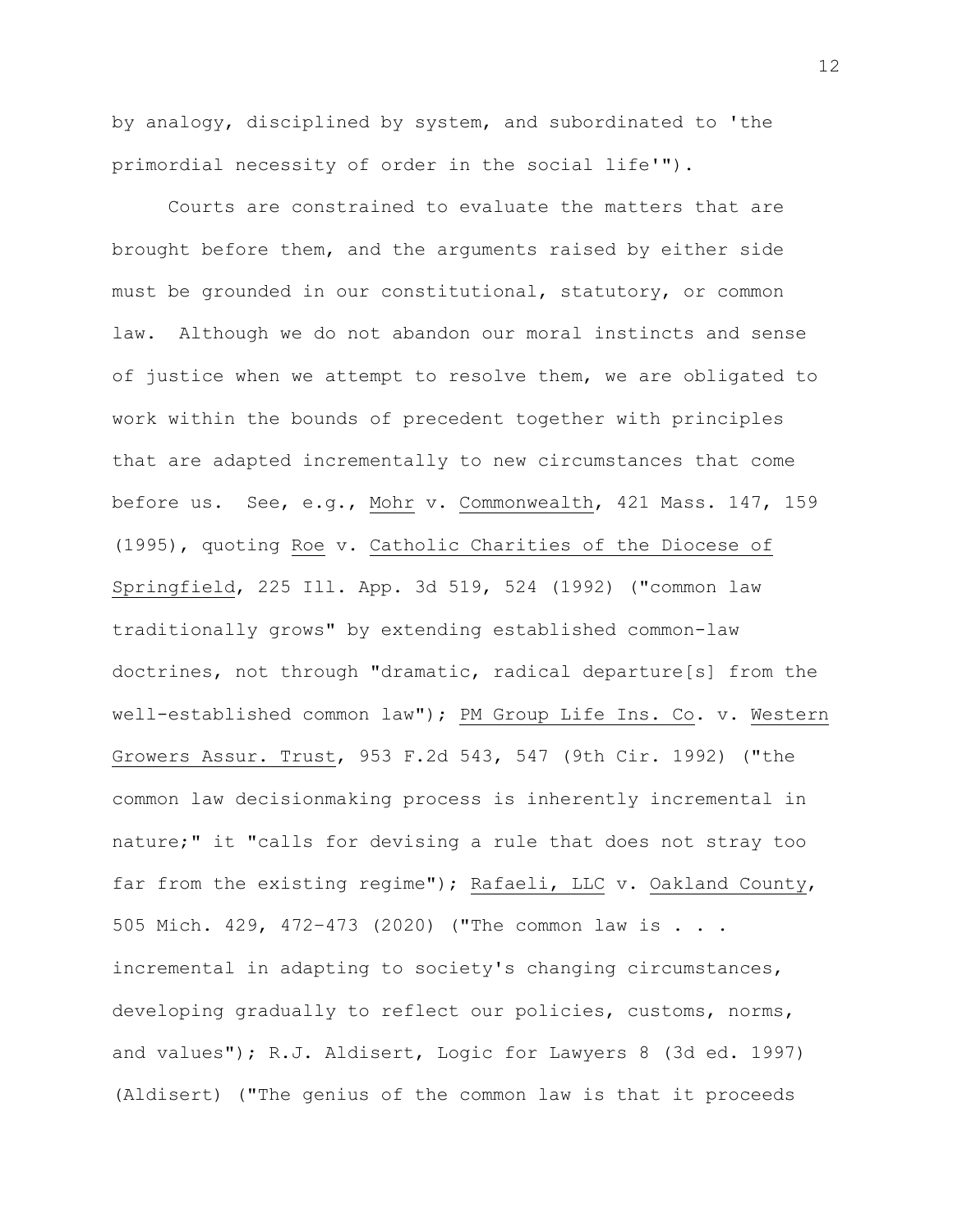by analogy, disciplined by system, and subordinated to 'the primordial necessity of order in the social life'").

Courts are constrained to evaluate the matters that are brought before them, and the arguments raised by either side must be grounded in our constitutional, statutory, or common law. Although we do not abandon our moral instincts and sense of justice when we attempt to resolve them, we are obligated to work within the bounds of precedent together with principles that are adapted incrementally to new circumstances that come before us. See, e.g., Mohr v. Commonwealth, 421 Mass. 147, 159 (1995), quoting Roe v. Catholic Charities of the Diocese of Springfield, 225 Ill. App. 3d 519, 524 (1992) ("common law traditionally grows" by extending established common-law doctrines, not through "dramatic, radical departure[s] from the well-established common law"); PM Group Life Ins. Co. v. Western Growers Assur. Trust, 953 F.2d 543, 547 (9th Cir. 1992) ("the common law decisionmaking process is inherently incremental in nature;" it "calls for devising a rule that does not stray too far from the existing regime"); Rafaeli, LLC v. Oakland County, 505 Mich. 429, 472–473 (2020) ("The common law is . . . incremental in adapting to society's changing circumstances, developing gradually to reflect our policies, customs, norms, and values"); R.J. Aldisert, Logic for Lawyers 8 (3d ed. 1997) (Aldisert) ("The genius of the common law is that it proceeds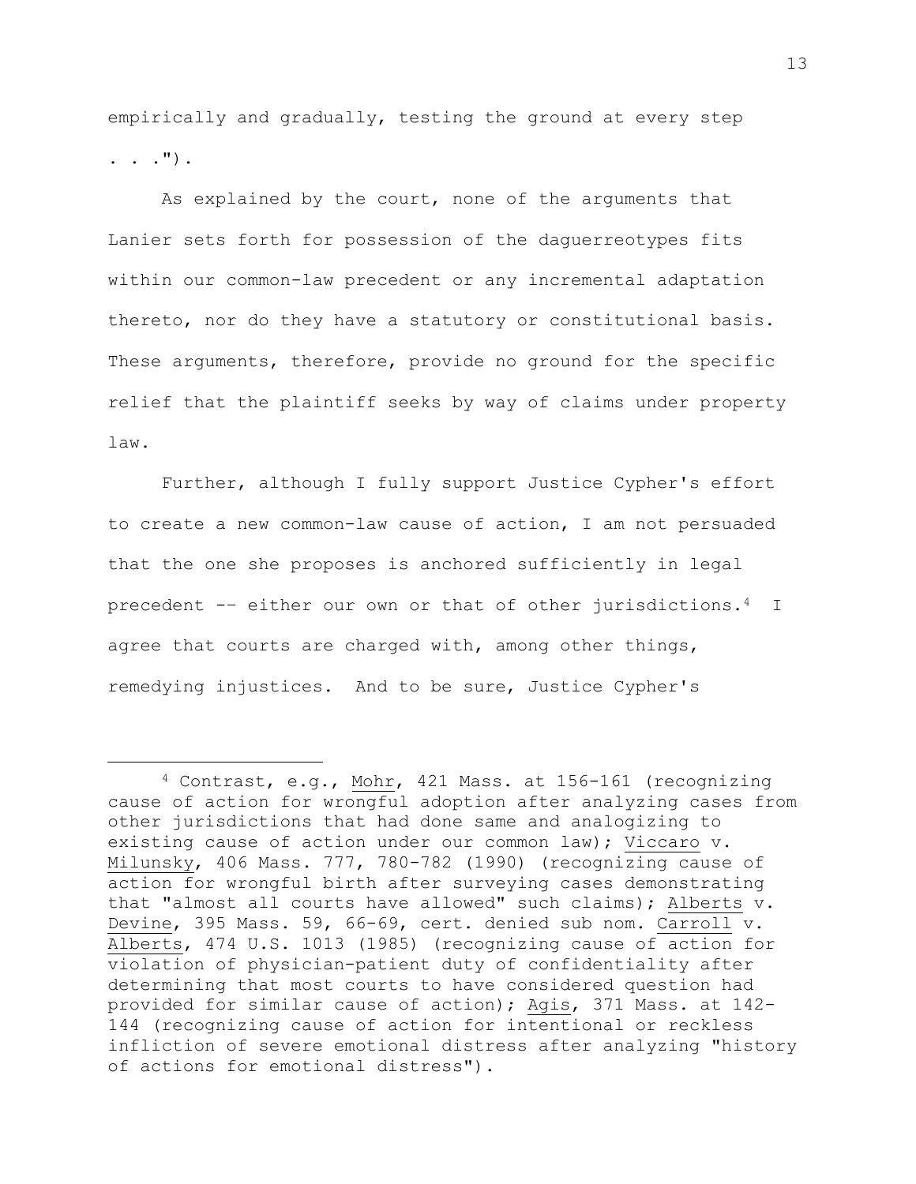empirically and gradually, testing the ground at every step . . .").

As explained by the court, none of the arguments that Lanier sets forth for possession of the daguerreotypes fits within our common-law precedent or any incremental adaptation thereto, nor do they have a statutory or constitutional basis. These arguments, therefore, provide no ground for the specific relief that the plaintiff seeks by way of claims under property law.

Further, although I fully support Justice Cypher's effort to create a new common-law cause of action, I am not persuaded that the one she proposes is anchored sufficiently in legal precedent -- either our own or that of other jurisdictions.[4] I agree that courts are charged with, among other things, remedying injustices. And to be sure, Justice Cypher's

---

[4] Contrast, e.g., Mohr, 421 Mass. at 156-161 (recognizing cause of action for wrongful adoption after analyzing cases from other jurisdictions that had done same and analogizing to existing cause of action under our common law); Viccaro v. Milunsky, 406 Mass. 777, 780-782 (1990) (recognizing cause of action for wrongful birth after surveying cases demonstrating that "almost all courts have allowed" such claims); Alberts v. Devine, 395 Mass. 59, 66-69, cert. denied sub nom. Carroll v. Alberts, 474 U.S. 1013 (1985) (recognizing cause of action for violation of physician-patient duty of confidentiality after determining that most courts to have considered question had provided for similar cause of action); Agis, 371 Mass. at 142-144 (recognizing cause of action for intentional or reckless infliction of severe emotional distress after analyzing "history of actions for emotional distress").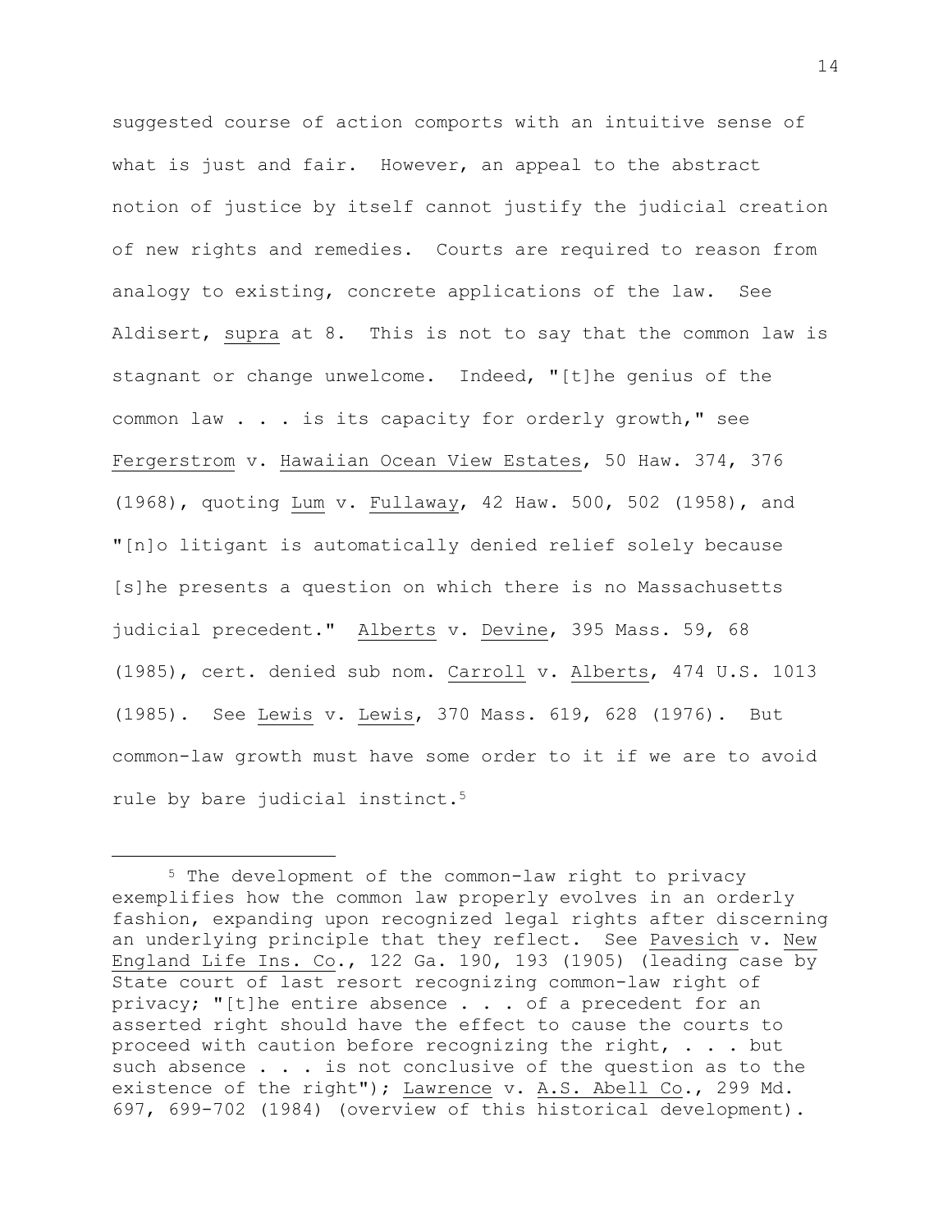suggested course of action comports with an intuitive sense of what is just and fair. However, an appeal to the abstract notion of justice by itself cannot justify the judicial creation of new rights and remedies. Courts are required to reason from analogy to existing, concrete applications of the law. See Aldisert, _supra_ at 8. This is not to say that the common law is stagnant or change unwelcome. Indeed, "[t]he genius of the common law . . . is its capacity for orderly growth," see _Fergerstrom_ v. _Hawaiian Ocean View Estates_, 50 Haw. 374, 376 (1968), quoting _Lum_ v. _Fullaway_, 42 Haw. 500, 502 (1958), and "[n]o litigant is automatically denied relief solely because [s]he presents a question on which there is no Massachusetts judicial precedent." _Alberts_ v. _Devine_, 395 Mass. 59, 68 (1985), cert. denied sub nom. _Carroll_ v. _Alberts_, 474 U.S. 1013 (1985). See _Lewis_ v. _Lewis_, 370 Mass. 619, 628 (1976). But common-law growth must have some order to it if we are to avoid rule by bare judicial instinct.[5]

---

[5] The development of the common-law right to privacy exemplifies how the common law properly evolves in an orderly fashion, expanding upon recognized legal rights after discerning an underlying principle that they reflect. See _Pavesich_ v. _New England Life Ins. Co._, 122 Ga. 190, 193 (1905) (leading case by State court of last resort recognizing common-law right of privacy; "[t]he entire absence . . . of a precedent for an asserted right should have the effect to cause the courts to proceed with caution before recognizing the right, . . . but such absence . . . is not conclusive of the question as to the existence of the right"); _Lawrence_ v. _A.S. Abell Co._, 299 Md. 697, 699-702 (1984) (overview of this historical development).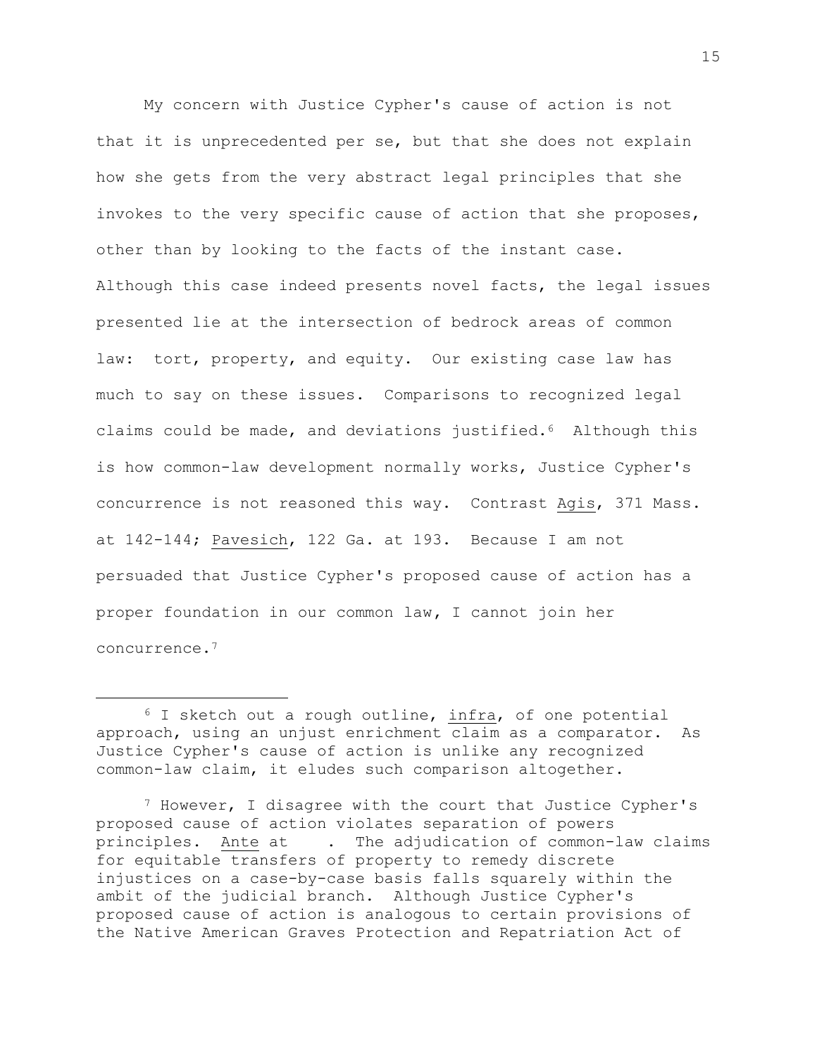My concern with Justice Cypher's cause of action is not that it is unprecedented per se, but that she does not explain how she gets from the very abstract legal principles that she invokes to the very specific cause of action that she proposes, other than by looking to the facts of the instant case. Although this case indeed presents novel facts, the legal issues presented lie at the intersection of bedrock areas of common law: tort, property, and equity. Our existing case law has much to say on these issues. Comparisons to recognized legal claims could be made, and deviations justified.[6] Although this is how common-law development normally works, Justice Cypher's concurrence is not reasoned this way. Contrast Agis, 371 Mass. at 142-144; Pavesich, 122 Ga. at 193. Because I am not persuaded that Justice Cypher's proposed cause of action has a proper foundation in our common law, I cannot join her concurrence.[7]

---

[6] I sketch out a rough outline, infra, of one potential approach, using an unjust enrichment claim as a comparator. As Justice Cypher's cause of action is unlike any recognized common-law claim, it eludes such comparison altogether.

[7] However, I disagree with the court that Justice Cypher's proposed cause of action violates separation of powers principles. Ante at . The adjudication of common-law claims for equitable transfers of property to remedy discrete injustices on a case-by-case basis falls squarely within the ambit of the judicial branch. Although Justice Cypher's proposed cause of action is analogous to certain provisions of the Native American Graves Protection and Repatriation Act of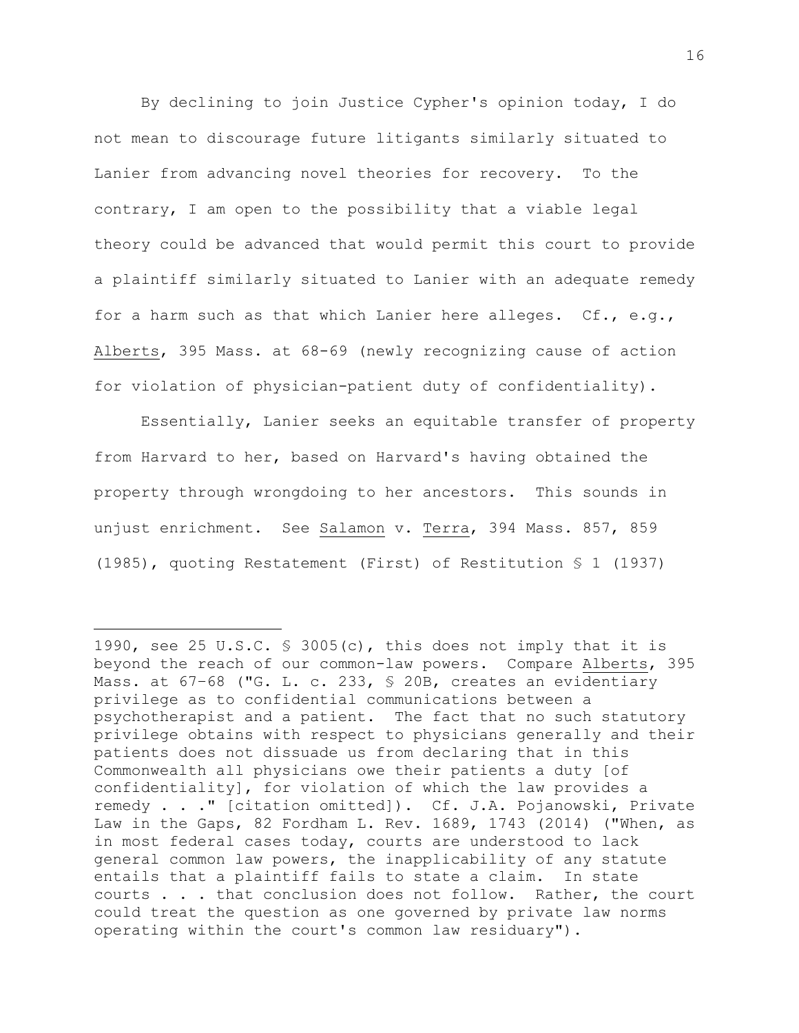By declining to join Justice Cypher's opinion today, I do not mean to discourage future litigants similarly situated to Lanier from advancing novel theories for recovery. To the contrary, I am open to the possibility that a viable legal theory could be advanced that would permit this court to provide a plaintiff similarly situated to Lanier with an adequate remedy for a harm such as that which Lanier here alleges. Cf., e.g., Alberts, 395 Mass. at 68-69 (newly recognizing cause of action for violation of physician-patient duty of confidentiality).

Essentially, Lanier seeks an equitable transfer of property from Harvard to her, based on Harvard's having obtained the property through wrongdoing to her ancestors. This sounds in unjust enrichment. See Salamon v. Terra, 394 Mass. 857, 859 (1985), quoting Restatement (First) of Restitution § 1 (1937)

---

1990, see 25 U.S.C. § 3005(c), this does not imply that it is beyond the reach of our common-law powers. Compare Alberts, 395 Mass. at 67–68 ("G. L. c. 233, § 20B, creates an evidentiary privilege as to confidential communications between a psychotherapist and a patient. The fact that no such statutory privilege obtains with respect to physicians generally and their patients does not dissuade us from declaring that in this Commonwealth all physicians owe their patients a duty [of confidentiality], for violation of which the law provides a remedy . . ." [citation omitted]). Cf. J.A. Pojanowski, Private Law in the Gaps, 82 Fordham L. Rev. 1689, 1743 (2014) ("When, as in most federal cases today, courts are understood to lack general common law powers, the inapplicability of any statute entails that a plaintiff fails to state a claim. In state courts . . . that conclusion does not follow. Rather, the court could treat the question as one governed by private law norms operating within the court's common law residuary").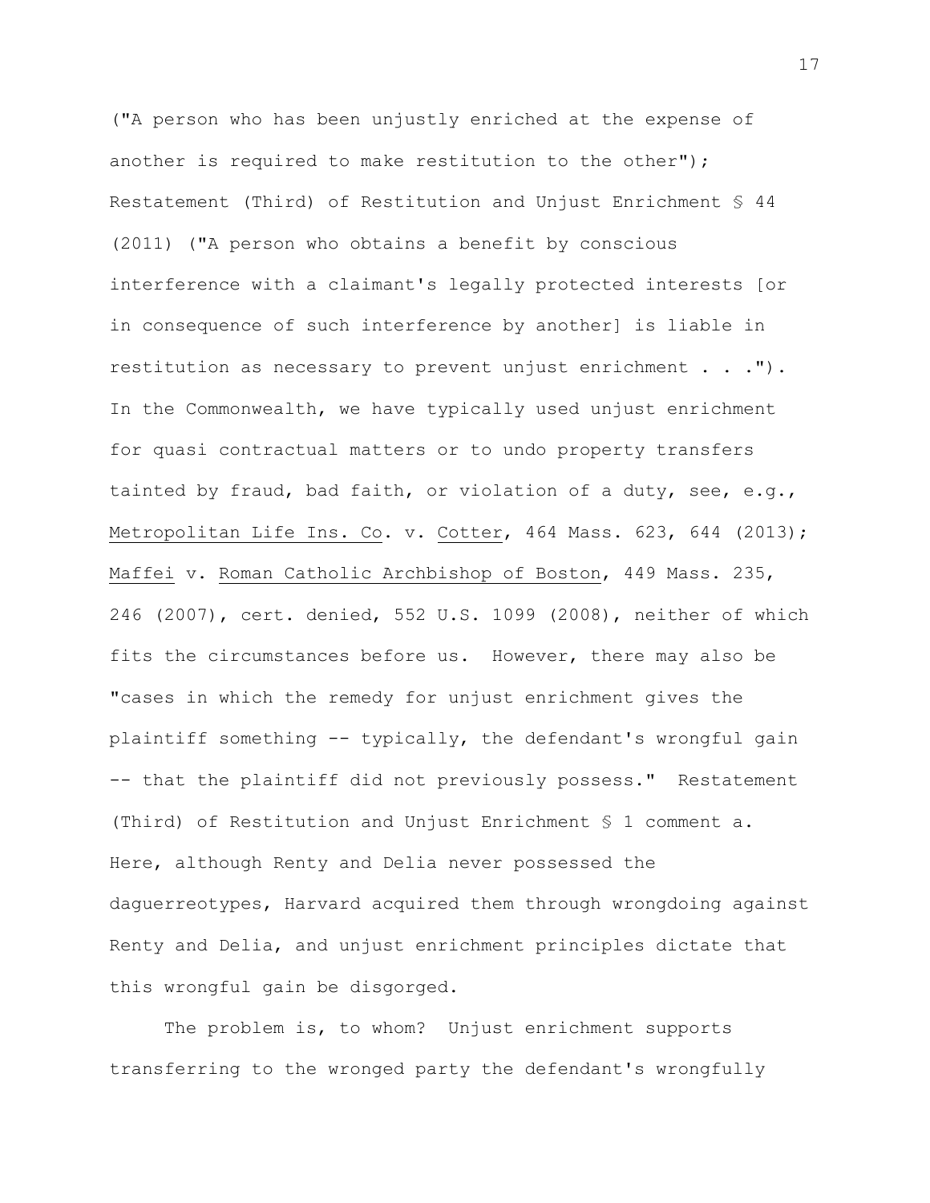("A person who has been unjustly enriched at the expense of another is required to make restitution to the other"); Restatement (Third) of Restitution and Unjust Enrichment § 44 (2011) ("A person who obtains a benefit by conscious interference with a claimant's legally protected interests [or in consequence of such interference by another] is liable in restitution as necessary to prevent unjust enrichment . . ."). In the Commonwealth, we have typically used unjust enrichment for quasi contractual matters or to undo property transfers tainted by fraud, bad faith, or violation of a duty, see, e.g., Metropolitan Life Ins. Co. v. Cotter, 464 Mass. 623, 644 (2013); Maffei v. Roman Catholic Archbishop of Boston, 449 Mass. 235, 246 (2007), cert. denied, 552 U.S. 1099 (2008), neither of which fits the circumstances before us. However, there may also be "cases in which the remedy for unjust enrichment gives the plaintiff something -- typically, the defendant's wrongful gain -- that the plaintiff did not previously possess." Restatement (Third) of Restitution and Unjust Enrichment § 1 comment a. Here, although Renty and Delia never possessed the daguerreotypes, Harvard acquired them through wrongdoing against Renty and Delia, and unjust enrichment principles dictate that this wrongful gain be disgorged.

The problem is, to whom? Unjust enrichment supports transferring to the wronged party the defendant's wrongfully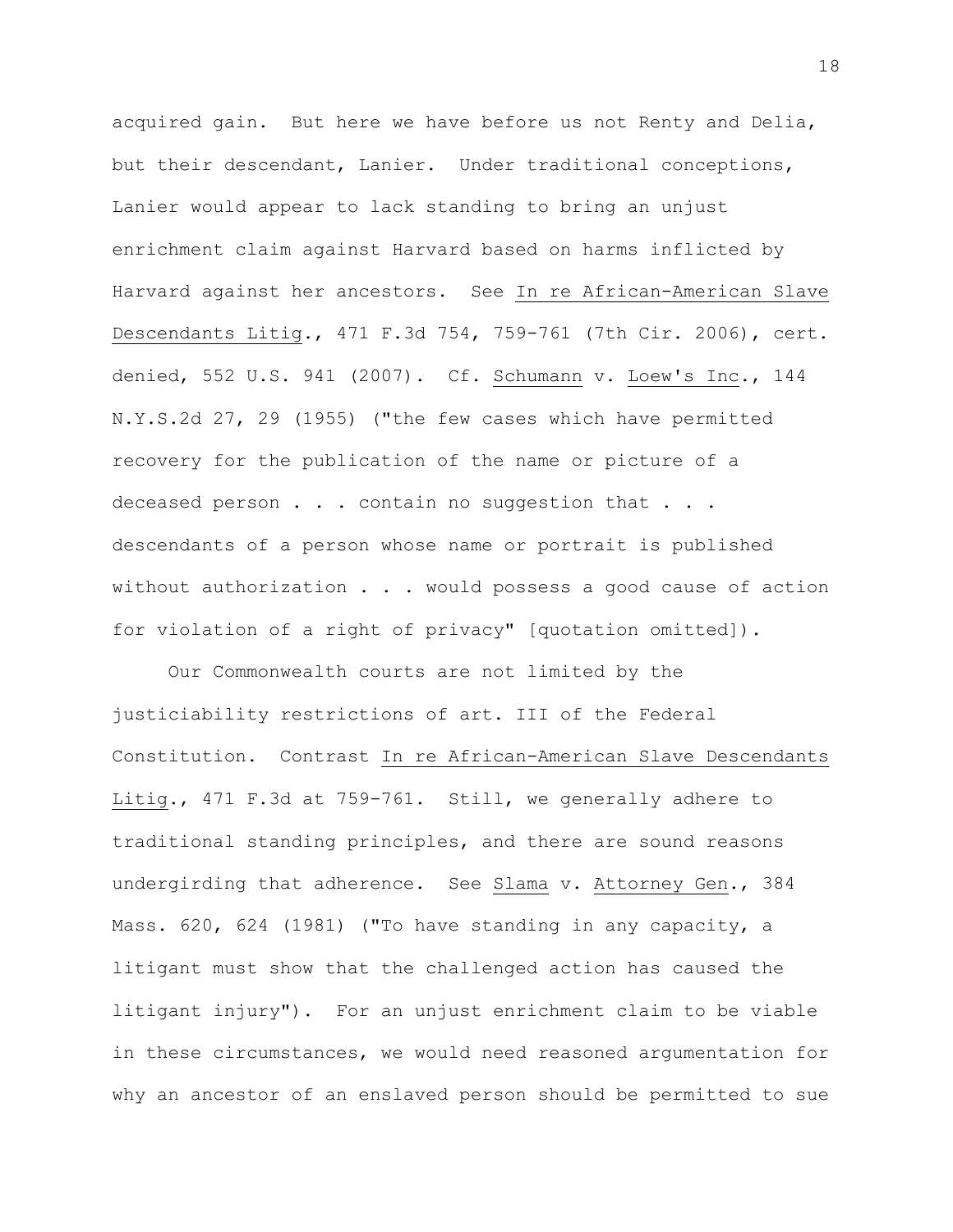acquired gain. But here we have before us not Renty and Delia, but their descendant, Lanier. Under traditional conceptions, Lanier would appear to lack standing to bring an unjust enrichment claim against Harvard based on harms inflicted by Harvard against her ancestors. See In re African-American Slave Descendants Litig., 471 F.3d 754, 759-761 (7th Cir. 2006), cert. denied, 552 U.S. 941 (2007). Cf. Schumann v. Loew's Inc., 144 N.Y.S.2d 27, 29 (1955) ("the few cases which have permitted recovery for the publication of the name or picture of a deceased person . . . contain no suggestion that . . . descendants of a person whose name or portrait is published without authorization . . . would possess a good cause of action for violation of a right of privacy" [quotation omitted]).

Our Commonwealth courts are not limited by the justiciability restrictions of art. III of the Federal Constitution. Contrast In re African-American Slave Descendants Litig., 471 F.3d at 759-761. Still, we generally adhere to traditional standing principles, and there are sound reasons undergirding that adherence. See Slama v. Attorney Gen., 384 Mass. 620, 624 (1981) ("To have standing in any capacity, a litigant must show that the challenged action has caused the litigant injury"). For an unjust enrichment claim to be viable in these circumstances, we would need reasoned argumentation for why an ancestor of an enslaved person should be permitted to sue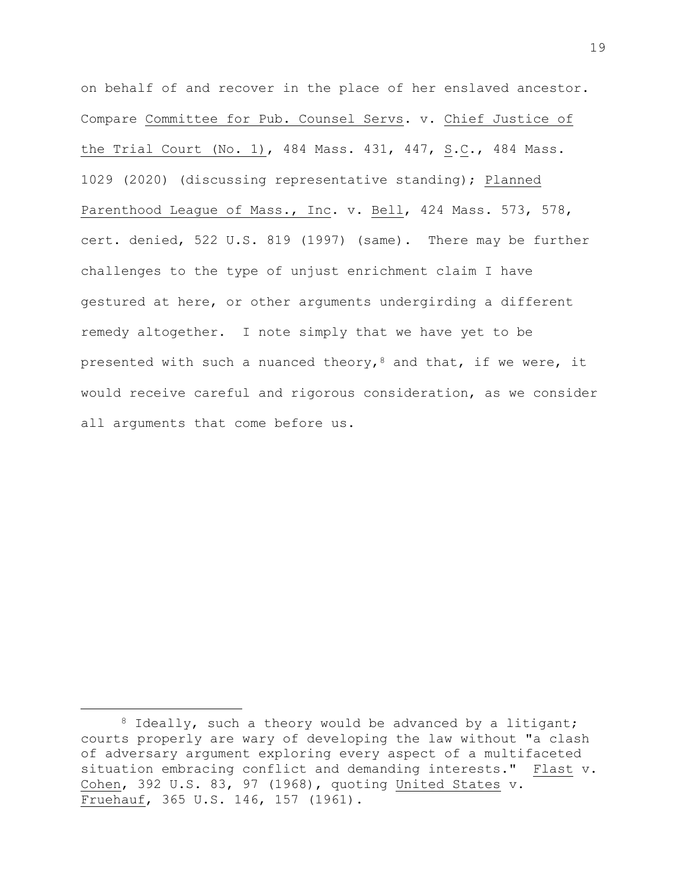on behalf of and recover in the place of her enslaved ancestor. Compare Committee for Pub. Counsel Servs. v. Chief Justice of the Trial Court (No. 1), 484 Mass. 431, 447, S.C., 484 Mass. 1029 (2020) (discussing representative standing); Planned Parenthood League of Mass., Inc. v. Bell, 424 Mass. 573, 578, cert. denied, 522 U.S. 819 (1997) (same). There may be further challenges to the type of unjust enrichment claim I have gestured at here, or other arguments undergirding a different remedy altogether. I note simply that we have yet to be presented with such a nuanced theory,[8] and that, if we were, it would receive careful and rigorous consideration, as we consider all arguments that come before us.

---

[8] Ideally, such a theory would be advanced by a litigant; courts properly are wary of developing the law without "a clash of adversary argument exploring every aspect of a multifaceted situation embracing conflict and demanding interests." Flast v. Cohen, 392 U.S. 83, 97 (1968), quoting United States v. Fruehauf, 365 U.S. 146, 157 (1961).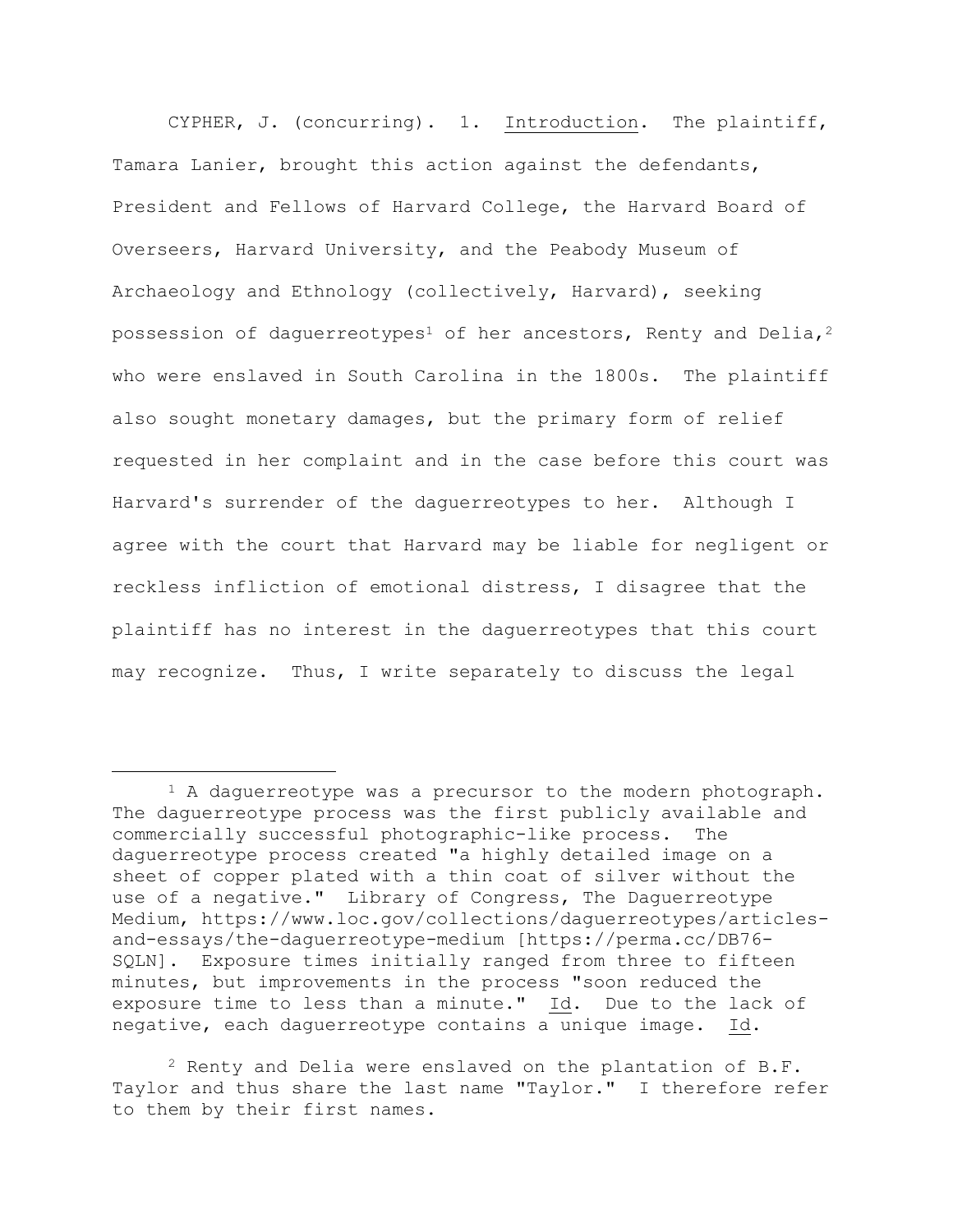CYPHER, J. (concurring). 1. Introduction. The plaintiff, Tamara Lanier, brought this action against the defendants, President and Fellows of Harvard College, the Harvard Board of Overseers, Harvard University, and the Peabody Museum of Archaeology and Ethnology (collectively, Harvard), seeking possession of daguerreotypes[1] of her ancestors, Renty and Delia,[2] who were enslaved in South Carolina in the 1800s. The plaintiff also sought monetary damages, but the primary form of relief requested in her complaint and in the case before this court was Harvard's surrender of the daguerreotypes to her. Although I agree with the court that Harvard may be liable for negligent or reckless infliction of emotional distress, I disagree that the plaintiff has no interest in the daguerreotypes that this court may recognize. Thus, I write separately to discuss the legal

---

[1] A daguerreotype was a precursor to the modern photograph. The daguerreotype process was the first publicly available and commercially successful photographic-like process. The daguerreotype process created "a highly detailed image on a sheet of copper plated with a thin coat of silver without the use of a negative." Library of Congress, The Daguerreotype Medium, https://www.loc.gov/collections/daguerreotypes/articles-and-essays/the-daguerreotype-medium [https://perma.cc/DB76-SQLN]. Exposure times initially ranged from three to fifteen minutes, but improvements in the process "soon reduced the exposure time to less than a minute." Id. Due to the lack of negative, each daguerreotype contains a unique image. Id.

[2] Renty and Delia were enslaved on the plantation of B.F. Taylor and thus share the last name "Taylor." I therefore refer to them by their first names.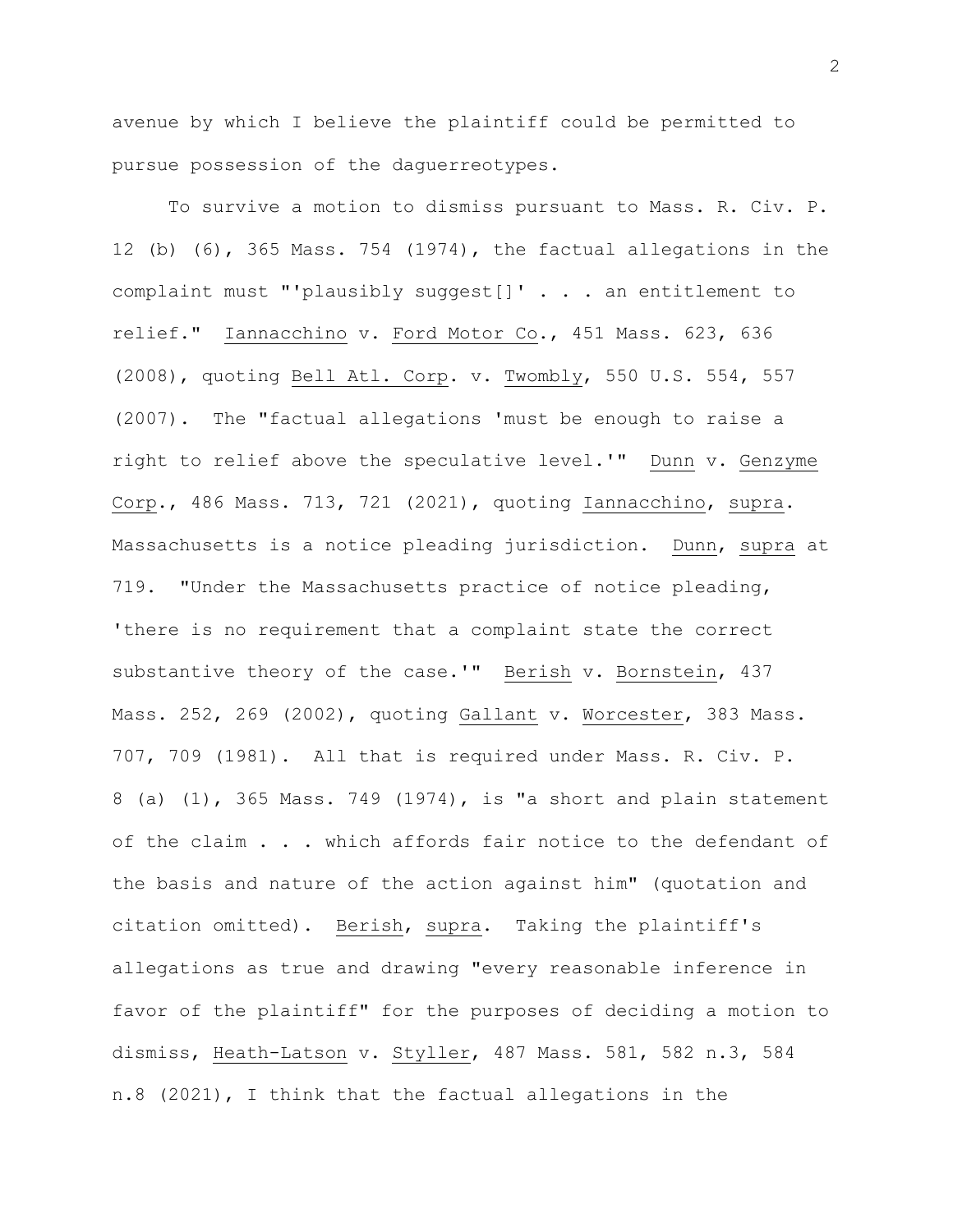avenue by which I believe the plaintiff could be permitted to pursue possession of the daguerreotypes.

To survive a motion to dismiss pursuant to Mass. R. Civ. P. 12 (b) (6), 365 Mass. 754 (1974), the factual allegations in the complaint must "'plausibly suggest[]' . . . an entitlement to relief." Iannacchino v. Ford Motor Co., 451 Mass. 623, 636 (2008), quoting Bell Atl. Corp. v. Twombly, 550 U.S. 554, 557 (2007). The "factual allegations 'must be enough to raise a right to relief above the speculative level.'" Dunn v. Genzyme Corp., 486 Mass. 713, 721 (2021), quoting Iannacchino, supra. Massachusetts is a notice pleading jurisdiction. Dunn, supra at 719. "Under the Massachusetts practice of notice pleading, 'there is no requirement that a complaint state the correct substantive theory of the case.'" Berish v. Bornstein, 437 Mass. 252, 269 (2002), quoting Gallant v. Worcester, 383 Mass. 707, 709 (1981). All that is required under Mass. R. Civ. P. 8 (a) (1), 365 Mass. 749 (1974), is "a short and plain statement of the claim . . . which affords fair notice to the defendant of the basis and nature of the action against him" (quotation and citation omitted). Berish, supra. Taking the plaintiff's allegations as true and drawing "every reasonable inference in favor of the plaintiff" for the purposes of deciding a motion to dismiss, Heath-Latson v. Styller, 487 Mass. 581, 582 n.3, 584 n.8 (2021), I think that the factual allegations in the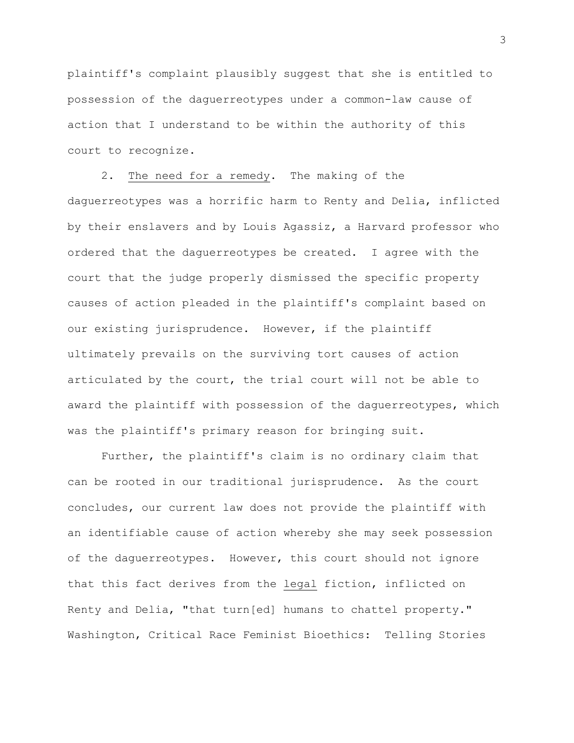plaintiff's complaint plausibly suggest that she is entitled to possession of the daguerreotypes under a common-law cause of action that I understand to be within the authority of this court to recognize.

2. <u>The need for a remedy</u>. The making of the daguerreotypes was a horrific harm to Renty and Delia, inflicted by their enslavers and by Louis Agassiz, a Harvard professor who ordered that the daguerreotypes be created. I agree with the court that the judge properly dismissed the specific property causes of action pleaded in the plaintiff's complaint based on our existing jurisprudence. However, if the plaintiff ultimately prevails on the surviving tort causes of action articulated by the court, the trial court will not be able to award the plaintiff with possession of the daguerreotypes, which was the plaintiff's primary reason for bringing suit.

Further, the plaintiff's claim is no ordinary claim that can be rooted in our traditional jurisprudence. As the court concludes, our current law does not provide the plaintiff with an identifiable cause of action whereby she may seek possession of the daguerreotypes. However, this court should not ignore that this fact derives from the <u>legal</u> fiction, inflicted on Renty and Delia, "that turn[ed] humans to chattel property." Washington, Critical Race Feminist Bioethics: Telling Stories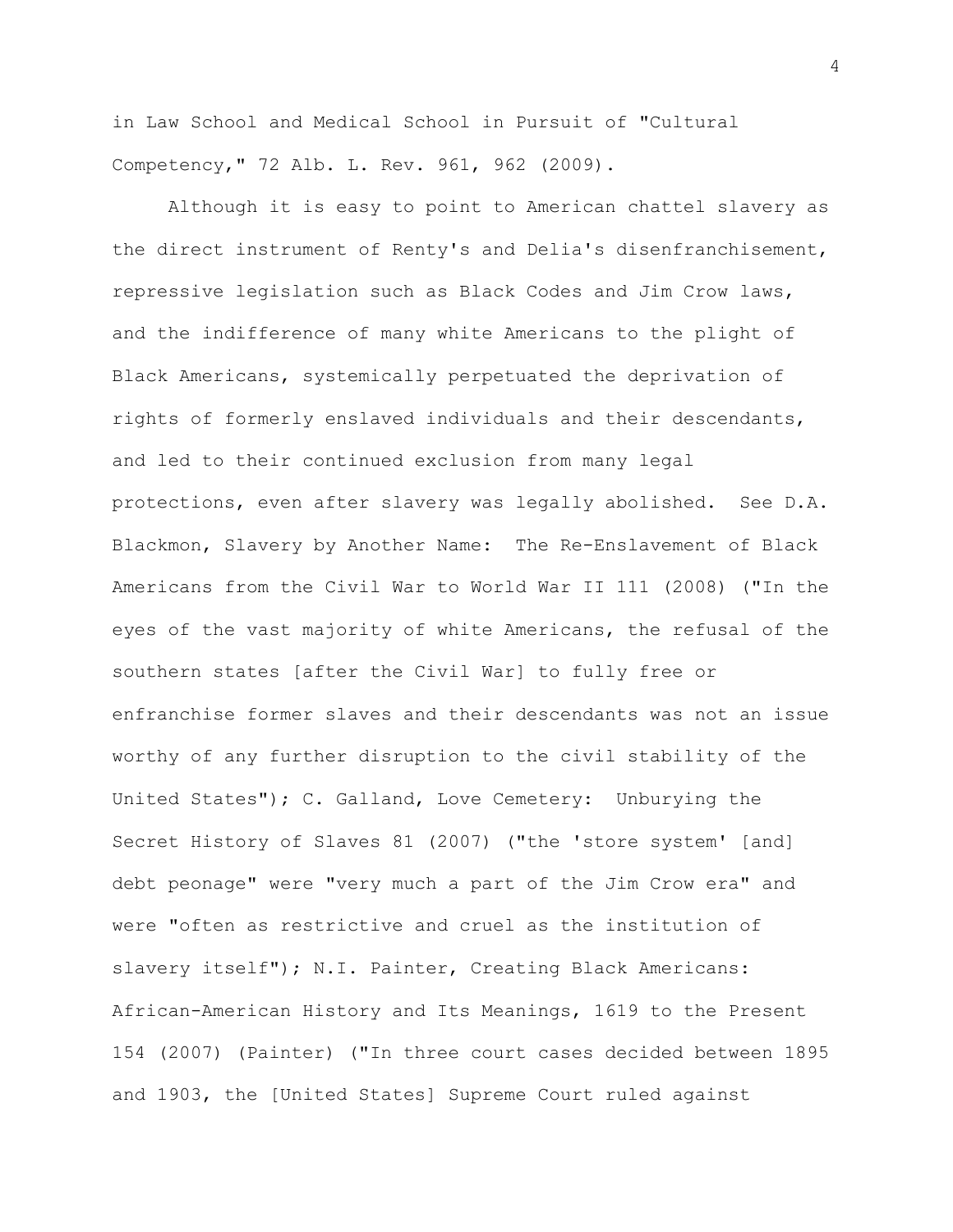in Law School and Medical School in Pursuit of "Cultural Competency," 72 Alb. L. Rev. 961, 962 (2009).

Although it is easy to point to American chattel slavery as the direct instrument of Renty's and Delia's disenfranchisement, repressive legislation such as Black Codes and Jim Crow laws, and the indifference of many white Americans to the plight of Black Americans, systemically perpetuated the deprivation of rights of formerly enslaved individuals and their descendants, and led to their continued exclusion from many legal protections, even after slavery was legally abolished. See D.A. Blackmon, Slavery by Another Name: The Re-Enslavement of Black Americans from the Civil War to World War II 111 (2008) ("In the eyes of the vast majority of white Americans, the refusal of the southern states [after the Civil War] to fully free or enfranchise former slaves and their descendants was not an issue worthy of any further disruption to the civil stability of the United States"); C. Galland, Love Cemetery: Unburying the Secret History of Slaves 81 (2007) ("the 'store system' [and] debt peonage" were "very much a part of the Jim Crow era" and were "often as restrictive and cruel as the institution of slavery itself"); N.I. Painter, Creating Black Americans: African-American History and Its Meanings, 1619 to the Present 154 (2007) (Painter) ("In three court cases decided between 1895 and 1903, the [United States] Supreme Court ruled against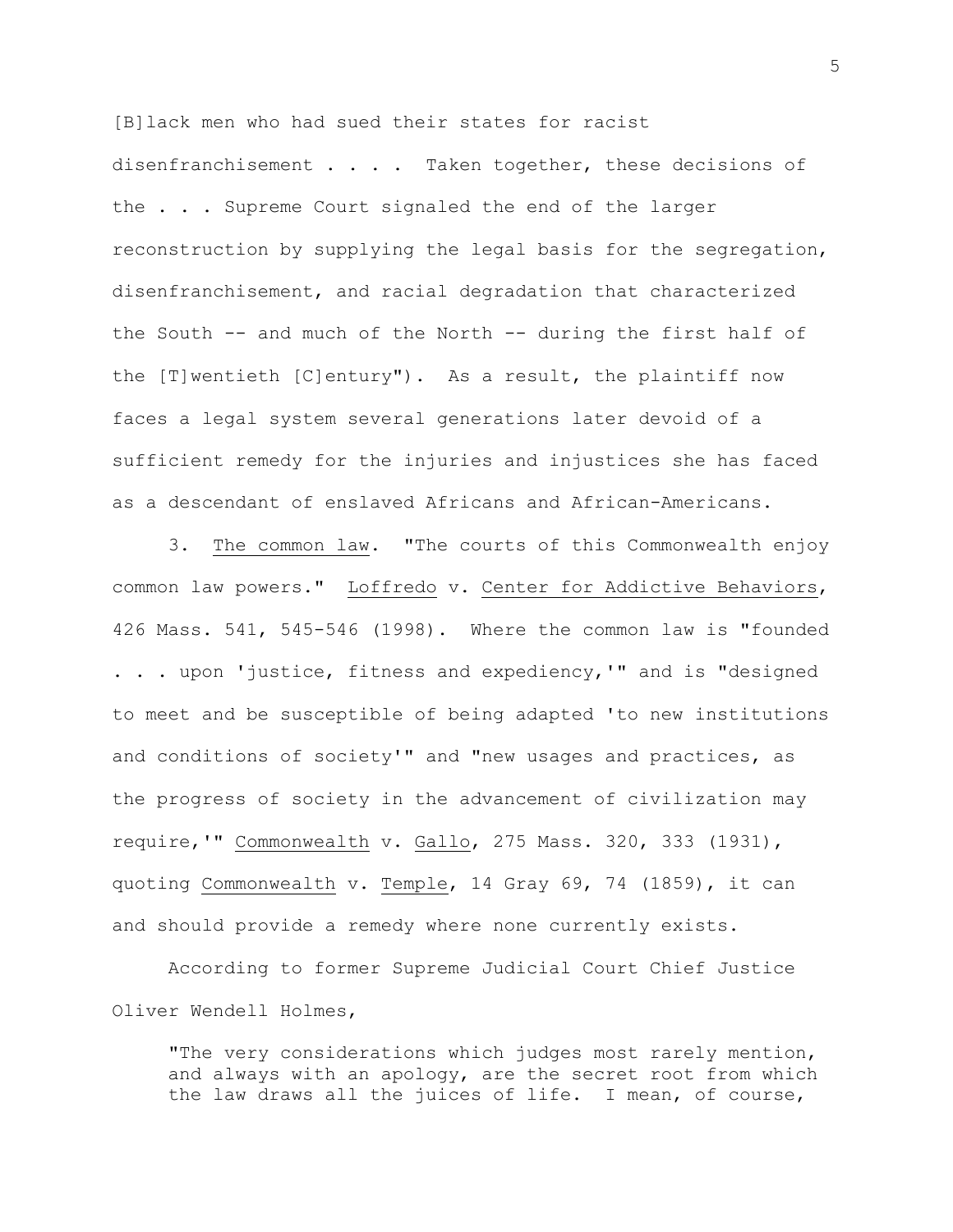[B]lack men who had sued their states for racist disenfranchisement . . . . Taken together, these decisions of the . . . Supreme Court signaled the end of the larger reconstruction by supplying the legal basis for the segregation, disenfranchisement, and racial degradation that characterized the South -- and much of the North -- during the first half of the [T]wentieth [C]entury"). As a result, the plaintiff now faces a legal system several generations later devoid of a sufficient remedy for the injuries and injustices she has faced as a descendant of enslaved Africans and African-Americans.

3. The common law. "The courts of this Commonwealth enjoy common law powers." Loffredo v. Center for Addictive Behaviors, 426 Mass. 541, 545-546 (1998). Where the common law is "founded . . . upon 'justice, fitness and expediency,'" and is "designed to meet and be susceptible of being adapted 'to new institutions and conditions of society'" and "new usages and practices, as the progress of society in the advancement of civilization may require,'" Commonwealth v. Gallo, 275 Mass. 320, 333 (1931), quoting Commonwealth v. Temple, 14 Gray 69, 74 (1859), it can and should provide a remedy where none currently exists.

According to former Supreme Judicial Court Chief Justice Oliver Wendell Holmes,

> "The very considerations which judges most rarely mention, and always with an apology, are the secret root from which the law draws all the juices of life. I mean, of course,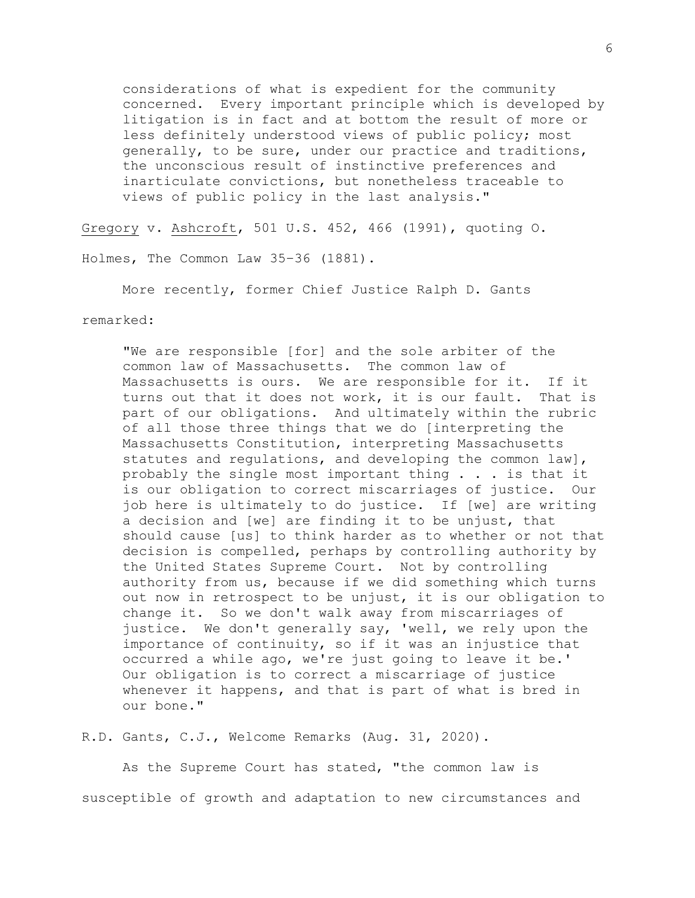> considerations of what is expedient for the community concerned. Every important principle which is developed by litigation is in fact and at bottom the result of more or less definitely understood views of public policy; most generally, to be sure, under our practice and traditions, the unconscious result of instinctive preferences and inarticulate convictions, but nonetheless traceable to views of public policy in the last analysis."

Gregory v. Ashcroft, 501 U.S. 452, 466 (1991), quoting O. Holmes, The Common Law 35–36 (1881).

More recently, former Chief Justice Ralph D. Gants remarked:

> "We are responsible [for] and the sole arbiter of the common law of Massachusetts. The common law of Massachusetts is ours. We are responsible for it. If it turns out that it does not work, it is our fault. That is part of our obligations. And ultimately within the rubric of all those three things that we do [interpreting the Massachusetts Constitution, interpreting Massachusetts statutes and regulations, and developing the common law], probably the single most important thing . . . is that it is our obligation to correct miscarriages of justice. Our job here is ultimately to do justice. If [we] are writing a decision and [we] are finding it to be unjust, that should cause [us] to think harder as to whether or not that decision is compelled, perhaps by controlling authority by the United States Supreme Court. Not by controlling authority from us, because if we did something which turns out now in retrospect to be unjust, it is our obligation to change it. So we don't walk away from miscarriages of justice. We don't generally say, 'well, we rely upon the importance of continuity, so if it was an injustice that occurred a while ago, we're just going to leave it be.' Our obligation is to correct a miscarriage of justice whenever it happens, and that is part of what is bred in our bone."

R.D. Gants, C.J., Welcome Remarks (Aug. 31, 2020).

As the Supreme Court has stated, "the common law is susceptible of growth and adaptation to new circumstances and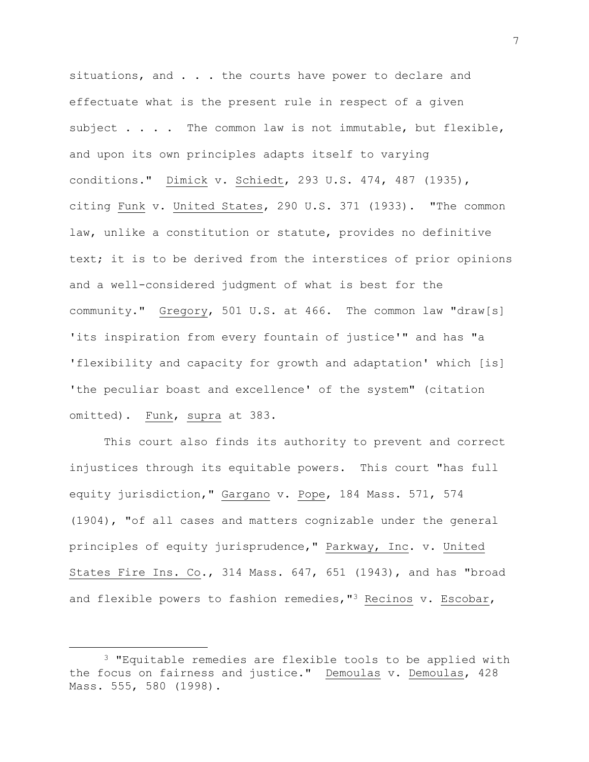situations, and . . . the courts have power to declare and effectuate what is the present rule in respect of a given subject . . . . The common law is not immutable, but flexible, and upon its own principles adapts itself to varying conditions." Dimick v. Schiedt, 293 U.S. 474, 487 (1935), citing Funk v. United States, 290 U.S. 371 (1933). "The common law, unlike a constitution or statute, provides no definitive text; it is to be derived from the interstices of prior opinions and a well-considered judgment of what is best for the community." Gregory, 501 U.S. at 466. The common law "draw[s] 'its inspiration from every fountain of justice'" and has "a 'flexibility and capacity for growth and adaptation' which [is] 'the peculiar boast and excellence' of the system" (citation omitted). Funk, supra at 383.

This court also finds its authority to prevent and correct injustices through its equitable powers. This court "has full equity jurisdiction," Gargano v. Pope, 184 Mass. 571, 574 (1904), "of all cases and matters cognizable under the general principles of equity jurisprudence," Parkway, Inc. v. United States Fire Ins. Co., 314 Mass. 647, 651 (1943), and has "broad and flexible powers to fashion remedies,"[3] Recinos v. Escobar,

[3] "Equitable remedies are flexible tools to be applied with the focus on fairness and justice." Demoulas v. Demoulas, 428 Mass. 555, 580 (1998).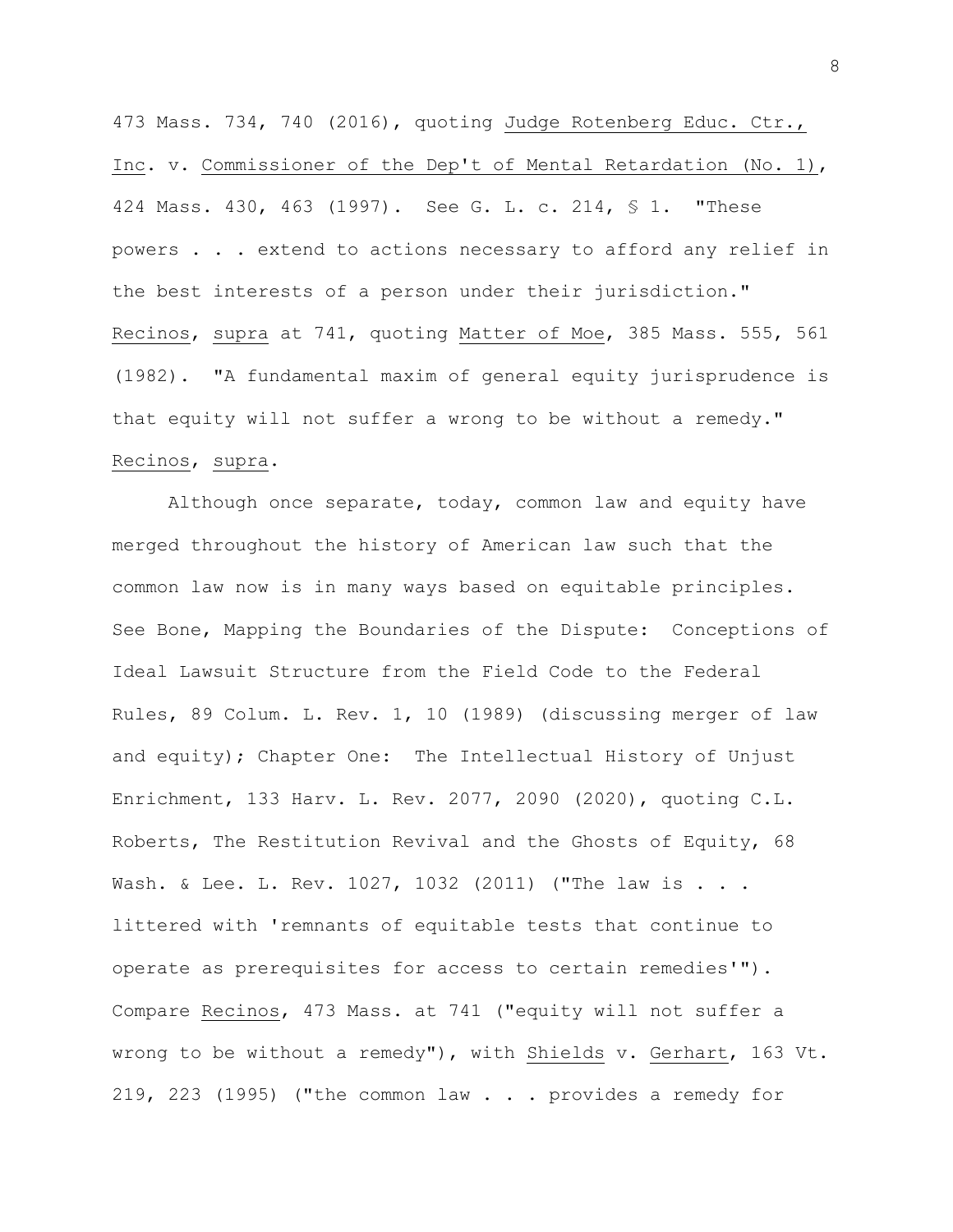473 Mass. 734, 740 (2016), quoting Judge Rotenberg Educ. Ctr., Inc. v. Commissioner of the Dep't of Mental Retardation (No. 1), 424 Mass. 430, 463 (1997). See G. L. c. 214, § 1. "These powers . . . extend to actions necessary to afford any relief in the best interests of a person under their jurisdiction." Recinos, supra at 741, quoting Matter of Moe, 385 Mass. 555, 561 (1982). "A fundamental maxim of general equity jurisprudence is that equity will not suffer a wrong to be without a remedy." Recinos, supra.

Although once separate, today, common law and equity have merged throughout the history of American law such that the common law now is in many ways based on equitable principles. See Bone, Mapping the Boundaries of the Dispute: Conceptions of Ideal Lawsuit Structure from the Field Code to the Federal Rules, 89 Colum. L. Rev. 1, 10 (1989) (discussing merger of law and equity); Chapter One: The Intellectual History of Unjust Enrichment, 133 Harv. L. Rev. 2077, 2090 (2020), quoting C.L. Roberts, The Restitution Revival and the Ghosts of Equity, 68 Wash. & Lee. L. Rev. 1027, 1032 (2011) ("The law is . . . littered with 'remnants of equitable tests that continue to operate as prerequisites for access to certain remedies'"). Compare Recinos, 473 Mass. at 741 ("equity will not suffer a wrong to be without a remedy"), with Shields v. Gerhart, 163 Vt. 219, 223 (1995) ("the common law . . . provides a remedy for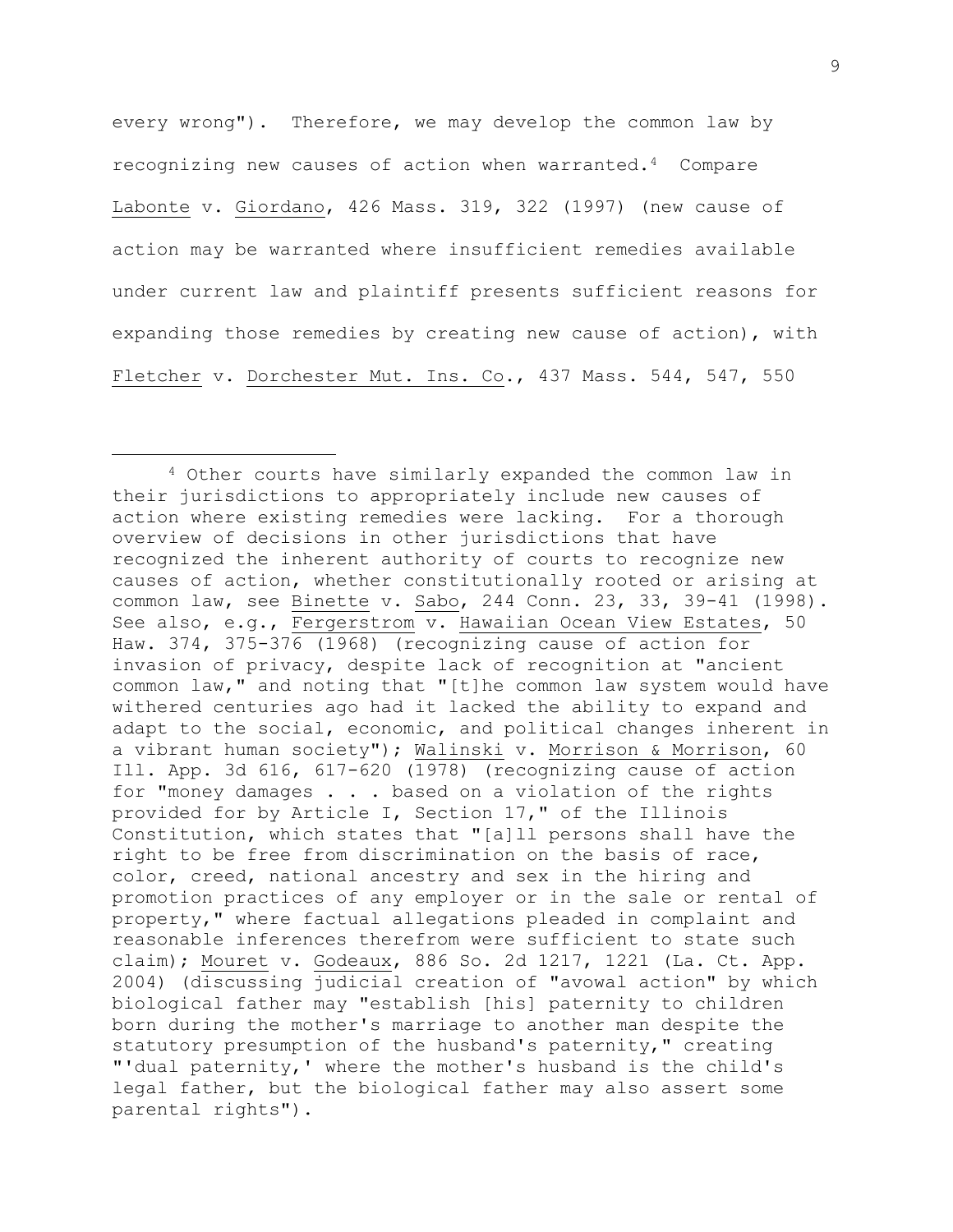every wrong"). Therefore, we may develop the common law by recognizing new causes of action when warranted.[4] Compare Labonte v. Giordano, 426 Mass. 319, 322 (1997) (new cause of action may be warranted where insufficient remedies available under current law and plaintiff presents sufficient reasons for expanding those remedies by creating new cause of action), with Fletcher v. Dorchester Mut. Ins. Co., 437 Mass. 544, 547, 550

---

[4] Other courts have similarly expanded the common law in their jurisdictions to appropriately include new causes of action where existing remedies were lacking. For a thorough overview of decisions in other jurisdictions that have recognized the inherent authority of courts to recognize new causes of action, whether constitutionally rooted or arising at common law, see Binette v. Sabo, 244 Conn. 23, 33, 39-41 (1998). See also, e.g., Fergerstrom v. Hawaiian Ocean View Estates, 50 Haw. 374, 375-376 (1968) (recognizing cause of action for invasion of privacy, despite lack of recognition at "ancient common law," and noting that "[t]he common law system would have withered centuries ago had it lacked the ability to expand and adapt to the social, economic, and political changes inherent in a vibrant human society"); Walinski v. Morrison & Morrison, 60 Ill. App. 3d 616, 617-620 (1978) (recognizing cause of action for "money damages . . . based on a violation of the rights provided for by Article I, Section 17," of the Illinois Constitution, which states that "[a]ll persons shall have the right to be free from discrimination on the basis of race, color, creed, national ancestry and sex in the hiring and promotion practices of any employer or in the sale or rental of property," where factual allegations pleaded in complaint and reasonable inferences therefrom were sufficient to state such claim); Mouret v. Godeaux, 886 So. 2d 1217, 1221 (La. Ct. App. 2004) (discussing judicial creation of "avowal action" by which biological father may "establish [his] paternity to children born during the mother's marriage to another man despite the statutory presumption of the husband's paternity," creating "'dual paternity,' where the mother's husband is the child's legal father, but the biological father may also assert some parental rights").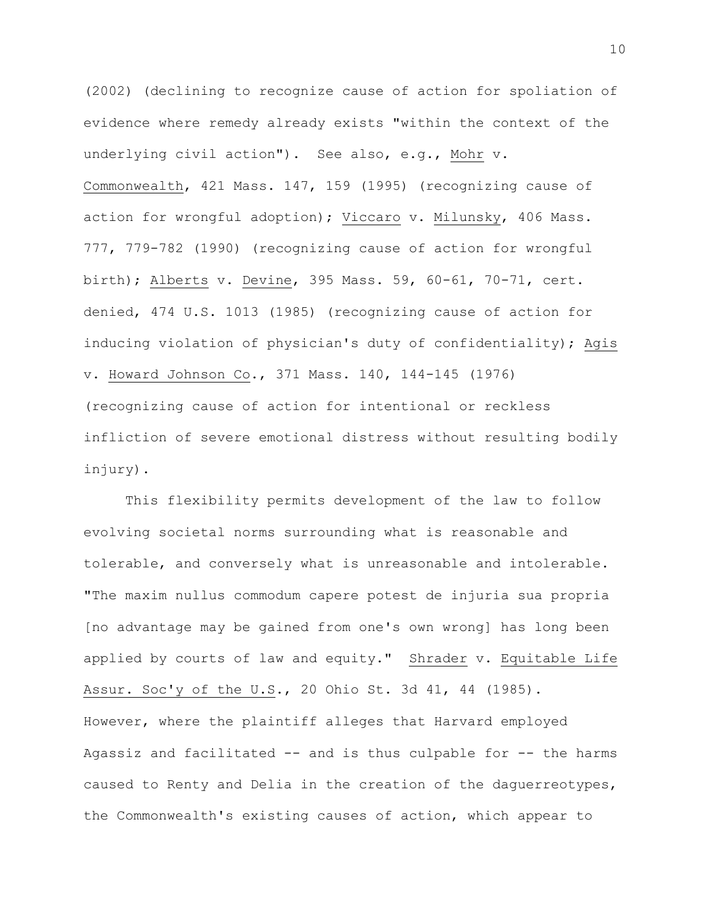(2002) (declining to recognize cause of action for spoliation of evidence where remedy already exists "within the context of the underlying civil action"). See also, e.g., Mohr v. Commonwealth, 421 Mass. 147, 159 (1995) (recognizing cause of action for wrongful adoption); Viccaro v. Milunsky, 406 Mass. 777, 779-782 (1990) (recognizing cause of action for wrongful birth); Alberts v. Devine, 395 Mass. 59, 60-61, 70-71, cert. denied, 474 U.S. 1013 (1985) (recognizing cause of action for inducing violation of physician's duty of confidentiality); Agis v. Howard Johnson Co., 371 Mass. 140, 144-145 (1976) (recognizing cause of action for intentional or reckless infliction of severe emotional distress without resulting bodily injury).

This flexibility permits development of the law to follow evolving societal norms surrounding what is reasonable and tolerable, and conversely what is unreasonable and intolerable. "The maxim nullus commodum capere potest de injuria sua propria [no advantage may be gained from one's own wrong] has long been applied by courts of law and equity." Shrader v. Equitable Life Assur. Soc'y of the U.S., 20 Ohio St. 3d 41, 44 (1985). However, where the plaintiff alleges that Harvard employed Agassiz and facilitated -- and is thus culpable for -- the harms caused to Renty and Delia in the creation of the daguerreotypes, the Commonwealth's existing causes of action, which appear to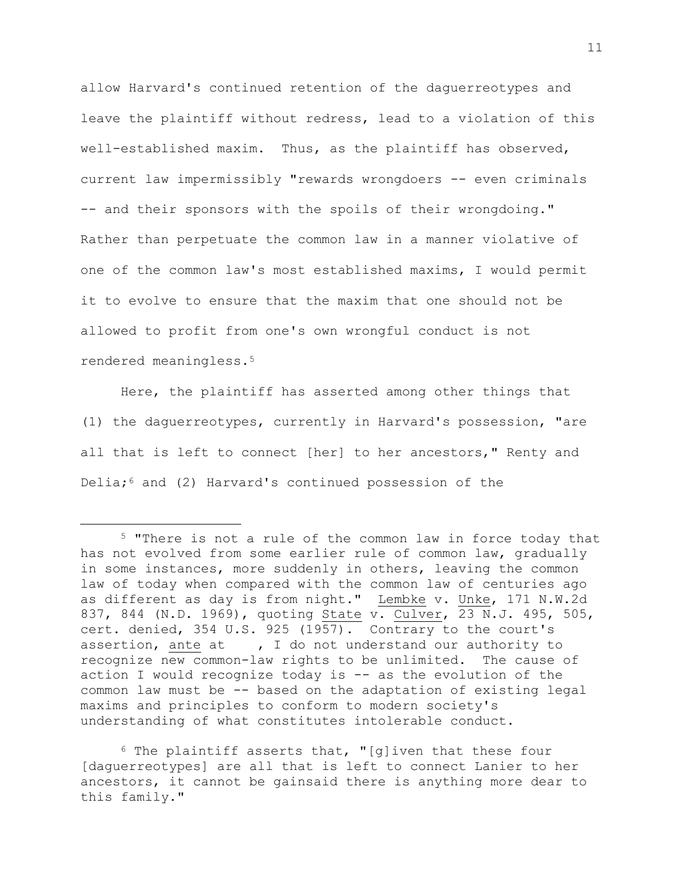allow Harvard's continued retention of the daguerreotypes and leave the plaintiff without redress, lead to a violation of this well-established maxim. Thus, as the plaintiff has observed, current law impermissibly "rewards wrongdoers -- even criminals -- and their sponsors with the spoils of their wrongdoing." Rather than perpetuate the common law in a manner violative of one of the common law's most established maxims, I would permit it to evolve to ensure that the maxim that one should not be allowed to profit from one's own wrongful conduct is not rendered meaningless.[5]

Here, the plaintiff has asserted among other things that (1) the daguerreotypes, currently in Harvard's possession, "are all that is left to connect [her] to her ancestors," Renty and Delia;[6] and (2) Harvard's continued possession of the

---

[5] "There is not a rule of the common law in force today that has not evolved from some earlier rule of common law, gradually in some instances, more suddenly in others, leaving the common law of today when compared with the common law of centuries ago as different as day is from night." Lembke v. Unke, 171 N.W.2d 837, 844 (N.D. 1969), quoting State v. Culver, 23 N.J. 495, 505, cert. denied, 354 U.S. 925 (1957). Contrary to the court's assertion, ante at , I do not understand our authority to recognize new common-law rights to be unlimited. The cause of action I would recognize today is -- as the evolution of the common law must be -- based on the adaptation of existing legal maxims and principles to conform to modern society's understanding of what constitutes intolerable conduct.

[6] The plaintiff asserts that, "[g]iven that these four [daguerreotypes] are all that is left to connect Lanier to her ancestors, it cannot be gainsaid there is anything more dear to this family."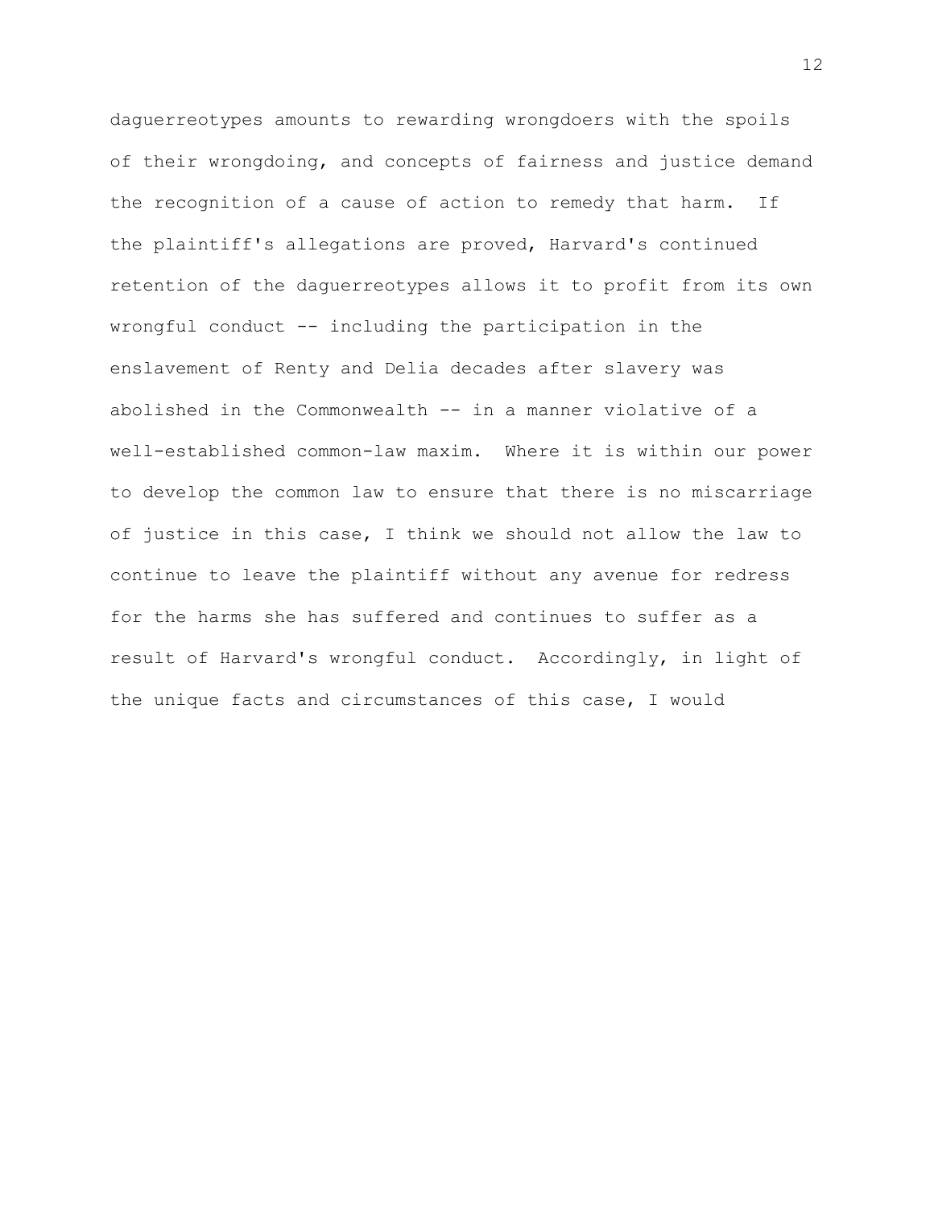daguerreotypes amounts to rewarding wrongdoers with the spoils of their wrongdoing, and concepts of fairness and justice demand the recognition of a cause of action to remedy that harm. If the plaintiff's allegations are proved, Harvard's continued retention of the daguerreotypes allows it to profit from its own wrongful conduct -- including the participation in the enslavement of Renty and Delia decades after slavery was abolished in the Commonwealth -- in a manner violative of a well-established common-law maxim. Where it is within our power to develop the common law to ensure that there is no miscarriage of justice in this case, I think we should not allow the law to continue to leave the plaintiff without any avenue for redress for the harms she has suffered and continues to suffer as a result of Harvard's wrongful conduct. Accordingly, in light of the unique facts and circumstances of this case, I would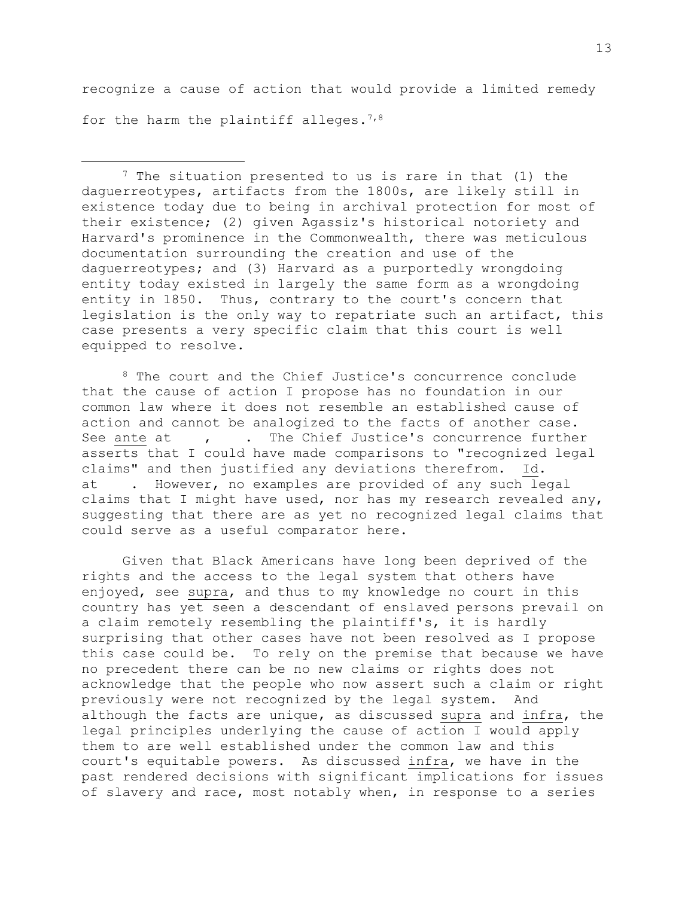recognize a cause of action that would provide a limited remedy for the harm the plaintiff alleges.[7,8]

---

[7] The situation presented to us is rare in that (1) the daguerreotypes, artifacts from the 1800s, are likely still in existence today due to being in archival protection for most of their existence; (2) given Agassiz's historical notoriety and Harvard's prominence in the Commonwealth, there was meticulous documentation surrounding the creation and use of the daguerreotypes; and (3) Harvard as a purportedly wrongdoing entity today existed in largely the same form as a wrongdoing entity in 1850. Thus, contrary to the court's concern that legislation is the only way to repatriate such an artifact, this case presents a very specific claim that this court is well equipped to resolve.

[8] The court and the Chief Justice's concurrence conclude that the cause of action I propose has no foundation in our common law where it does not resemble an established cause of action and cannot be analogized to the facts of another case. See ante at , . The Chief Justice's concurrence further asserts that I could have made comparisons to "recognized legal claims" and then justified any deviations therefrom. Id. at . However, no examples are provided of any such legal claims that I might have used, nor has my research revealed any, suggesting that there are as yet no recognized legal claims that could serve as a useful comparator here.

Given that Black Americans have long been deprived of the rights and the access to the legal system that others have enjoyed, see supra, and thus to my knowledge no court in this country has yet seen a descendant of enslaved persons prevail on a claim remotely resembling the plaintiff's, it is hardly surprising that other cases have not been resolved as I propose this case could be. To rely on the premise that because we have no precedent there can be no new claims or rights does not acknowledge that the people who now assert such a claim or right previously were not recognized by the legal system. And although the facts are unique, as discussed supra and infra, the legal principles underlying the cause of action I would apply them to are well established under the common law and this court's equitable powers. As discussed infra, we have in the past rendered decisions with significant implications for issues of slavery and race, most notably when, in response to a series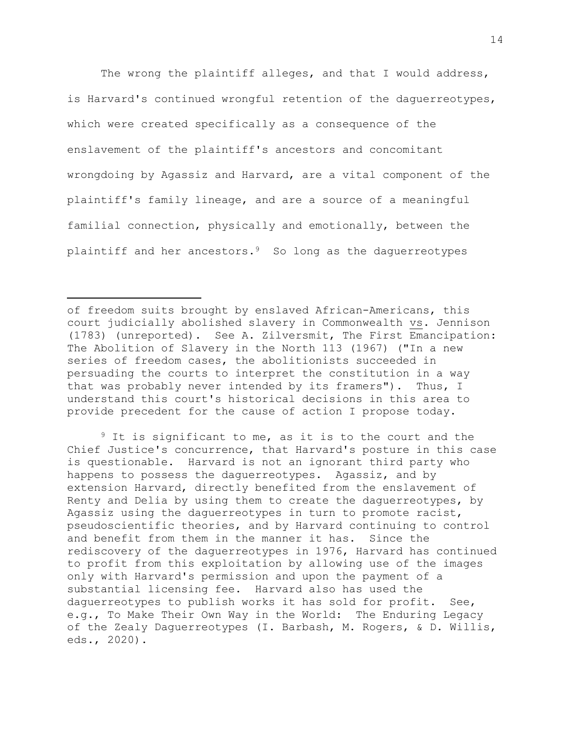The wrong the plaintiff alleges, and that I would address, is Harvard's continued wrongful retention of the daguerreotypes, which were created specifically as a consequence of the enslavement of the plaintiff's ancestors and concomitant wrongdoing by Agassiz and Harvard, are a vital component of the plaintiff's family lineage, and are a source of a meaningful familial connection, physically and emotionally, between the plaintiff and her ancestors.[9] So long as the daguerreotypes

---

of freedom suits brought by enslaved African-Americans, this court judicially abolished slavery in Commonwealth vs. Jennison (1783) (unreported). See A. Zilversmit, The First Emancipation: The Abolition of Slavery in the North 113 (1967) ("In a new series of freedom cases, the abolitionists succeeded in persuading the courts to interpret the constitution in a way that was probably never intended by its framers"). Thus, I understand this court's historical decisions in this area to provide precedent for the cause of action I propose today.

[9] It is significant to me, as it is to the court and the Chief Justice's concurrence, that Harvard's posture in this case is questionable. Harvard is not an ignorant third party who happens to possess the daguerreotypes. Agassiz, and by extension Harvard, directly benefited from the enslavement of Renty and Delia by using them to create the daguerreotypes, by Agassiz using the daguerreotypes in turn to promote racist, pseudoscientific theories, and by Harvard continuing to control and benefit from them in the manner it has. Since the rediscovery of the daguerreotypes in 1976, Harvard has continued to profit from this exploitation by allowing use of the images only with Harvard's permission and upon the payment of a substantial licensing fee. Harvard also has used the daguerreotypes to publish works it has sold for profit. See, e.g., To Make Their Own Way in the World: The Enduring Legacy of the Zealy Daguerreotypes (I. Barbash, M. Rogers, & D. Willis, eds., 2020).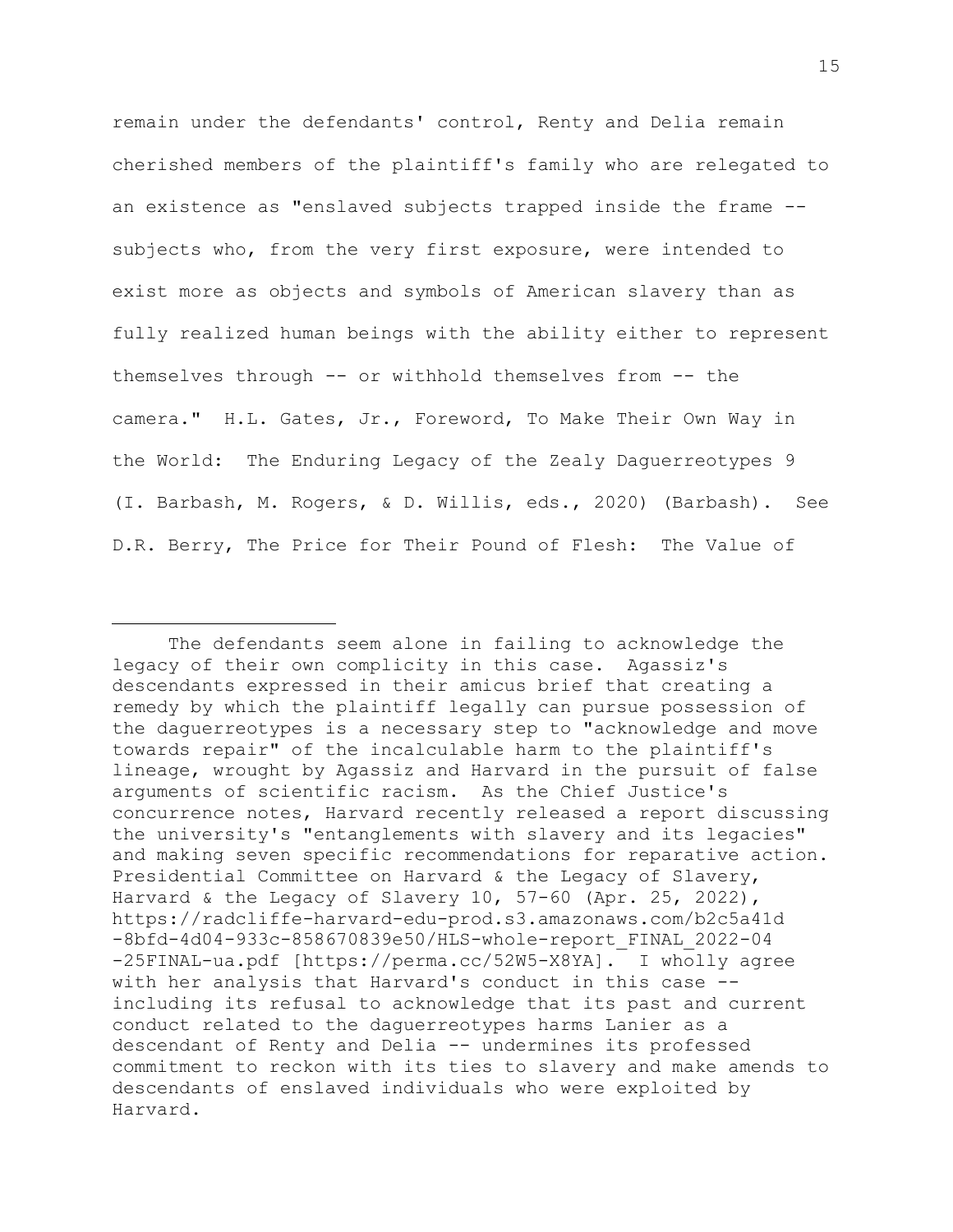remain under the defendants' control, Renty and Delia remain cherished members of the plaintiff's family who are relegated to an existence as "enslaved subjects trapped inside the frame -- subjects who, from the very first exposure, were intended to exist more as objects and symbols of American slavery than as fully realized human beings with the ability either to represent themselves through -- or withhold themselves from -- the camera." H.L. Gates, Jr., Foreword, To Make Their Own Way in the World: The Enduring Legacy of the Zealy Daguerreotypes 9 (I. Barbash, M. Rogers, & D. Willis, eds., 2020) (Barbash). See D.R. Berry, The Price for Their Pound of Flesh: The Value of

---

The defendants seem alone in failing to acknowledge the legacy of their own complicity in this case. Agassiz's descendants expressed in their amicus brief that creating a remedy by which the plaintiff legally can pursue possession of the daguerreotypes is a necessary step to "acknowledge and move towards repair" of the incalculable harm to the plaintiff's lineage, wrought by Agassiz and Harvard in the pursuit of false arguments of scientific racism. As the Chief Justice's concurrence notes, Harvard recently released a report discussing the university's "entanglements with slavery and its legacies" and making seven specific recommendations for reparative action. Presidential Committee on Harvard & the Legacy of Slavery, Harvard & the Legacy of Slavery 10, 57-60 (Apr. 25, 2022), https://radcliffe-harvard-edu-prod.s3.amazonaws.com/b2c5a41d-8bfd-4d04-933c-858670839e50/HLS-whole-report_FINAL_2022-04-25FINAL-ua.pdf [https://perma.cc/52W5-X8YA]. I wholly agree with her analysis that Harvard's conduct in this case -- including its refusal to acknowledge that its past and current conduct related to the daguerreotypes harms Lanier as a descendant of Renty and Delia -- undermines its professed commitment to reckon with its ties to slavery and make amends to descendants of enslaved individuals who were exploited by Harvard.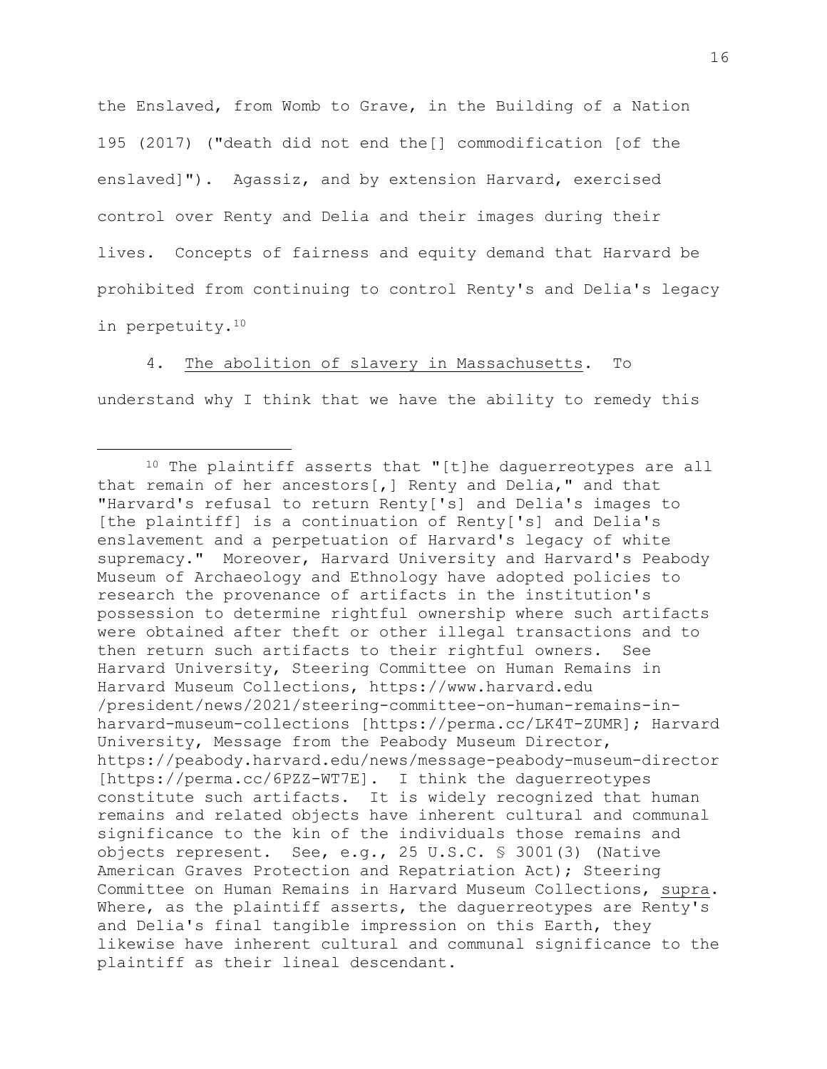the Enslaved, from Womb to Grave, in the Building of a Nation 195 (2017) ("death did not end the[] commodification [of the enslaved]"). Agassiz, and by extension Harvard, exercised control over Renty and Delia and their images during their lives. Concepts of fairness and equity demand that Harvard be prohibited from continuing to control Renty's and Delia's legacy in perpetuity.[10]

4. The abolition of slavery in Massachusetts. To understand why I think that we have the ability to remedy this

---

[10] The plaintiff asserts that "[t]he daguerreotypes are all that remain of her ancestors[,] Renty and Delia," and that "Harvard's refusal to return Renty['s] and Delia's images to [the plaintiff] is a continuation of Renty['s] and Delia's enslavement and a perpetuation of Harvard's legacy of white supremacy." Moreover, Harvard University and Harvard's Peabody Museum of Archaeology and Ethnology have adopted policies to research the provenance of artifacts in the institution's possession to determine rightful ownership where such artifacts were obtained after theft or other illegal transactions and to then return such artifacts to their rightful owners. See Harvard University, Steering Committee on Human Remains in Harvard Museum Collections, https://www.harvard.edu/president/news/2021/steering-committee-on-human-remains-in-harvard-museum-collections [https://perma.cc/LK4T-ZUMR]; Harvard University, Message from the Peabody Museum Director, https://peabody.harvard.edu/news/message-peabody-museum-director [https://perma.cc/6PZZ-WT7E]. I think the daguerreotypes constitute such artifacts. It is widely recognized that human remains and related objects have inherent cultural and communal significance to the kin of the individuals those remains and objects represent. See, e.g., 25 U.S.C. § 3001(3) (Native American Graves Protection and Repatriation Act); Steering Committee on Human Remains in Harvard Museum Collections, supra. Where, as the plaintiff asserts, the daguerreotypes are Renty's and Delia's final tangible impression on this Earth, they likewise have inherent cultural and communal significance to the plaintiff as their lineal descendant.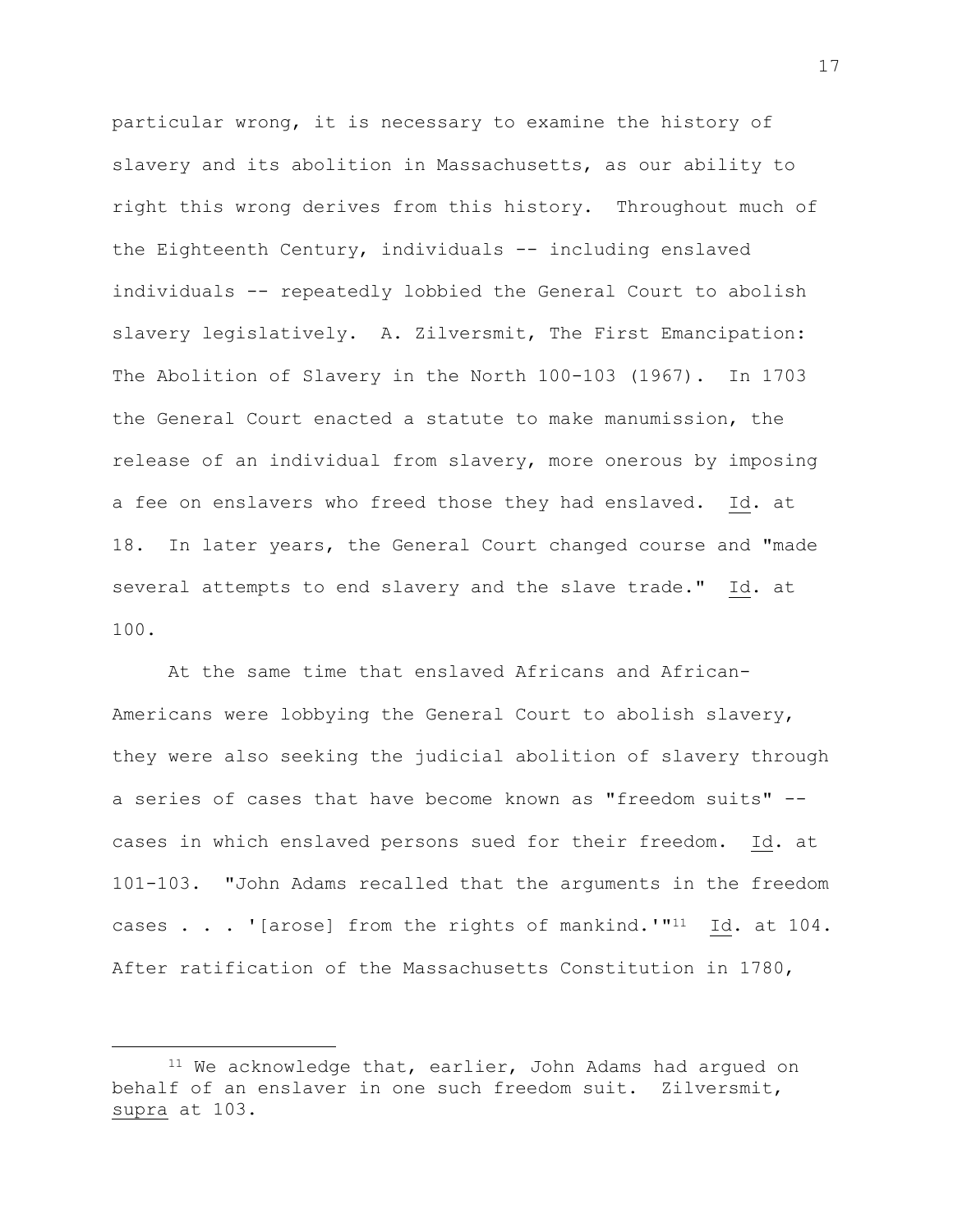particular wrong, it is necessary to examine the history of slavery and its abolition in Massachusetts, as our ability to right this wrong derives from this history. Throughout much of the Eighteenth Century, individuals -- including enslaved individuals -- repeatedly lobbied the General Court to abolish slavery legislatively. A. Zilversmit, The First Emancipation: The Abolition of Slavery in the North 100-103 (1967). In 1703 the General Court enacted a statute to make manumission, the release of an individual from slavery, more onerous by imposing a fee on enslavers who freed those they had enslaved. Id. at 18. In later years, the General Court changed course and "made several attempts to end slavery and the slave trade." Id. at 100.

At the same time that enslaved Africans and African-Americans were lobbying the General Court to abolish slavery, they were also seeking the judicial abolition of slavery through a series of cases that have become known as "freedom suits" -- cases in which enslaved persons sued for their freedom. Id. at 101-103. "John Adams recalled that the arguments in the freedom cases . . . '[arose] from the rights of mankind.'"[11] Id. at 104. After ratification of the Massachusetts Constitution in 1780,

---

[11] We acknowledge that, earlier, John Adams had argued on behalf of an enslaver in one such freedom suit. Zilversmit, supra at 103.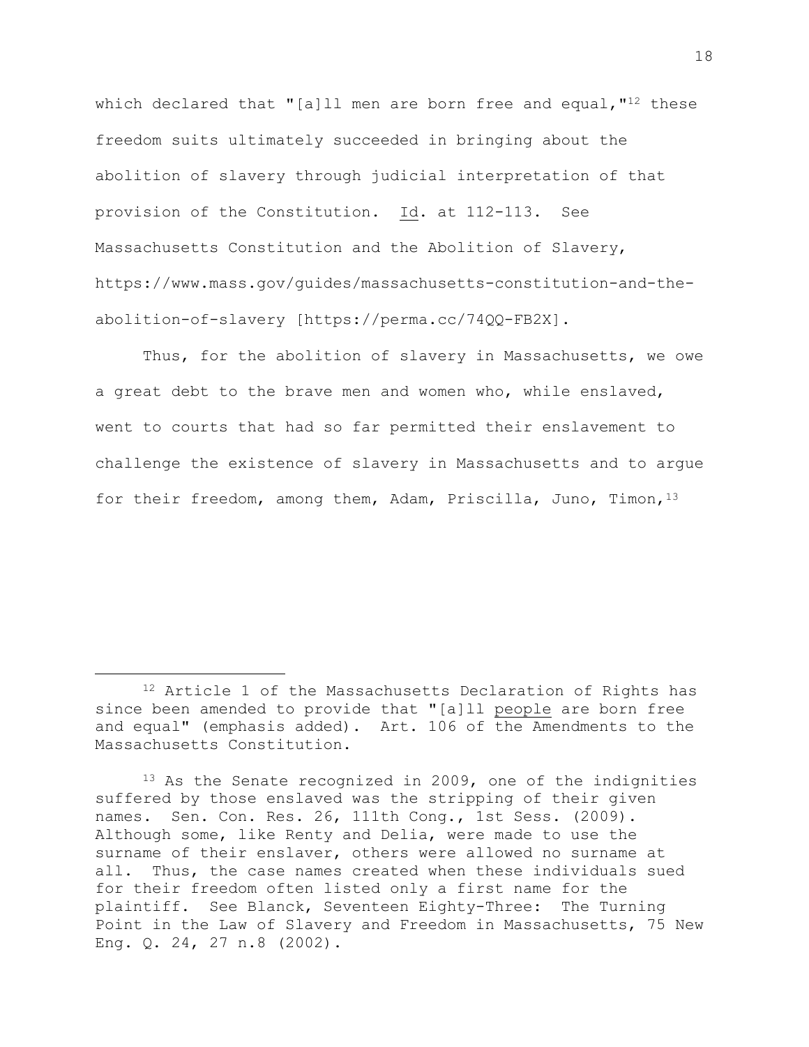which declared that "[a]ll men are born free and equal,"[12] these freedom suits ultimately succeeded in bringing about the abolition of slavery through judicial interpretation of that provision of the Constitution. Id. at 112-113. See Massachusetts Constitution and the Abolition of Slavery, https://www.mass.gov/guides/massachusetts-constitution-and-the-abolition-of-slavery [https://perma.cc/74QQ-FB2X].

Thus, for the abolition of slavery in Massachusetts, we owe a great debt to the brave men and women who, while enslaved, went to courts that had so far permitted their enslavement to challenge the existence of slavery in Massachusetts and to argue for their freedom, among them, Adam, Priscilla, Juno, Timon,[13]

---

[12] Article 1 of the Massachusetts Declaration of Rights has since been amended to provide that "[a]ll people are born free and equal" (emphasis added). Art. 106 of the Amendments to the Massachusetts Constitution.

[13] As the Senate recognized in 2009, one of the indignities suffered by those enslaved was the stripping of their given names. Sen. Con. Res. 26, 111th Cong., 1st Sess. (2009). Although some, like Renty and Delia, were made to use the surname of their enslaver, others were allowed no surname at all. Thus, the case names created when these individuals sued for their freedom often listed only a first name for the plaintiff. See Blanck, Seventeen Eighty-Three: The Turning Point in the Law of Slavery and Freedom in Massachusetts, 75 New Eng. Q. 24, 27 n.8 (2002).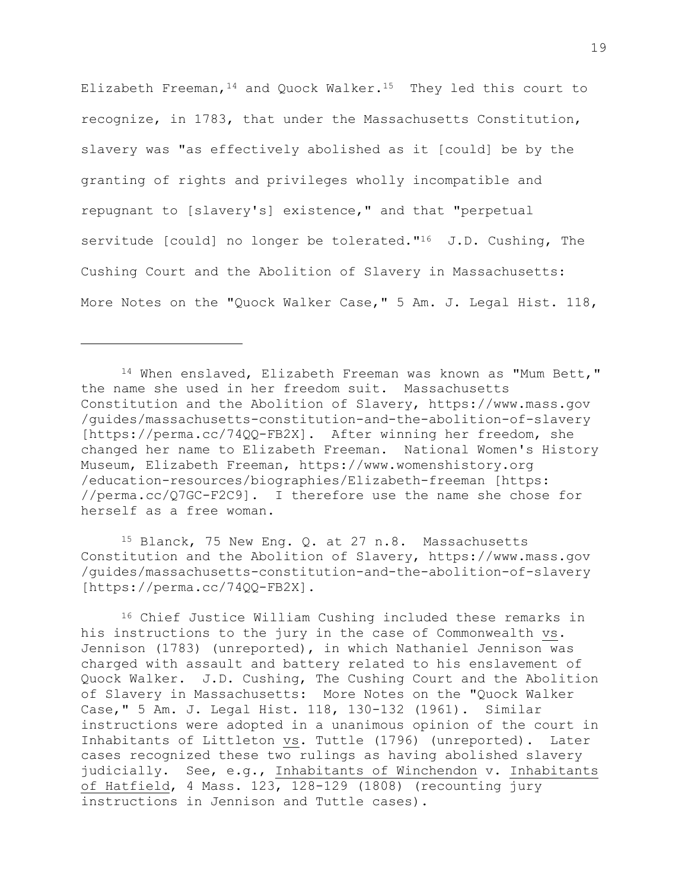Elizabeth Freeman,[14] and Quock Walker.[15] They led this court to recognize, in 1783, that under the Massachusetts Constitution, slavery was "as effectively abolished as it [could] be by the granting of rights and privileges wholly incompatible and repugnant to [slavery's] existence," and that "perpetual servitude [could] no longer be tolerated."[16] J.D. Cushing, The Cushing Court and the Abolition of Slavery in Massachusetts: More Notes on the "Quock Walker Case," 5 Am. J. Legal Hist. 118,

---

[14] When enslaved, Elizabeth Freeman was known as "Mum Bett," the name she used in her freedom suit. Massachusetts Constitution and the Abolition of Slavery, https://www.mass.gov/guides/massachusetts-constitution-and-the-abolition-of-slavery [https://perma.cc/74QQ-FB2X]. After winning her freedom, she changed her name to Elizabeth Freeman. National Women's History Museum, Elizabeth Freeman, https://www.womenshistory.org/education-resources/biographies/Elizabeth-freeman [https://perma.cc/Q7GC-F2C9]. I therefore use the name she chose for herself as a free woman.

[15] Blanck, 75 New Eng. Q. at 27 n.8. Massachusetts Constitution and the Abolition of Slavery, https://www.mass.gov/guides/massachusetts-constitution-and-the-abolition-of-slavery [https://perma.cc/74QQ-FB2X].

[16] Chief Justice William Cushing included these remarks in his instructions to the jury in the case of Commonwealth vs. Jennison (1783) (unreported), in which Nathaniel Jennison was charged with assault and battery related to his enslavement of Quock Walker. J.D. Cushing, The Cushing Court and the Abolition of Slavery in Massachusetts: More Notes on the "Quock Walker Case," 5 Am. J. Legal Hist. 118, 130-132 (1961). Similar instructions were adopted in a unanimous opinion of the court in Inhabitants of Littleton vs. Tuttle (1796) (unreported). Later cases recognized these two rulings as having abolished slavery judicially. See, e.g., Inhabitants of Winchendon v. Inhabitants of Hatfield, 4 Mass. 123, 128-129 (1808) (recounting jury instructions in Jennison and Tuttle cases).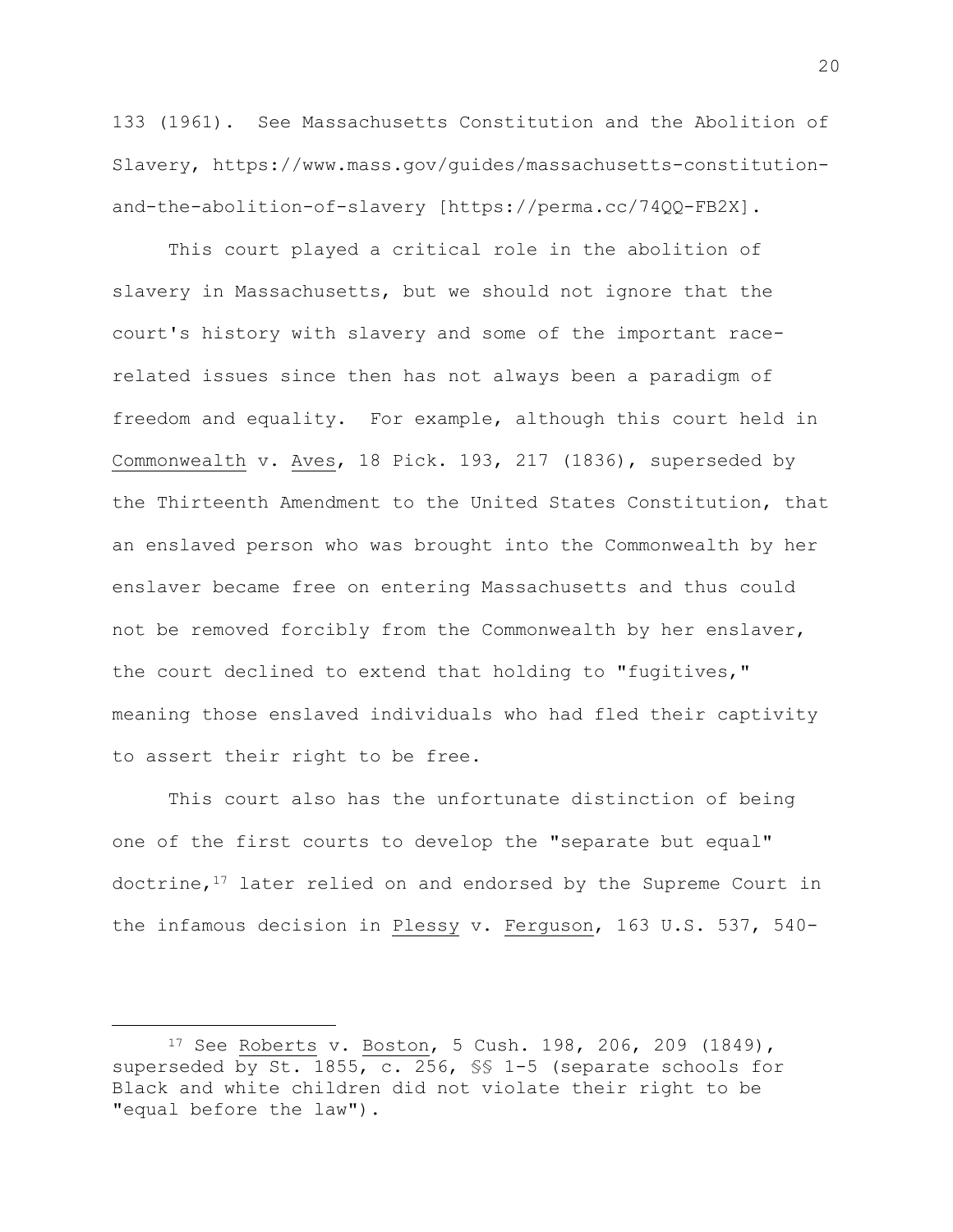133 (1961). See Massachusetts Constitution and the Abolition of Slavery, https://www.mass.gov/guides/massachusetts-constitution-and-the-abolition-of-slavery [https://perma.cc/74QQ-FB2X].

This court played a critical role in the abolition of slavery in Massachusetts, but we should not ignore that the court's history with slavery and some of the important race-related issues since then has not always been a paradigm of freedom and equality. For example, although this court held in Commonwealth v. Aves, 18 Pick. 193, 217 (1836), superseded by the Thirteenth Amendment to the United States Constitution, that an enslaved person who was brought into the Commonwealth by her enslaver became free on entering Massachusetts and thus could not be removed forcibly from the Commonwealth by her enslaver, the court declined to extend that holding to "fugitives," meaning those enslaved individuals who had fled their captivity to assert their right to be free.

This court also has the unfortunate distinction of being one of the first courts to develop the "separate but equal" doctrine,[17] later relied on and endorsed by the Supreme Court in the infamous decision in Plessy v. Ferguson, 163 U.S. 537, 540-

---

[17] See Roberts v. Boston, 5 Cush. 198, 206, 209 (1849), superseded by St. 1855, c. 256, §§ 1-5 (separate schools for Black and white children did not violate their right to be "equal before the law").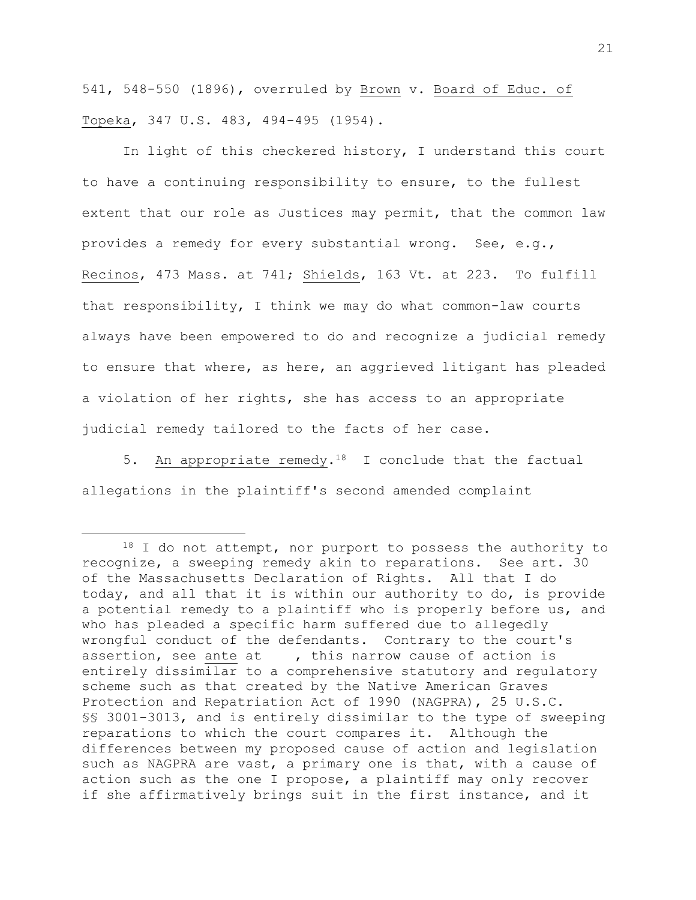541, 548-550 (1896), overruled by Brown v. Board of Educ. of Topeka, 347 U.S. 483, 494-495 (1954).

In light of this checkered history, I understand this court to have a continuing responsibility to ensure, to the fullest extent that our role as Justices may permit, that the common law provides a remedy for every substantial wrong. See, e.g., Recinos, 473 Mass. at 741; Shields, 163 Vt. at 223. To fulfill that responsibility, I think we may do what common-law courts always have been empowered to do and recognize a judicial remedy to ensure that where, as here, an aggrieved litigant has pleaded a violation of her rights, she has access to an appropriate judicial remedy tailored to the facts of her case.

5. An appropriate remedy.[18] I conclude that the factual allegations in the plaintiff's second amended complaint

---

[18] I do not attempt, nor purport to possess the authority to recognize, a sweeping remedy akin to reparations. See art. 30 of the Massachusetts Declaration of Rights. All that I do today, and all that it is within our authority to do, is provide a potential remedy to a plaintiff who is properly before us, and who has pleaded a specific harm suffered due to allegedly wrongful conduct of the defendants. Contrary to the court's assertion, see ante at , this narrow cause of action is entirely dissimilar to a comprehensive statutory and regulatory scheme such as that created by the Native American Graves Protection and Repatriation Act of 1990 (NAGPRA), 25 U.S.C. §§ 3001-3013, and is entirely dissimilar to the type of sweeping reparations to which the court compares it. Although the differences between my proposed cause of action and legislation such as NAGPRA are vast, a primary one is that, with a cause of action such as the one I propose, a plaintiff may only recover if she affirmatively brings suit in the first instance, and it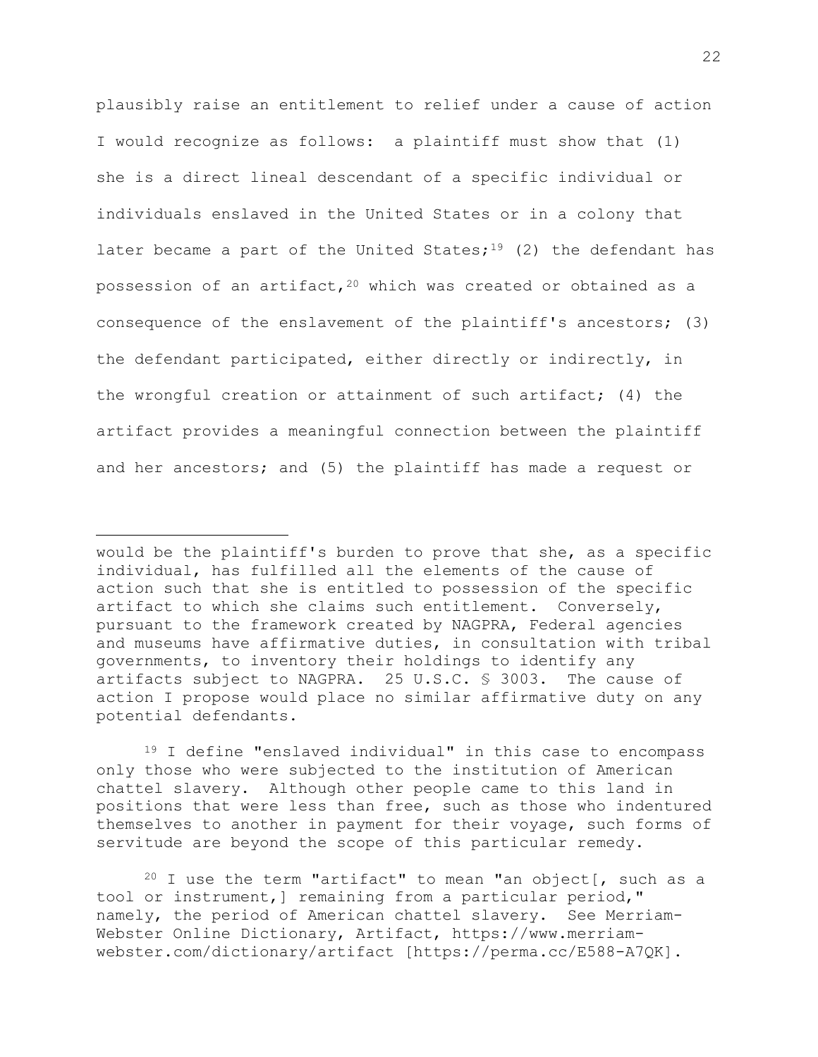plausibly raise an entitlement to relief under a cause of action I would recognize as follows: a plaintiff must show that (1) she is a direct lineal descendant of a specific individual or individuals enslaved in the United States or in a colony that later became a part of the United States;[19] (2) the defendant has possession of an artifact,[20] which was created or obtained as a consequence of the enslavement of the plaintiff's ancestors; (3) the defendant participated, either directly or indirectly, in the wrongful creation or attainment of such artifact; (4) the artifact provides a meaningful connection between the plaintiff and her ancestors; and (5) the plaintiff has made a request or

---

would be the plaintiff's burden to prove that she, as a specific individual, has fulfilled all the elements of the cause of action such that she is entitled to possession of the specific artifact to which she claims such entitlement. Conversely, pursuant to the framework created by NAGPRA, Federal agencies and museums have affirmative duties, in consultation with tribal governments, to inventory their holdings to identify any artifacts subject to NAGPRA. 25 U.S.C. § 3003. The cause of action I propose would place no similar affirmative duty on any potential defendants.

[19] I define "enslaved individual" in this case to encompass only those who were subjected to the institution of American chattel slavery. Although other people came to this land in positions that were less than free, such as those who indentured themselves to another in payment for their voyage, such forms of servitude are beyond the scope of this particular remedy.

[20] I use the term "artifact" to mean "an object[, such as a tool or instrument,] remaining from a particular period," namely, the period of American chattel slavery. See Merriam-Webster Online Dictionary, Artifact, https://www.merriam-webster.com/dictionary/artifact [https://perma.cc/E588-A7QK].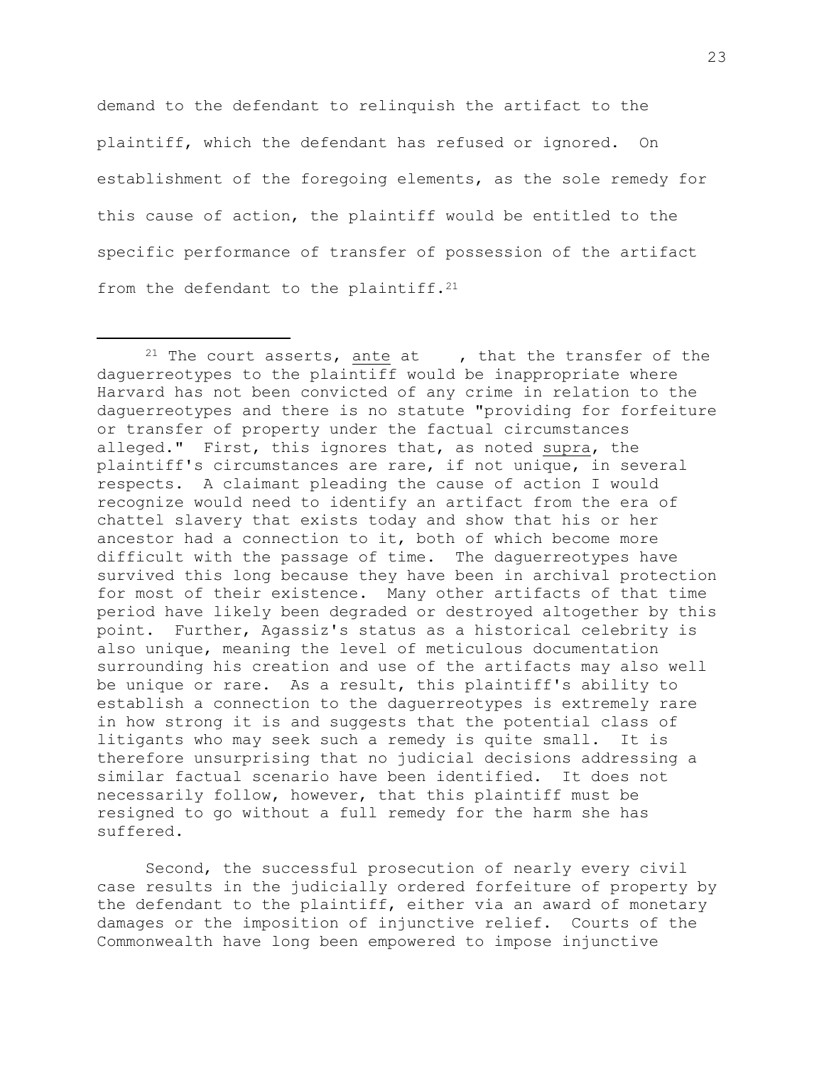demand to the defendant to relinquish the artifact to the plaintiff, which the defendant has refused or ignored. On establishment of the foregoing elements, as the sole remedy for this cause of action, the plaintiff would be entitled to the specific performance of transfer of possession of the artifact from the defendant to the plaintiff.[21]

---

[21] The court asserts, ante at , that the transfer of the daguerreotypes to the plaintiff would be inappropriate where Harvard has not been convicted of any crime in relation to the daguerreotypes and there is no statute "providing for forfeiture or transfer of property under the factual circumstances alleged." First, this ignores that, as noted supra, the plaintiff's circumstances are rare, if not unique, in several respects. A claimant pleading the cause of action I would recognize would need to identify an artifact from the era of chattel slavery that exists today and show that his or her ancestor had a connection to it, both of which become more difficult with the passage of time. The daguerreotypes have survived this long because they have been in archival protection for most of their existence. Many other artifacts of that time period have likely been degraded or destroyed altogether by this point. Further, Agassiz's status as a historical celebrity is also unique, meaning the level of meticulous documentation surrounding his creation and use of the artifacts may also well be unique or rare. As a result, this plaintiff's ability to establish a connection to the daguerreotypes is extremely rare in how strong it is and suggests that the potential class of litigants who may seek such a remedy is quite small. It is therefore unsurprising that no judicial decisions addressing a similar factual scenario have been identified. It does not necessarily follow, however, that this plaintiff must be resigned to go without a full remedy for the harm she has suffered.

Second, the successful prosecution of nearly every civil case results in the judicially ordered forfeiture of property by the defendant to the plaintiff, either via an award of monetary damages or the imposition of injunctive relief. Courts of the Commonwealth have long been empowered to impose injunctive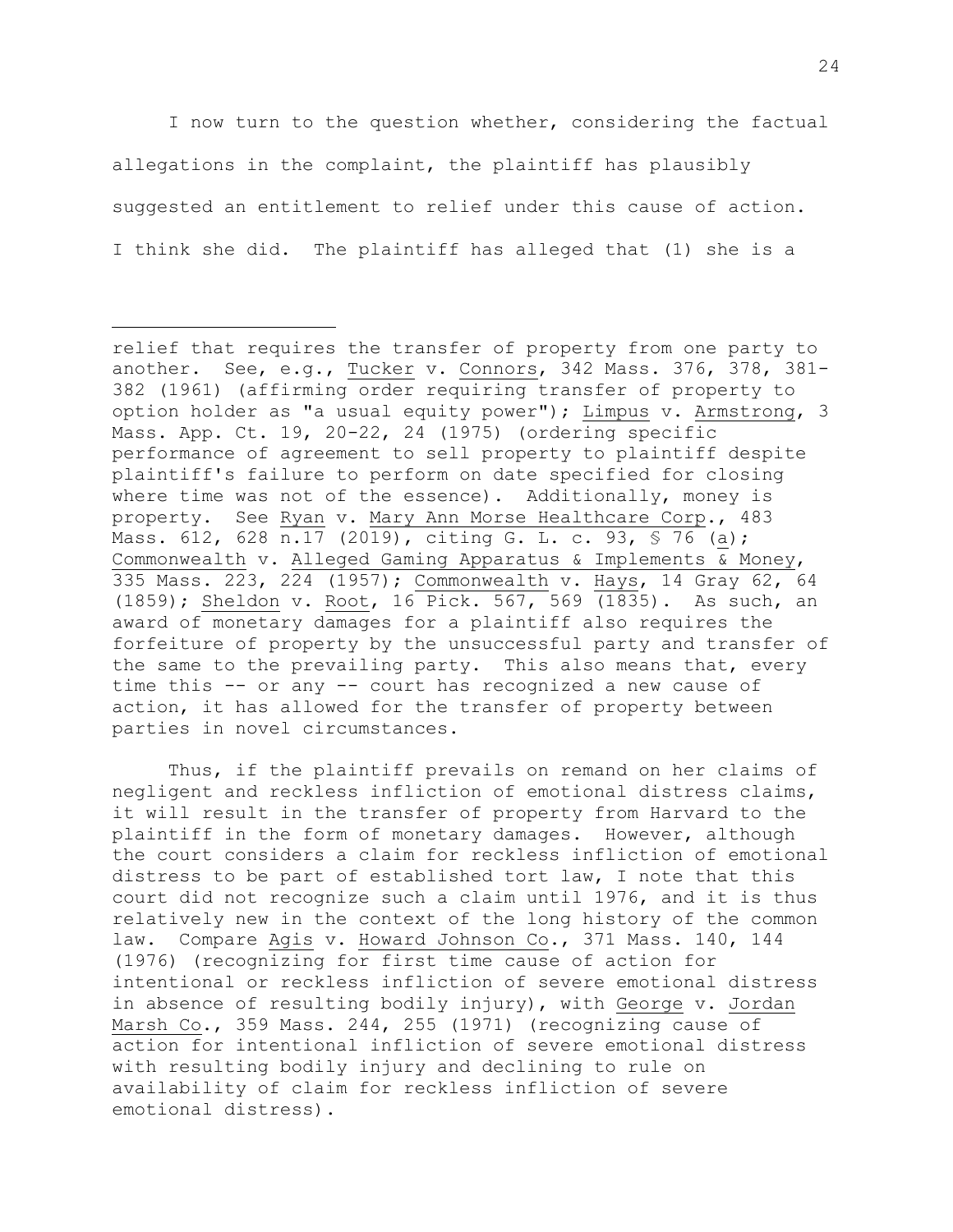I now turn to the question whether, considering the factual allegations in the complaint, the plaintiff has plausibly suggested an entitlement to relief under this cause of action. I think she did. The plaintiff has alleged that (1) she is a

---

relief that requires the transfer of property from one party to another. See, e.g., Tucker v. Connors, 342 Mass. 376, 378, 381-382 (1961) (affirming order requiring transfer of property to option holder as "a usual equity power"); Limpus v. Armstrong, 3 Mass. App. Ct. 19, 20-22, 24 (1975) (ordering specific performance of agreement to sell property to plaintiff despite plaintiff's failure to perform on date specified for closing where time was not of the essence). Additionally, money is property. See Ryan v. Mary Ann Morse Healthcare Corp., 483 Mass. 612, 628 n.17 (2019), citing G. L. c. 93, § 76 (a); Commonwealth v. Alleged Gaming Apparatus & Implements & Money, 335 Mass. 223, 224 (1957); Commonwealth v. Hays, 14 Gray 62, 64 (1859); Sheldon v. Root, 16 Pick. 567, 569 (1835). As such, an award of monetary damages for a plaintiff also requires the forfeiture of property by the unsuccessful party and transfer of the same to the prevailing party. This also means that, every time this -- or any -- court has recognized a new cause of action, it has allowed for the transfer of property between parties in novel circumstances.

Thus, if the plaintiff prevails on remand on her claims of negligent and reckless infliction of emotional distress claims, it will result in the transfer of property from Harvard to the plaintiff in the form of monetary damages. However, although the court considers a claim for reckless infliction of emotional distress to be part of established tort law, I note that this court did not recognize such a claim until 1976, and it is thus relatively new in the context of the long history of the common law. Compare Agis v. Howard Johnson Co., 371 Mass. 140, 144 (1976) (recognizing for first time cause of action for intentional or reckless infliction of severe emotional distress in absence of resulting bodily injury), with George v. Jordan Marsh Co., 359 Mass. 244, 255 (1971) (recognizing cause of action for intentional infliction of severe emotional distress with resulting bodily injury and declining to rule on availability of claim for reckless infliction of severe emotional distress).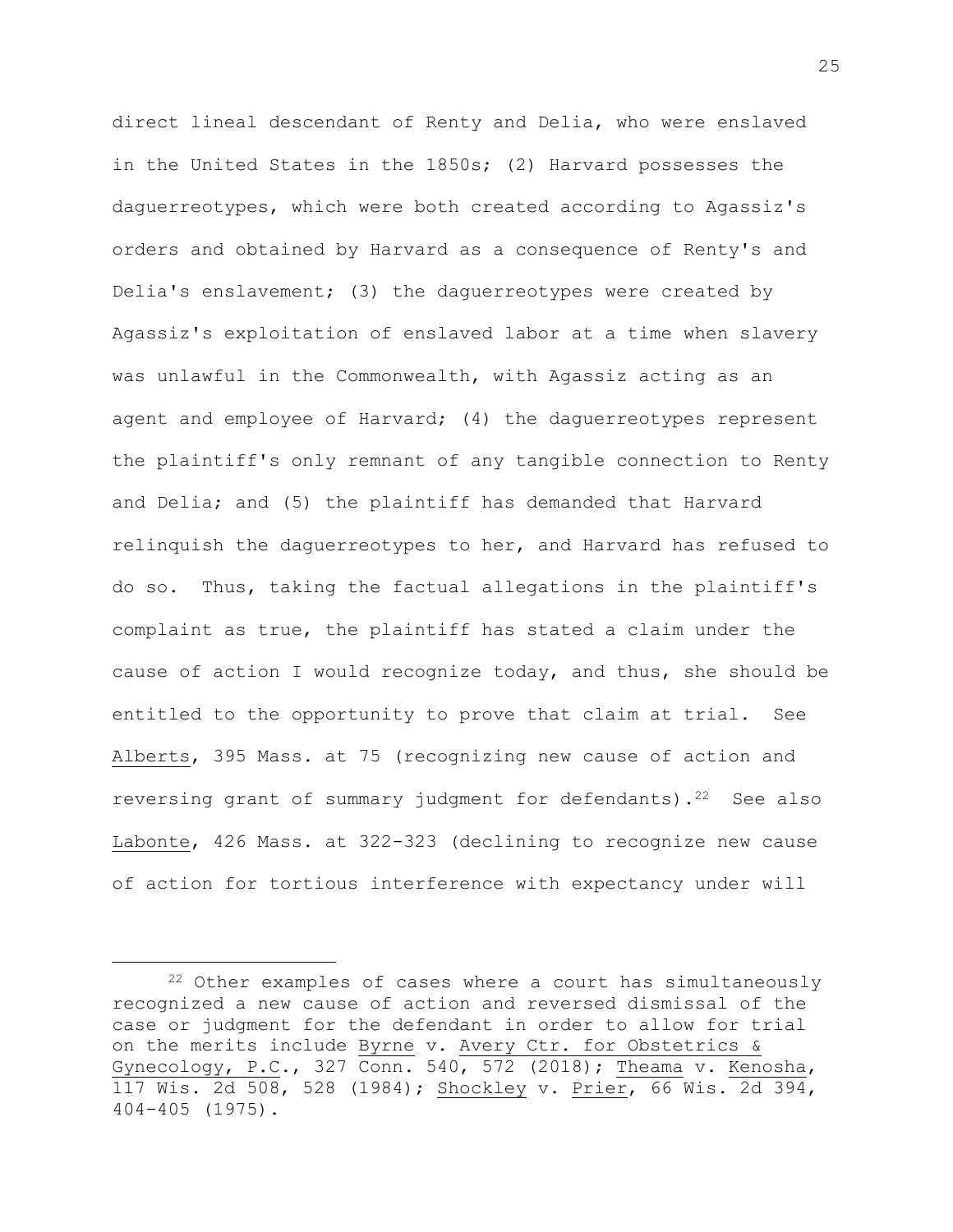direct lineal descendant of Renty and Delia, who were enslaved in the United States in the 1850s; (2) Harvard possesses the daguerreotypes, which were both created according to Agassiz's orders and obtained by Harvard as a consequence of Renty's and Delia's enslavement; (3) the daguerreotypes were created by Agassiz's exploitation of enslaved labor at a time when slavery was unlawful in the Commonwealth, with Agassiz acting as an agent and employee of Harvard; (4) the daguerreotypes represent the plaintiff's only remnant of any tangible connection to Renty and Delia; and (5) the plaintiff has demanded that Harvard relinquish the daguerreotypes to her, and Harvard has refused to do so. Thus, taking the factual allegations in the plaintiff's complaint as true, the plaintiff has stated a claim under the cause of action I would recognize today, and thus, she should be entitled to the opportunity to prove that claim at trial. See Alberts, 395 Mass. at 75 (recognizing new cause of action and reversing grant of summary judgment for defendants).[22] See also Labonte, 426 Mass. at 322-323 (declining to recognize new cause of action for tortious interference with expectancy under will

---

[22] Other examples of cases where a court has simultaneously recognized a new cause of action and reversed dismissal of the case or judgment for the defendant in order to allow for trial on the merits include Byrne v. Avery Ctr. for Obstetrics & Gynecology, P.C., 327 Conn. 540, 572 (2018); Theama v. Kenosha, 117 Wis. 2d 508, 528 (1984); Shockley v. Prier, 66 Wis. 2d 394, 404-405 (1975).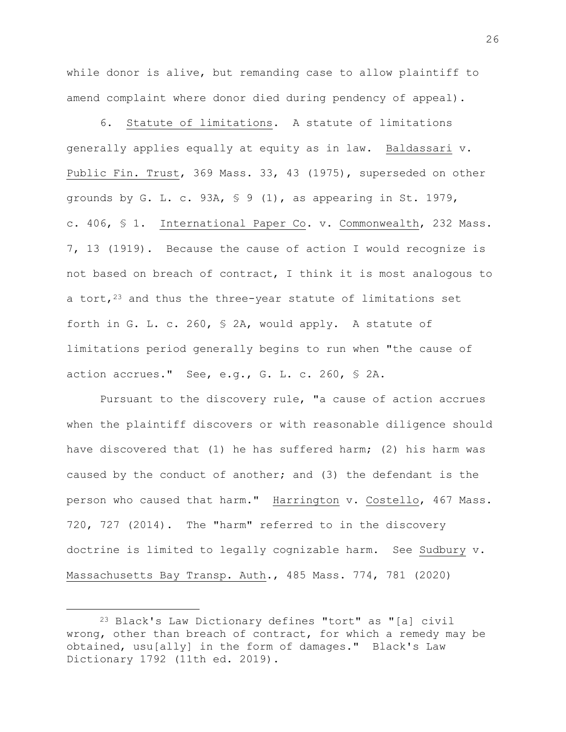while donor is alive, but remanding case to allow plaintiff to amend complaint where donor died during pendency of appeal).

6. Statute of limitations. A statute of limitations generally applies equally at equity as in law. Baldassari v. Public Fin. Trust, 369 Mass. 33, 43 (1975), superseded on other grounds by G. L. c. 93A, § 9 (1), as appearing in St. 1979, c. 406, § 1. International Paper Co. v. Commonwealth, 232 Mass. 7, 13 (1919). Because the cause of action I would recognize is not based on breach of contract, I think it is most analogous to a tort,[23] and thus the three-year statute of limitations set forth in G. L. c. 260, § 2A, would apply. A statute of limitations period generally begins to run when "the cause of action accrues." See, e.g., G. L. c. 260, § 2A.

Pursuant to the discovery rule, "a cause of action accrues when the plaintiff discovers or with reasonable diligence should have discovered that (1) he has suffered harm; (2) his harm was caused by the conduct of another; and (3) the defendant is the person who caused that harm." Harrington v. Costello, 467 Mass. 720, 727 (2014). The "harm" referred to in the discovery doctrine is limited to legally cognizable harm. See Sudbury v. Massachusetts Bay Transp. Auth., 485 Mass. 774, 781 (2020)

---

[23] Black's Law Dictionary defines "tort" as "[a] civil wrong, other than breach of contract, for which a remedy may be obtained, usu[ally] in the form of damages." Black's Law Dictionary 1792 (11th ed. 2019).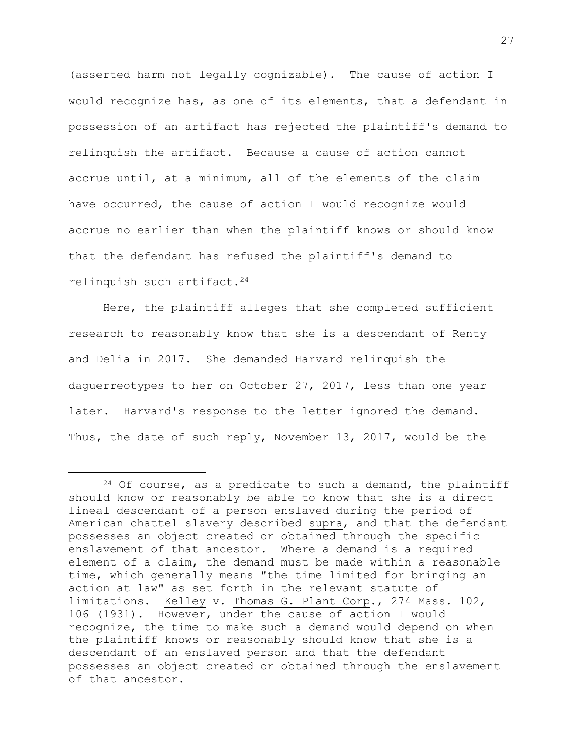(asserted harm not legally cognizable). The cause of action I would recognize has, as one of its elements, that a defendant in possession of an artifact has rejected the plaintiff's demand to relinquish the artifact. Because a cause of action cannot accrue until, at a minimum, all of the elements of the claim have occurred, the cause of action I would recognize would accrue no earlier than when the plaintiff knows or should know that the defendant has refused the plaintiff's demand to relinquish such artifact.[24]

Here, the plaintiff alleges that she completed sufficient research to reasonably know that she is a descendant of Renty and Delia in 2017. She demanded Harvard relinquish the daguerreotypes to her on October 27, 2017, less than one year later. Harvard's response to the letter ignored the demand. Thus, the date of such reply, November 13, 2017, would be the

---

[24] Of course, as a predicate to such a demand, the plaintiff should know or reasonably be able to know that she is a direct lineal descendant of a person enslaved during the period of American chattel slavery described supra, and that the defendant possesses an object created or obtained through the specific enslavement of that ancestor. Where a demand is a required element of a claim, the demand must be made within a reasonable time, which generally means "the time limited for bringing an action at law" as set forth in the relevant statute of limitations. Kelley v. Thomas G. Plant Corp., 274 Mass. 102, 106 (1931). However, under the cause of action I would recognize, the time to make such a demand would depend on when the plaintiff knows or reasonably should know that she is a descendant of an enslaved person and that the defendant possesses an object created or obtained through the enslavement of that ancestor.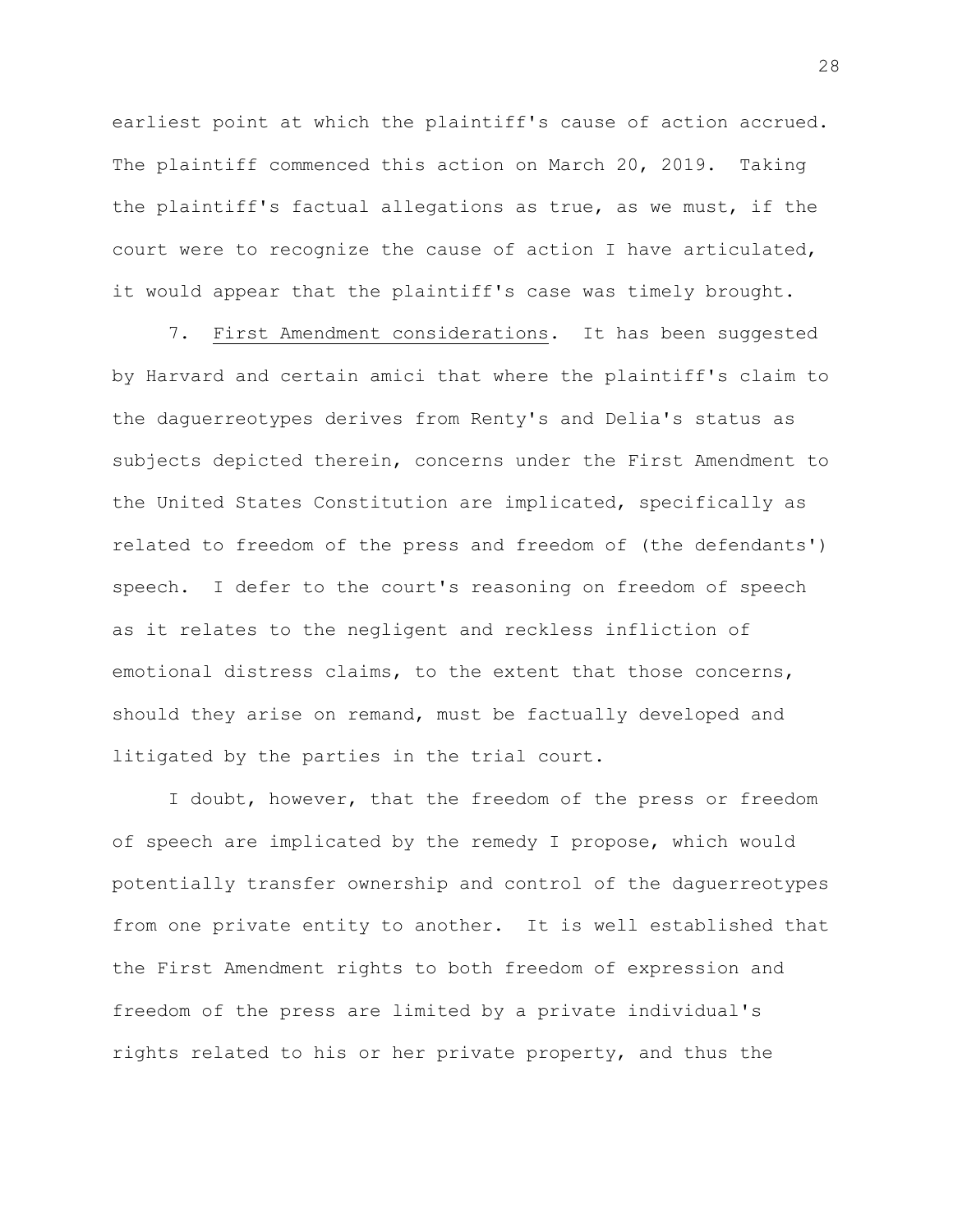earliest point at which the plaintiff's cause of action accrued. The plaintiff commenced this action on March 20, 2019. Taking the plaintiff's factual allegations as true, as we must, if the court were to recognize the cause of action I have articulated, it would appear that the plaintiff's case was timely brought.

7. First Amendment considerations. It has been suggested by Harvard and certain amici that where the plaintiff's claim to the daguerreotypes derives from Renty's and Delia's status as subjects depicted therein, concerns under the First Amendment to the United States Constitution are implicated, specifically as related to freedom of the press and freedom of (the defendants') speech. I defer to the court's reasoning on freedom of speech as it relates to the negligent and reckless infliction of emotional distress claims, to the extent that those concerns, should they arise on remand, must be factually developed and litigated by the parties in the trial court.

I doubt, however, that the freedom of the press or freedom of speech are implicated by the remedy I propose, which would potentially transfer ownership and control of the daguerreotypes from one private entity to another. It is well established that the First Amendment rights to both freedom of expression and freedom of the press are limited by a private individual's rights related to his or her private property, and thus the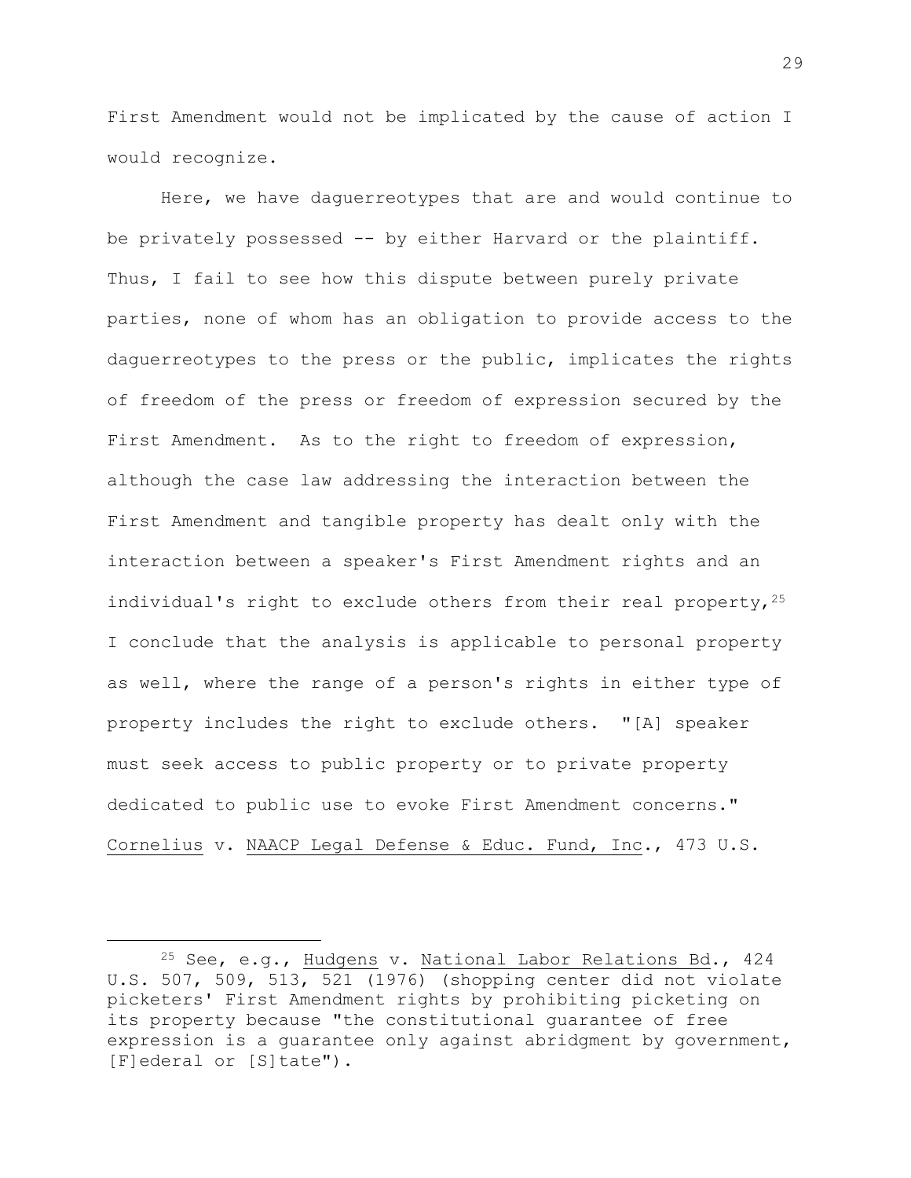First Amendment would not be implicated by the cause of action I would recognize.

Here, we have daguerreotypes that are and would continue to be privately possessed -- by either Harvard or the plaintiff. Thus, I fail to see how this dispute between purely private parties, none of whom has an obligation to provide access to the daguerreotypes to the press or the public, implicates the rights of freedom of the press or freedom of expression secured by the First Amendment. As to the right to freedom of expression, although the case law addressing the interaction between the First Amendment and tangible property has dealt only with the interaction between a speaker's First Amendment rights and an individual's right to exclude others from their real property,[25] I conclude that the analysis is applicable to personal property as well, where the range of a person's rights in either type of property includes the right to exclude others. "[A] speaker must seek access to public property or to private property dedicated to public use to evoke First Amendment concerns." Cornelius v. NAACP Legal Defense & Educ. Fund, Inc., 473 U.S.

---

[25] See, e.g., Hudgens v. National Labor Relations Bd., 424 U.S. 507, 509, 513, 521 (1976) (shopping center did not violate picketers' First Amendment rights by prohibiting picketing on its property because "the constitutional guarantee of free expression is a guarantee only against abridgment by government, [F]ederal or [S]tate").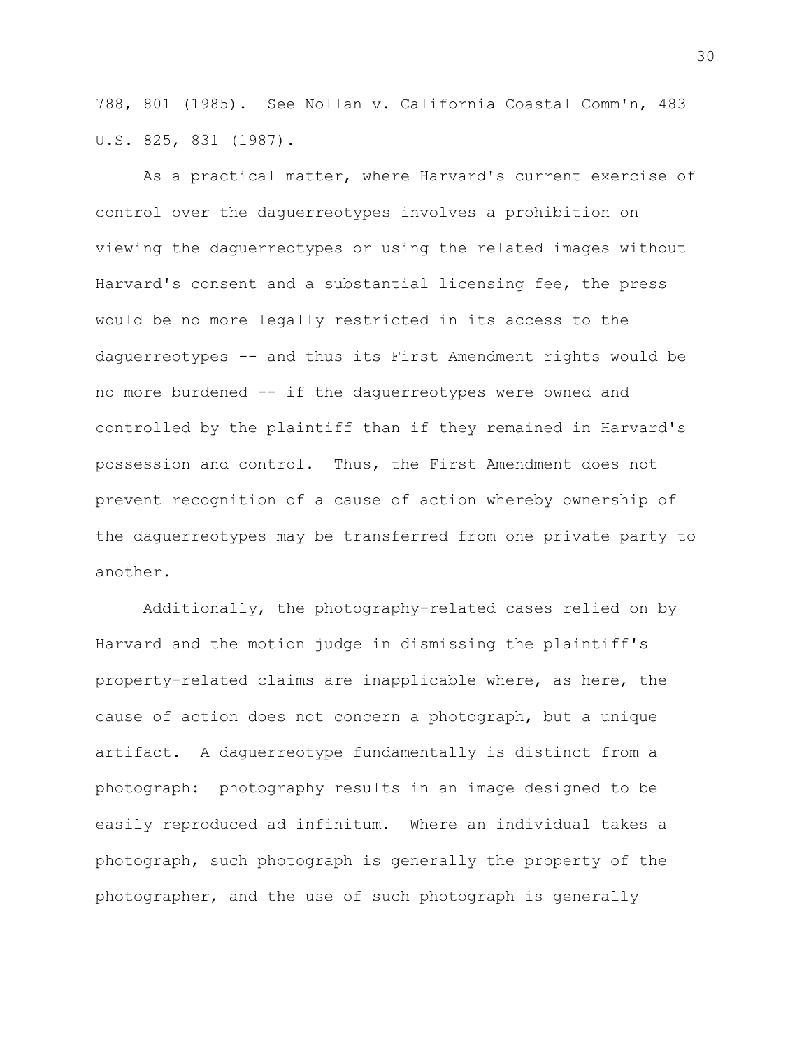788, 801 (1985). See Nollan v. California Coastal Comm'n, 483 U.S. 825, 831 (1987).

As a practical matter, where Harvard's current exercise of control over the daguerreotypes involves a prohibition on viewing the daguerreotypes or using the related images without Harvard's consent and a substantial licensing fee, the press would be no more legally restricted in its access to the daguerreotypes -- and thus its First Amendment rights would be no more burdened -- if the daguerreotypes were owned and controlled by the plaintiff than if they remained in Harvard's possession and control. Thus, the First Amendment does not prevent recognition of a cause of action whereby ownership of the daguerreotypes may be transferred from one private party to another.

Additionally, the photography-related cases relied on by Harvard and the motion judge in dismissing the plaintiff's property-related claims are inapplicable where, as here, the cause of action does not concern a photograph, but a unique artifact. A daguerreotype fundamentally is distinct from a photograph: photography results in an image designed to be easily reproduced ad infinitum. Where an individual takes a photograph, such photograph is generally the property of the photographer, and the use of such photograph is generally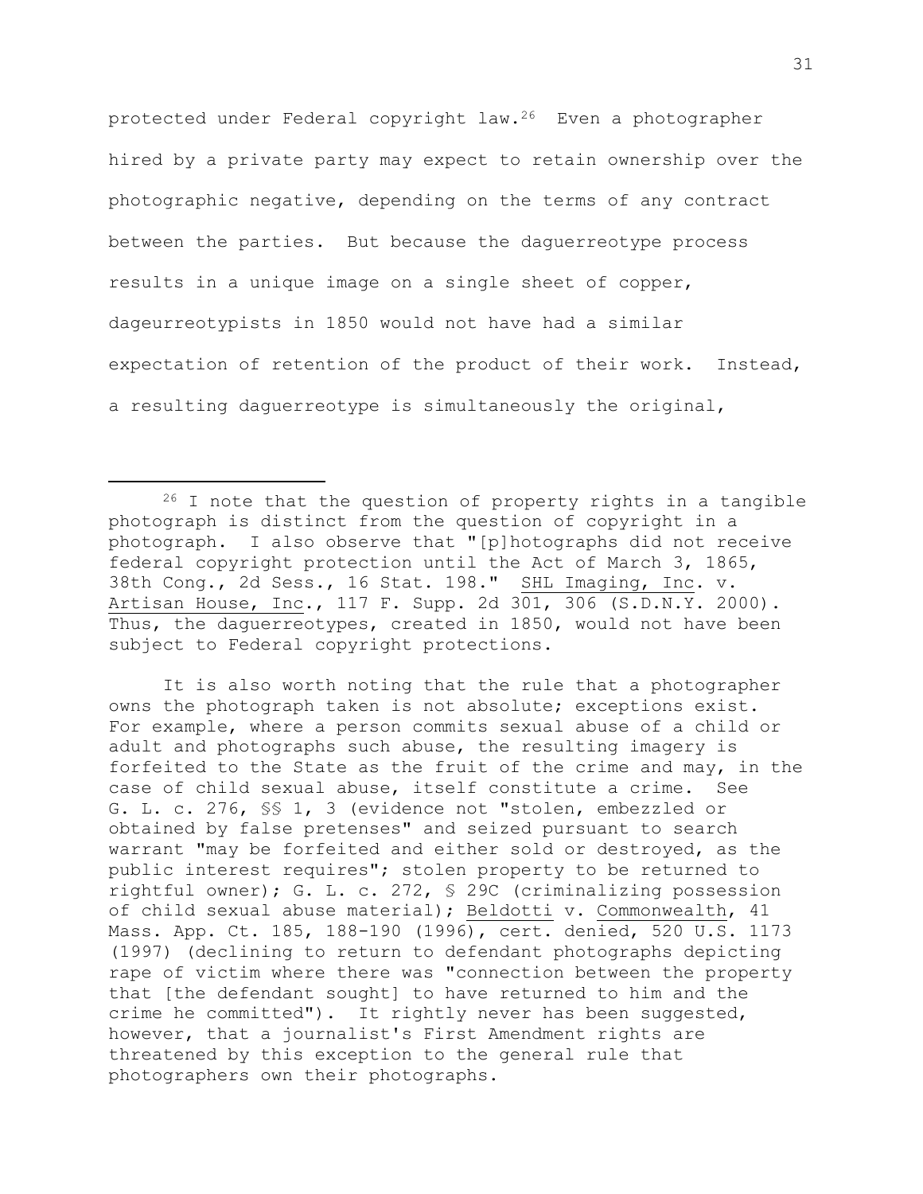protected under Federal copyright law.[26] Even a photographer hired by a private party may expect to retain ownership over the photographic negative, depending on the terms of any contract between the parties. But because the daguerreotype process results in a unique image on a single sheet of copper, dageurreotypists in 1850 would not have had a similar expectation of retention of the product of their work. Instead, a resulting daguerreotype is simultaneously the original,

---

[26] I note that the question of property rights in a tangible photograph is distinct from the question of copyright in a photograph. I also observe that "[p]hotographs did not receive federal copyright protection until the Act of March 3, 1865, 38th Cong., 2d Sess., 16 Stat. 198." SHL Imaging, Inc. v. Artisan House, Inc., 117 F. Supp. 2d 301, 306 (S.D.N.Y. 2000). Thus, the daguerreotypes, created in 1850, would not have been subject to Federal copyright protections.

It is also worth noting that the rule that a photographer owns the photograph taken is not absolute; exceptions exist. For example, where a person commits sexual abuse of a child or adult and photographs such abuse, the resulting imagery is forfeited to the State as the fruit of the crime and may, in the case of child sexual abuse, itself constitute a crime. See G. L. c. 276, §§ 1, 3 (evidence not "stolen, embezzled or obtained by false pretenses" and seized pursuant to search warrant "may be forfeited and either sold or destroyed, as the public interest requires"; stolen property to be returned to rightful owner); G. L. c. 272, § 29C (criminalizing possession of child sexual abuse material); Beldotti v. Commonwealth, 41 Mass. App. Ct. 185, 188-190 (1996), cert. denied, 520 U.S. 1173 (1997) (declining to return to defendant photographs depicting rape of victim where there was "connection between the property that [the defendant sought] to have returned to him and the crime he committed"). It rightly never has been suggested, however, that a journalist's First Amendment rights are threatened by this exception to the general rule that photographers own their photographs.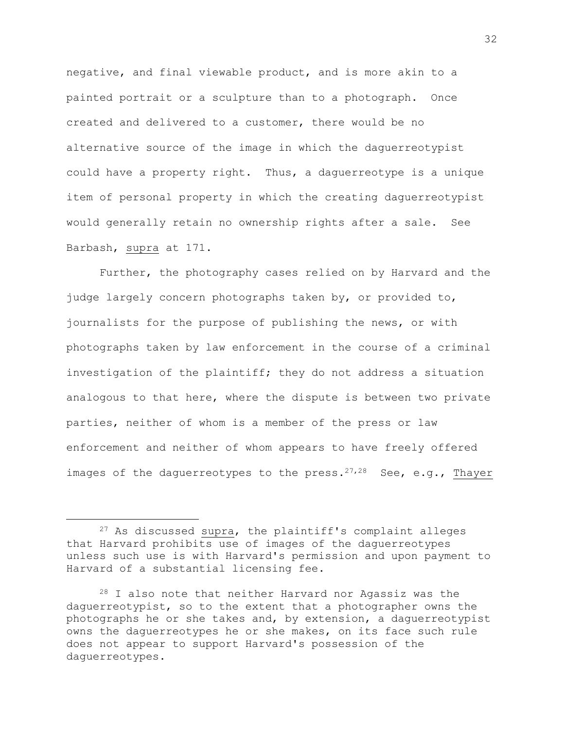negative, and final viewable product, and is more akin to a painted portrait or a sculpture than to a photograph. Once created and delivered to a customer, there would be no alternative source of the image in which the daguerreotypist could have a property right. Thus, a daguerreotype is a unique item of personal property in which the creating daguerreotypist would generally retain no ownership rights after a sale. See Barbash, supra at 171.

Further, the photography cases relied on by Harvard and the judge largely concern photographs taken by, or provided to, journalists for the purpose of publishing the news, or with photographs taken by law enforcement in the course of a criminal investigation of the plaintiff; they do not address a situation analogous to that here, where the dispute is between two private parties, neither of whom is a member of the press or law enforcement and neither of whom appears to have freely offered images of the daguerreotypes to the press.[27,28] See, e.g., Thayer

---

[27] As discussed supra, the plaintiff's complaint alleges that Harvard prohibits use of images of the daguerreotypes unless such use is with Harvard's permission and upon payment to Harvard of a substantial licensing fee.

[28] I also note that neither Harvard nor Agassiz was the daguerreotypist, so to the extent that a photographer owns the photographs he or she takes and, by extension, a daguerreotypist owns the daguerreotypes he or she makes, on its face such rule does not appear to support Harvard's possession of the daguerreotypes.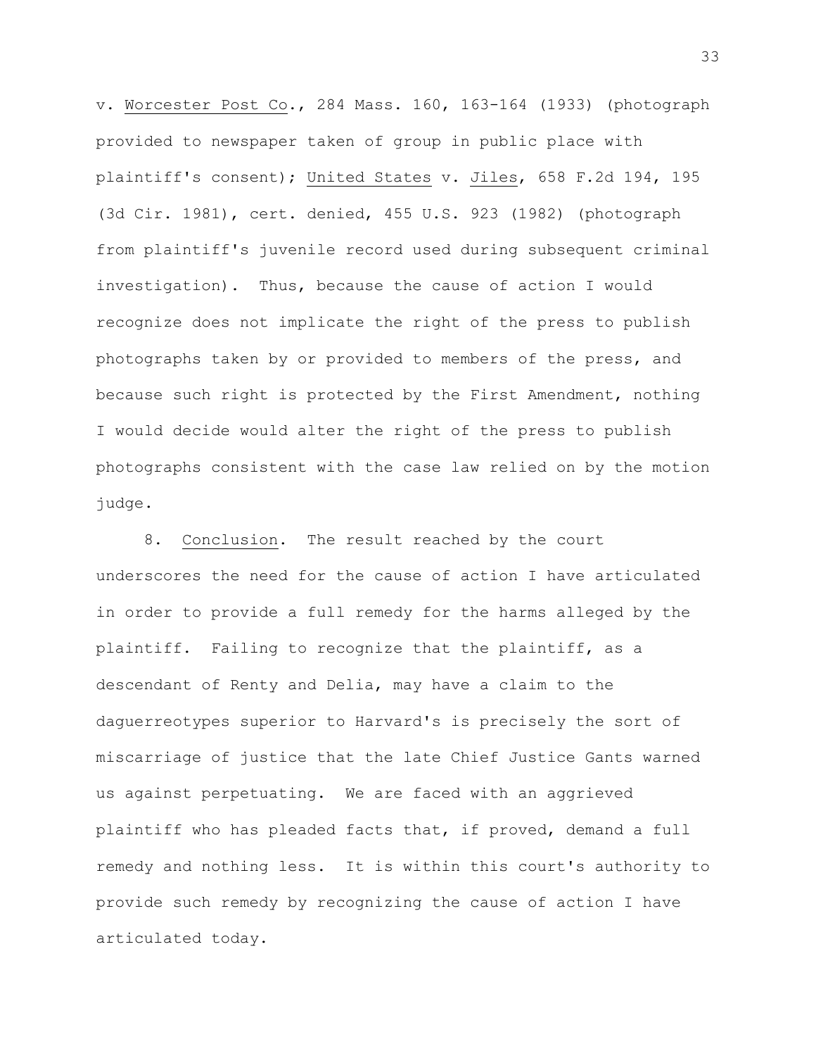v. Worcester Post Co., 284 Mass. 160, 163-164 (1933) (photograph provided to newspaper taken of group in public place with plaintiff's consent); United States v. Jiles, 658 F.2d 194, 195 (3d Cir. 1981), cert. denied, 455 U.S. 923 (1982) (photograph from plaintiff's juvenile record used during subsequent criminal investigation). Thus, because the cause of action I would recognize does not implicate the right of the press to publish photographs taken by or provided to members of the press, and because such right is protected by the First Amendment, nothing I would decide would alter the right of the press to publish photographs consistent with the case law relied on by the motion judge.

8. Conclusion. The result reached by the court underscores the need for the cause of action I have articulated in order to provide a full remedy for the harms alleged by the plaintiff. Failing to recognize that the plaintiff, as a descendant of Renty and Delia, may have a claim to the daguerreotypes superior to Harvard's is precisely the sort of miscarriage of justice that the late Chief Justice Gants warned us against perpetuating. We are faced with an aggrieved plaintiff who has pleaded facts that, if proved, demand a full remedy and nothing less. It is within this court's authority to provide such remedy by recognizing the cause of action I have articulated today.